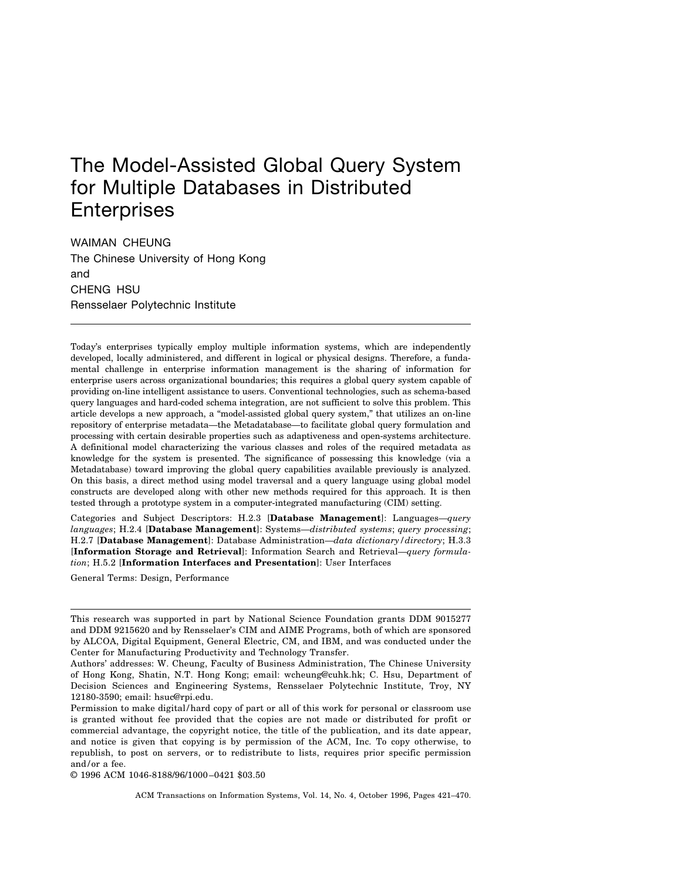# The Model-Assisted Global Query System for Multiple Databases in Distributed Enterprises

WAIMAN CHEUNG
The Chinese University of Hong Kong
and
CHENG HSU
Rensselaer Polytechnic Institute

---

Today's enterprises typically employ multiple information systems, which are independently developed, locally administered, and different in logical or physical designs. Therefore, a fundamental challenge in enterprise information management is the sharing of information for enterprise users across organizational boundaries; this requires a global query system capable of providing on-line intelligent assistance to users. Conventional technologies, such as schema-based query languages and hard-coded schema integration, are not sufficient to solve this problem. This article develops a new approach, a "model-assisted global query system," that utilizes an on-line repository of enterprise metadata—the Metadatabase—to facilitate global query formulation and processing with certain desirable properties such as adaptiveness and open-systems architecture. A definitional model characterizing the various classes and roles of the required metadata as knowledge for the system is presented. The significance of possessing this knowledge (via a Metadatabase) toward improving the global query capabilities available previously is analyzed. On this basis, a direct method using model traversal and a query language using global model constructs are developed along with other new methods required for this approach. It is then tested through a prototype system in a computer-integrated manufacturing (CIM) setting.

Categories and Subject Descriptors: H.2.3 [**Database Management**]: Languages—*query languages*; H.2.4 [**Database Management**]: Systems—*distributed systems*; *query processing*; H.2.7 [**Database Management**]: Database Administration—*data dictionary/directory*; H.3.3 [**Information Storage and Retrieval**]: Information Search and Retrieval—*query formulation*; H.5.2 [**Information Interfaces and Presentation**]: User Interfaces

General Terms: Design, Performance

---

This research was supported in part by National Science Foundation grants DDM 9015277 and DDM 9215620 and by Rensselaer's CIM and AIME Programs, both of which are sponsored by ALCOA, Digital Equipment, General Electric, CM, and IBM, and was conducted under the Center for Manufacturing Productivity and Technology Transfer.

Authors' addresses: W. Cheung, Faculty of Business Administration, The Chinese University of Hong Kong, Shatin, N.T. Hong Kong; email: wcheung@cuhk.hk; C. Hsu, Department of Decision Sciences and Engineering Systems, Rensselaer Polytechnic Institute, Troy, NY 12180-3590; email: hsuc@rpi.edu.

Permission to make digital/hard copy of part or all of this work for personal or classroom use is granted without fee provided that the copies are not made or distributed for profit or commercial advantage, the copyright notice, the title of the publication, and its date appear, and notice is given that copying is by permission of the ACM, Inc. To copy otherwise, to republish, to post on servers, or to redistribute to lists, requires prior specific permission and/or a fee.

© 1996 ACM 1046-8188/96/1000–0421 $03.50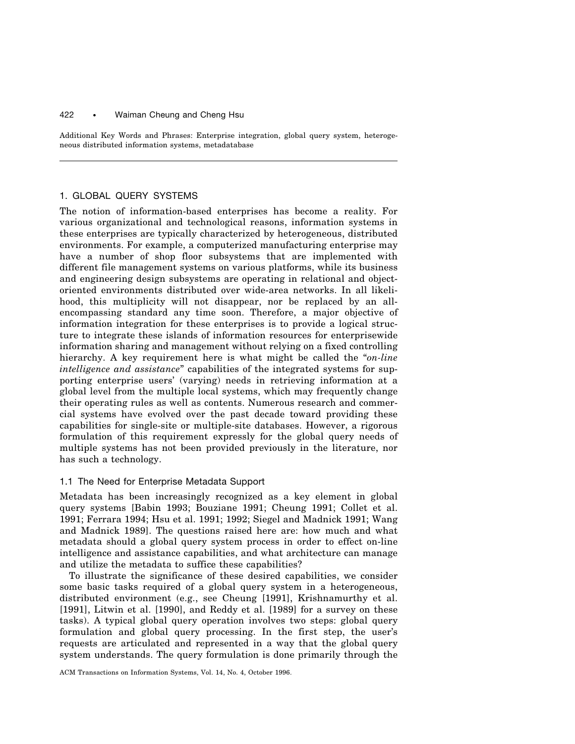Additional Key Words and Phrases: Enterprise integration, global query system, heterogeneous distributed information systems, metadatabase

## 1. GLOBAL QUERY SYSTEMS

The notion of information-based enterprises has become a reality. For various organizational and technological reasons, information systems in these enterprises are typically characterized by heterogeneous, distributed environments. For example, a computerized manufacturing enterprise may have a number of shop floor subsystems that are implemented with different file management systems on various platforms, while its business and engineering design subsystems are operating in relational and object-oriented environments distributed over wide-area networks. In all likelihood, this multiplicity will not disappear, nor be replaced by an all-encompassing standard any time soon. Therefore, a major objective of information integration for these enterprises is to provide a logical structure to integrate these islands of information resources for enterprisewide information sharing and management without relying on a fixed controlling hierarchy. A key requirement here is what might be called the "*on-line intelligence and assistance*" capabilities of the integrated systems for supporting enterprise users' (varying) needs in retrieving information at a global level from the multiple local systems, which may frequently change their operating rules as well as contents. Numerous research and commercial systems have evolved over the past decade toward providing these capabilities for single-site or multiple-site databases. However, a rigorous formulation of this requirement expressly for the global query needs of multiple systems has not been provided previously in the literature, nor has such a technology.

### 1.1 The Need for Enterprise Metadata Support

Metadata has been increasingly recognized as a key element in global query systems [Babin 1993; Bouziane 1991; Cheung 1991; Collet et al. 1991; Ferrara 1994; Hsu et al. 1991; 1992; Siegel and Madnick 1991; Wang and Madnick 1989]. The questions raised here are: how much and what metadata should a global query system process in order to effect on-line intelligence and assistance capabilities, and what architecture can manage and utilize the metadata to suffice these capabilities?

To illustrate the significance of these desired capabilities, we consider some basic tasks required of a global query system in a heterogeneous, distributed environment (e.g., see Cheung [1991], Krishnamurthy et al. [1991], Litwin et al. [1990], and Reddy et al. [1989] for a survey on these tasks). A typical global query operation involves two steps: global query formulation and global query processing. In the first step, the user's requests are articulated and represented in a way that the global query system understands. The query formulation is done primarily through the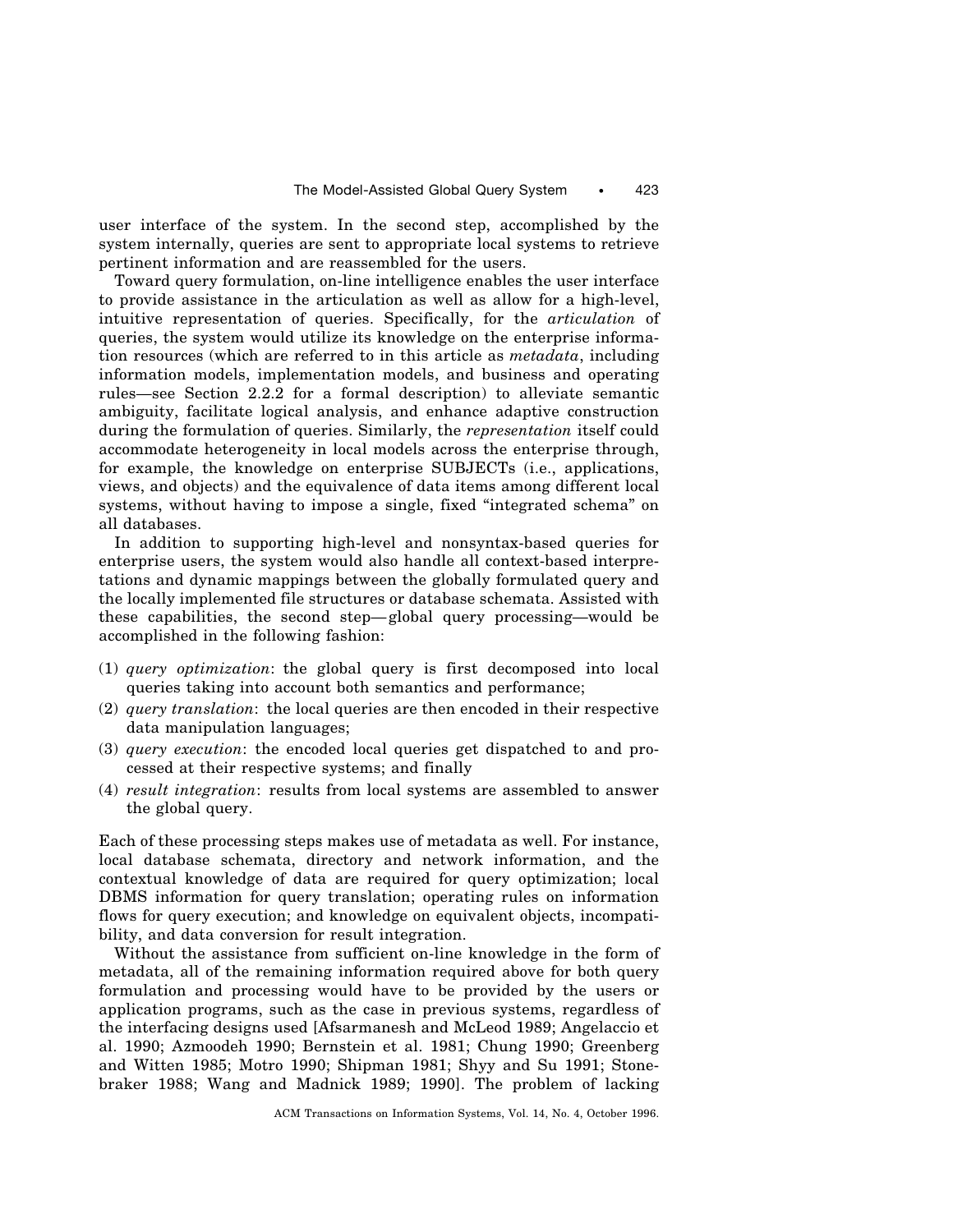user interface of the system. In the second step, accomplished by the system internally, queries are sent to appropriate local systems to retrieve pertinent information and are reassembled for the users.

Toward query formulation, on-line intelligence enables the user interface to provide assistance in the articulation as well as allow for a high-level, intuitive representation of queries. Specifically, for the *articulation* of queries, the system would utilize its knowledge on the enterprise information resources (which are referred to in this article as *metadata*, including information models, implementation models, and business and operating rules—see Section 2.2.2 for a formal description) to alleviate semantic ambiguity, facilitate logical analysis, and enhance adaptive construction during the formulation of queries. Similarly, the *representation* itself could accommodate heterogeneity in local models across the enterprise through, for example, the knowledge on enterprise SUBJECTs (i.e., applications, views, and objects) and the equivalence of data items among different local systems, without having to impose a single, fixed "integrated schema" on all databases.

In addition to supporting high-level and nonsyntax-based queries for enterprise users, the system would also handle all context-based interpretations and dynamic mappings between the globally formulated query and the locally implemented file structures or database schemata. Assisted with these capabilities, the second step—global query processing—would be accomplished in the following fashion:

(1) *query optimization*: the global query is first decomposed into local queries taking into account both semantics and performance;
(2) *query translation*: the local queries are then encoded in their respective data manipulation languages;
(3) *query execution*: the encoded local queries get dispatched to and processed at their respective systems; and finally
(4) *result integration*: results from local systems are assembled to answer the global query.

Each of these processing steps makes use of metadata as well. For instance, local database schemata, directory and network information, and the contextual knowledge of data are required for query optimization; local DBMS information for query translation; operating rules on information flows for query execution; and knowledge on equivalent objects, incompatibility, and data conversion for result integration.

Without the assistance from sufficient on-line knowledge in the form of metadata, all of the remaining information required above for both query formulation and processing would have to be provided by the users or application programs, such as the case in previous systems, regardless of the interfacing designs used [Afsarmanesh and McLeod 1989; Angelaccio et al. 1990; Azmoodeh 1990; Bernstein et al. 1981; Chung 1990; Greenberg and Witten 1985; Motro 1990; Shipman 1981; Shyy and Su 1991; Stonebraker 1988; Wang and Madnick 1989; 1990]. The problem of lacking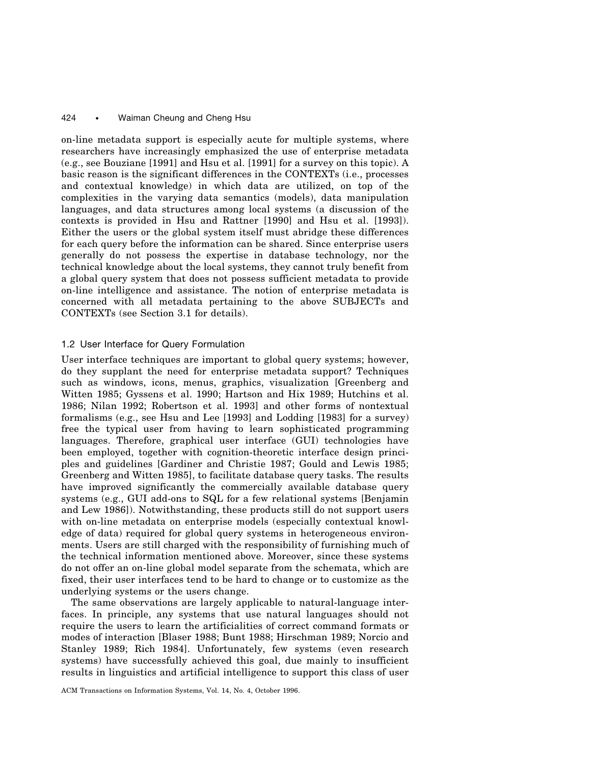on-line metadata support is especially acute for multiple systems, where researchers have increasingly emphasized the use of enterprise metadata (e.g., see Bouziane [1991] and Hsu et al. [1991] for a survey on this topic). A basic reason is the significant differences in the CONTEXTs (i.e., processes and contextual knowledge) in which data are utilized, on top of the complexities in the varying data semantics (models), data manipulation languages, and data structures among local systems (a discussion of the contexts is provided in Hsu and Rattner [1990] and Hsu et al. [1993]). Either the users or the global system itself must abridge these differences for each query before the information can be shared. Since enterprise users generally do not possess the expertise in database technology, nor the technical knowledge about the local systems, they cannot truly benefit from a global query system that does not possess sufficient metadata to provide on-line intelligence and assistance. The notion of enterprise metadata is concerned with all metadata pertaining to the above SUBJECTs and CONTEXTs (see Section 3.1 for details).

### 1.2 User Interface for Query Formulation

User interface techniques are important to global query systems; however, do they supplant the need for enterprise metadata support? Techniques such as windows, icons, menus, graphics, visualization [Greenberg and Witten 1985; Gyssens et al. 1990; Hartson and Hix 1989; Hutchins et al. 1986; Nilan 1992; Robertson et al. 1993] and other forms of nontextual formalisms (e.g., see Hsu and Lee [1993] and Lodding [1983] for a survey) free the typical user from having to learn sophisticated programming languages. Therefore, graphical user interface (GUI) technologies have been employed, together with cognition-theoretic interface design principles and guidelines [Gardiner and Christie 1987; Gould and Lewis 1985; Greenberg and Witten 1985], to facilitate database query tasks. The results have improved significantly the commercially available database query systems (e.g., GUI add-ons to SQL for a few relational systems [Benjamin and Lew 1986]). Notwithstanding, these products still do not support users with on-line metadata on enterprise models (especially contextual knowledge of data) required for global query systems in heterogeneous environments. Users are still charged with the responsibility of furnishing much of the technical information mentioned above. Moreover, since these systems do not offer an on-line global model separate from the schemata, which are fixed, their user interfaces tend to be hard to change or to customize as the underlying systems or the users change.

The same observations are largely applicable to natural-language interfaces. In principle, any systems that use natural languages should not require the users to learn the artificialities of correct command formats or modes of interaction [Blaser 1988; Bunt 1988; Hirschman 1989; Norcio and Stanley 1989; Rich 1984]. Unfortunately, few systems (even research systems) have successfully achieved this goal, due mainly to insufficient results in linguistics and artificial intelligence to support this class of user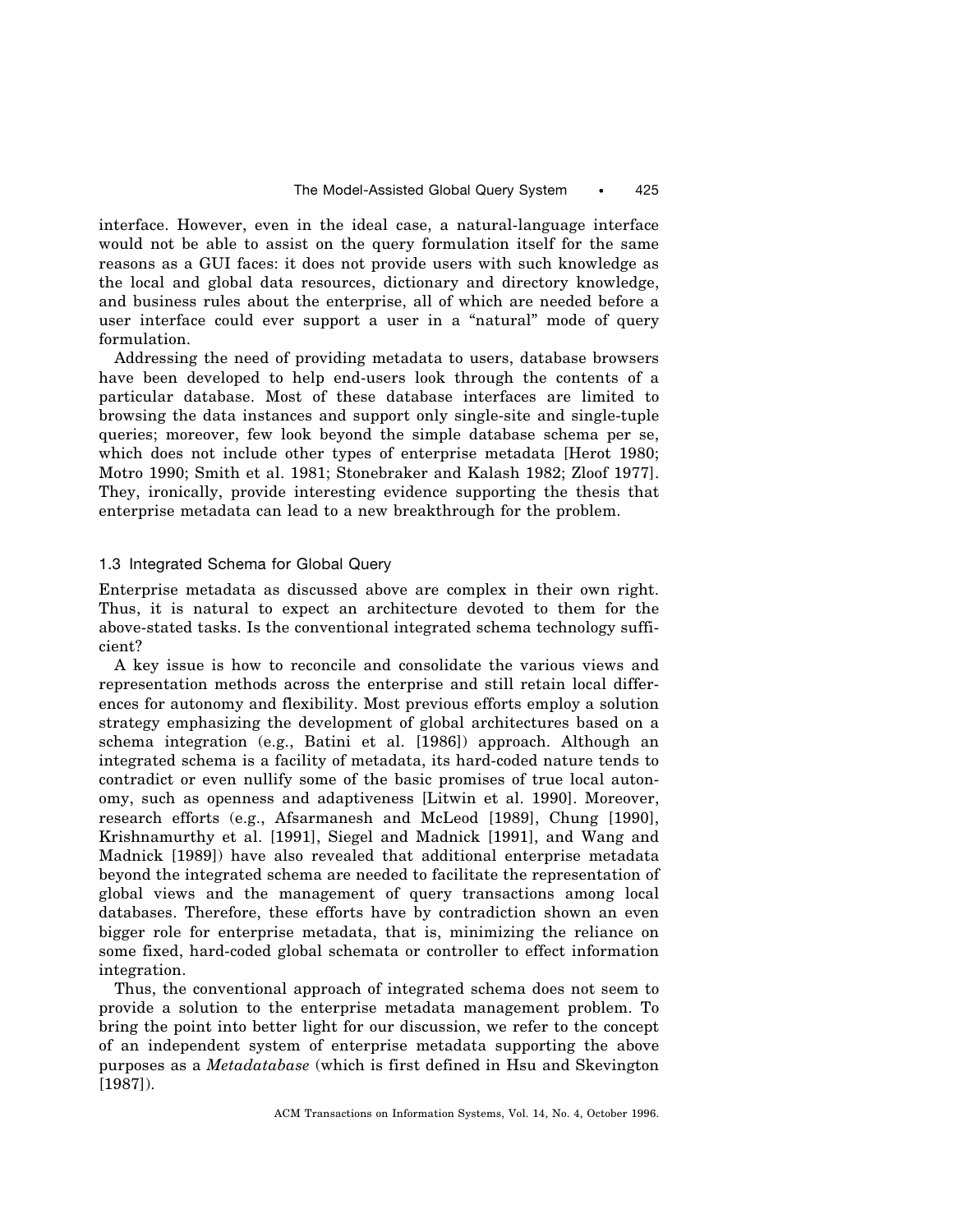interface. However, even in the ideal case, a natural-language interface would not be able to assist on the query formulation itself for the same reasons as a GUI faces: it does not provide users with such knowledge as the local and global data resources, dictionary and directory knowledge, and business rules about the enterprise, all of which are needed before a user interface could ever support a user in a "natural" mode of query formulation.

Addressing the need of providing metadata to users, database browsers have been developed to help end-users look through the contents of a particular database. Most of these database interfaces are limited to browsing the data instances and support only single-site and single-tuple queries; moreover, few look beyond the simple database schema per se, which does not include other types of enterprise metadata [Herot 1980; Motro 1990; Smith et al. 1981; Stonebraker and Kalash 1982; Zloof 1977]. They, ironically, provide interesting evidence supporting the thesis that enterprise metadata can lead to a new breakthrough for the problem.

### 1.3 Integrated Schema for Global Query

Enterprise metadata as discussed above are complex in their own right. Thus, it is natural to expect an architecture devoted to them for the above-stated tasks. Is the conventional integrated schema technology sufficient?

A key issue is how to reconcile and consolidate the various views and representation methods across the enterprise and still retain local differences for autonomy and flexibility. Most previous efforts employ a solution strategy emphasizing the development of global architectures based on a schema integration (e.g., Batini et al. [1986]) approach. Although an integrated schema is a facility of metadata, its hard-coded nature tends to contradict or even nullify some of the basic promises of true local autonomy, such as openness and adaptiveness [Litwin et al. 1990]. Moreover, research efforts (e.g., Afsarmanesh and McLeod [1989], Chung [1990], Krishnamurthy et al. [1991], Siegel and Madnick [1991], and Wang and Madnick [1989]) have also revealed that additional enterprise metadata beyond the integrated schema are needed to facilitate the representation of global views and the management of query transactions among local databases. Therefore, these efforts have by contradiction shown an even bigger role for enterprise metadata, that is, minimizing the reliance on some fixed, hard-coded global schemata or controller to effect information integration.

Thus, the conventional approach of integrated schema does not seem to provide a solution to the enterprise metadata management problem. To bring the point into better light for our discussion, we refer to the concept of an independent system of enterprise metadata supporting the above purposes as a *Metadatabase* (which is first defined in Hsu and Skevington [1987]).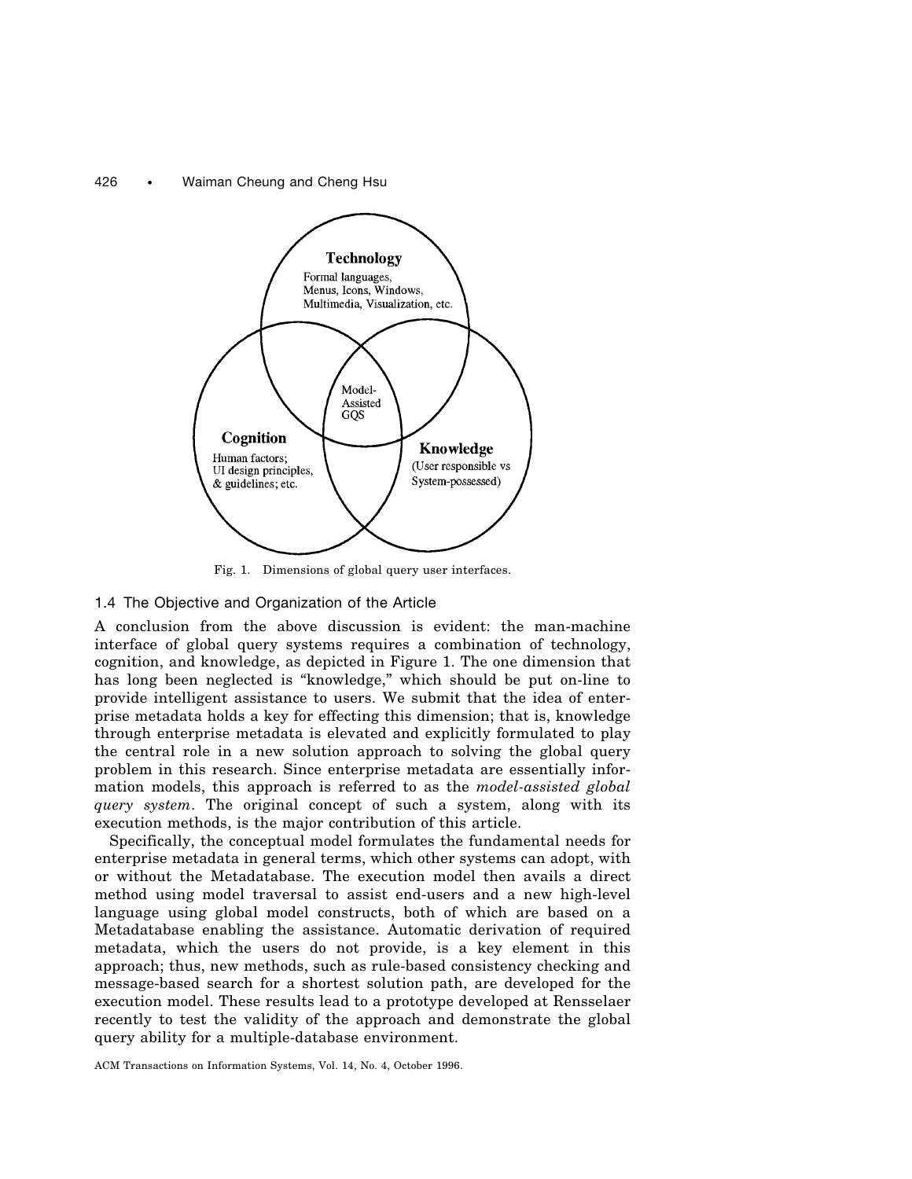Fig. 1. Dimensions of global query user interfaces.

### 1.4 The Objective and Organization of the Article

A conclusion from the above discussion is evident: the man-machine interface of global query systems requires a combination of technology, cognition, and knowledge, as depicted in Figure 1. The one dimension that has long been neglected is "knowledge," which should be put on-line to provide intelligent assistance to users. We submit that the idea of enterprise metadata holds a key for effecting this dimension; that is, knowledge through enterprise metadata is elevated and explicitly formulated to play the central role in a new solution approach to solving the global query problem in this research. Since enterprise metadata are essentially information models, this approach is referred to as the *model-assisted global query system*. The original concept of such a system, along with its execution methods, is the major contribution of this article.

Specifically, the conceptual model formulates the fundamental needs for enterprise metadata in general terms, which other systems can adopt, with or without the Metadatabase. The execution model then avails a direct method using model traversal to assist end-users and a new high-level language using global model constructs, both of which are based on a Metadatabase enabling the assistance. Automatic derivation of required metadata, which the users do not provide, is a key element in this approach; thus, new methods, such as rule-based consistency checking and message-based search for a shortest solution path, are developed for the execution model. These results lead to a prototype developed at Rensselaer recently to test the validity of the approach and demonstrate the global query ability for a multiple-database environment.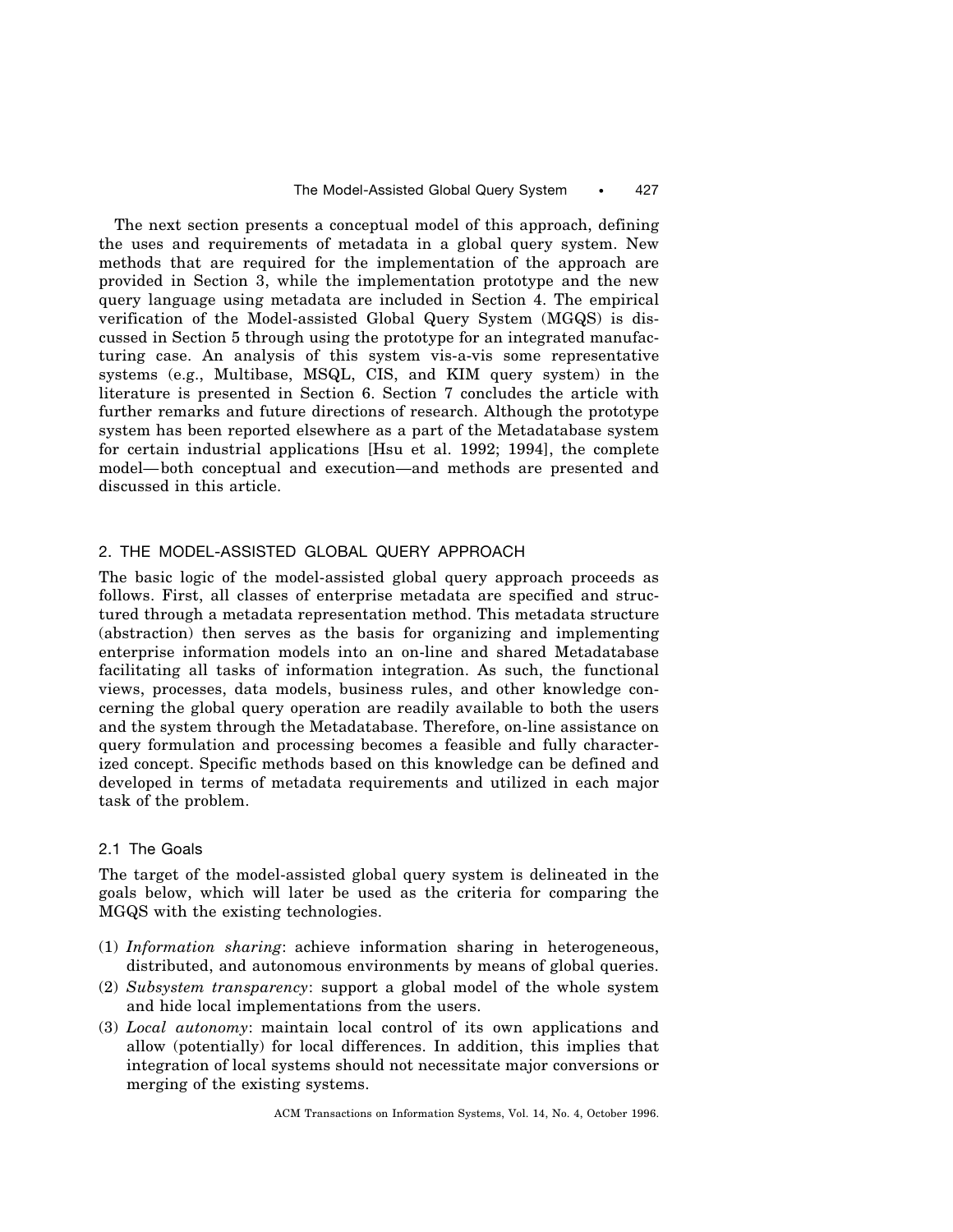The next section presents a conceptual model of this approach, defining the uses and requirements of metadata in a global query system. New methods that are required for the implementation of the approach are provided in Section 3, while the implementation prototype and the new query language using metadata are included in Section 4. The empirical verification of the Model-assisted Global Query System (MGQS) is discussed in Section 5 through using the prototype for an integrated manufacturing case. An analysis of this system vis-a-vis some representative systems (e.g., Multibase, MSQL, CIS, and KIM query system) in the literature is presented in Section 6. Section 7 concludes the article with further remarks and future directions of research. Although the prototype system has been reported elsewhere as a part of the Metadatabase system for certain industrial applications [Hsu et al. 1992; 1994], the complete model—both conceptual and execution—and methods are presented and discussed in this article.

## 2. THE MODEL-ASSISTED GLOBAL QUERY APPROACH

The basic logic of the model-assisted global query approach proceeds as follows. First, all classes of enterprise metadata are specified and structured through a metadata representation method. This metadata structure (abstraction) then serves as the basis for organizing and implementing enterprise information models into an on-line and shared Metadatabase facilitating all tasks of information integration. As such, the functional views, processes, data models, business rules, and other knowledge concerning the global query operation are readily available to both the users and the system through the Metadatabase. Therefore, on-line assistance on query formulation and processing becomes a feasible and fully characterized concept. Specific methods based on this knowledge can be defined and developed in terms of metadata requirements and utilized in each major task of the problem.

### 2.1 The Goals

The target of the model-assisted global query system is delineated in the goals below, which will later be used as the criteria for comparing the MGQS with the existing technologies.

(1) *Information sharing*: achieve information sharing in heterogeneous, distributed, and autonomous environments by means of global queries.
(2) *Subsystem transparency*: support a global model of the whole system and hide local implementations from the users.
(3) *Local autonomy*: maintain local control of its own applications and allow (potentially) for local differences. In addition, this implies that integration of local systems should not necessitate major conversions or merging of the existing systems.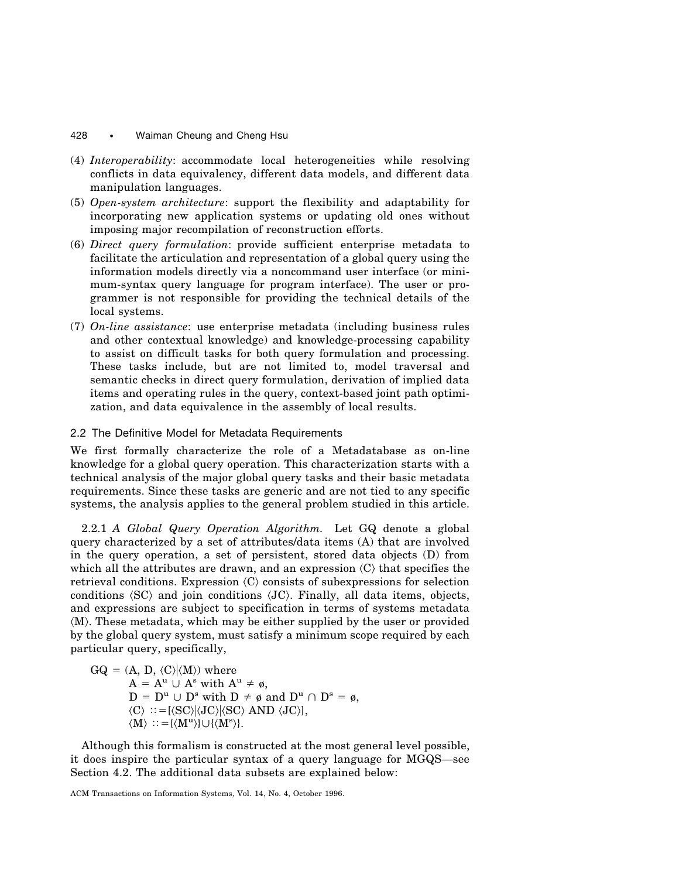(4) *Interoperability*: accommodate local heterogeneities while resolving conflicts in data equivalency, different data models, and different data manipulation languages.

(5) *Open-system architecture*: support the flexibility and adaptability for incorporating new application systems or updating old ones without imposing major recompilation of reconstruction efforts.

(6) *Direct query formulation*: provide sufficient enterprise metadata to facilitate the articulation and representation of a global query using the information models directly via a noncommand user interface (or minimum-syntax query language for program interface). The user or programmer is not responsible for providing the technical details of the local systems.

(7) *On-line assistance*: use enterprise metadata (including business rules and other contextual knowledge) and knowledge-processing capability to assist on difficult tasks for both query formulation and processing. These tasks include, but are not limited to, model traversal and semantic checks in direct query formulation, derivation of implied data items and operating rules in the query, context-based joint path optimization, and data equivalence in the assembly of local results.

### 2.2 The Definitive Model for Metadata Requirements

We first formally characterize the role of a Metadatabase as on-line knowledge for a global query operation. This characterization starts with a technical analysis of the major global query tasks and their basic metadata requirements. Since these tasks are generic and are not tied to any specific systems, the analysis applies to the general problem studied in this article.

2.2.1 *A Global Query Operation Algorithm.* Let GQ denote a global query characterized by a set of attributes/data items (A) that are involved in the query operation, a set of persistent, stored data objects (D) from which all the attributes are drawn, and an expression $\langle C \rangle$ that specifies the retrieval conditions. Expression $\langle C \rangle$ consists of subexpressions for selection conditions $\langle SC \rangle$ and join conditions $\langle JC \rangle$. Finally, all data items, objects, and expressions are subject to specification in terms of systems metadata $\langle M \rangle$. These metadata, which may be either supplied by the user or provided by the global query system, must satisfy a minimum scope required by each particular query, specifically,

$$
\begin{aligned}
GQ = (A, D, \langle C \rangle | \langle M \rangle) \text{ where}& \\
A &= A^u \cup A^s \text{ with } A^u \neq \emptyset, \\
D &= D^u \cup D^s \text{ with } D \neq \emptyset \text{ and } D^u \cap D^s = \emptyset, \\
\langle C \rangle &::= [\langle SC \rangle | \langle JC \rangle | \langle SC \rangle \text{ AND } \langle JC \rangle], \\
\langle M \rangle &::= \{\langle M^u \rangle\} \cup \{\langle M^s \rangle\}.
\end{aligned}
$$

Although this formalism is constructed at the most general level possible, it does inspire the particular syntax of a query language for MGQS—see Section 4.2. The additional data subsets are explained below: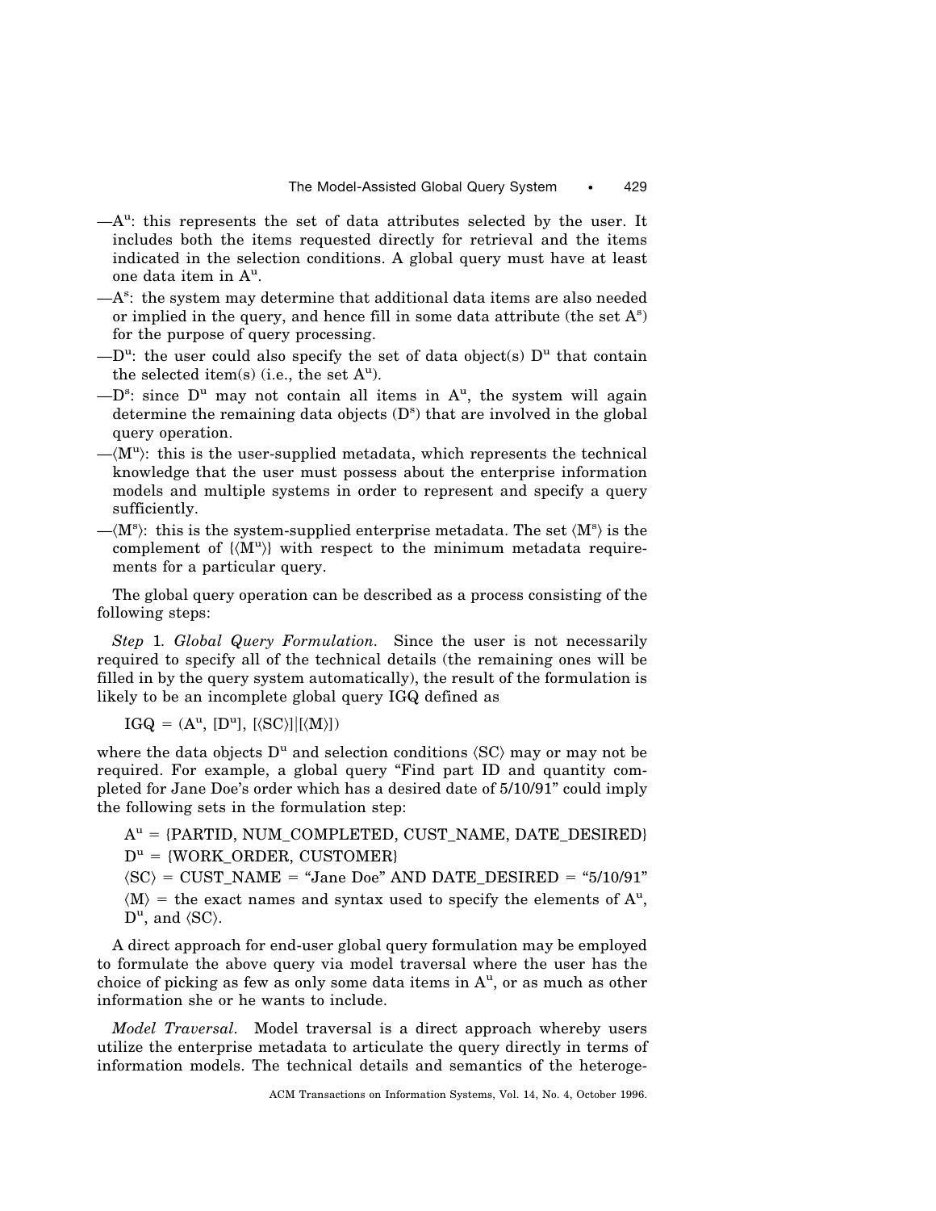—$A^u$: this represents the set of data attributes selected by the user. It includes both the items requested directly for retrieval and the items indicated in the selection conditions. A global query must have at least one data item in $A^u$.

—$A^s$: the system may determine that additional data items are also needed or implied in the query, and hence fill in some data attribute (the set $A^s$) for the purpose of query processing.

—$D^u$: the user could also specify the set of data object(s) $D^u$ that contain the selected item(s) (i.e., the set $A^u$).

—$D^s$: since $D^u$ may not contain all items in $A^u$, the system will again determine the remaining data objects ($D^s$) that are involved in the global query operation.

—$\langle M^u \rangle$: this is the user-supplied metadata, which represents the technical knowledge that the user must possess about the enterprise information models and multiple systems in order to represent and specify a query sufficiently.

—$\langle M^s \rangle$: this is the system-supplied enterprise metadata. The set $\langle M^s \rangle$ is the complement of $\{\langle M^u \rangle\}$ with respect to the minimum metadata requirements for a particular query.

The global query operation can be described as a process consisting of the following steps:

*Step* 1. *Global Query Formulation.* Since the user is not necessarily required to specify all of the technical details (the remaining ones will be filled in by the query system automatically), the result of the formulation is likely to be an incomplete global query IGQ defined as

$$\text{IGQ} = (A^u, [D^u], [\langle SC \rangle] | [\langle M \rangle])$$

where the data objects $D^u$ and selection conditions $\langle SC \rangle$ may or may not be required. For example, a global query "Find part ID and quantity completed for Jane Doe's order which has a desired date of 5/10/91" could imply the following sets in the formulation step:

$A^u$ = {PARTID, NUM_COMPLETED, CUST_NAME, DATE_DESIRED}

$D^u$ = {WORK_ORDER, CUSTOMER}

$\langle SC \rangle$ = CUST_NAME = "Jane Doe" AND DATE_DESIRED = "5/10/91"

$\langle M \rangle$ = the exact names and syntax used to specify the elements of $A^u$, $D^u$, and $\langle SC \rangle$.

A direct approach for end-user global query formulation may be employed to formulate the above query via model traversal where the user has the choice of picking as few as only some data items in $A^u$, or as much as other information she or he wants to include.

*Model Traversal.* Model traversal is a direct approach whereby users utilize the enterprise metadata to articulate the query directly in terms of information models. The technical details and semantics of the heteroge-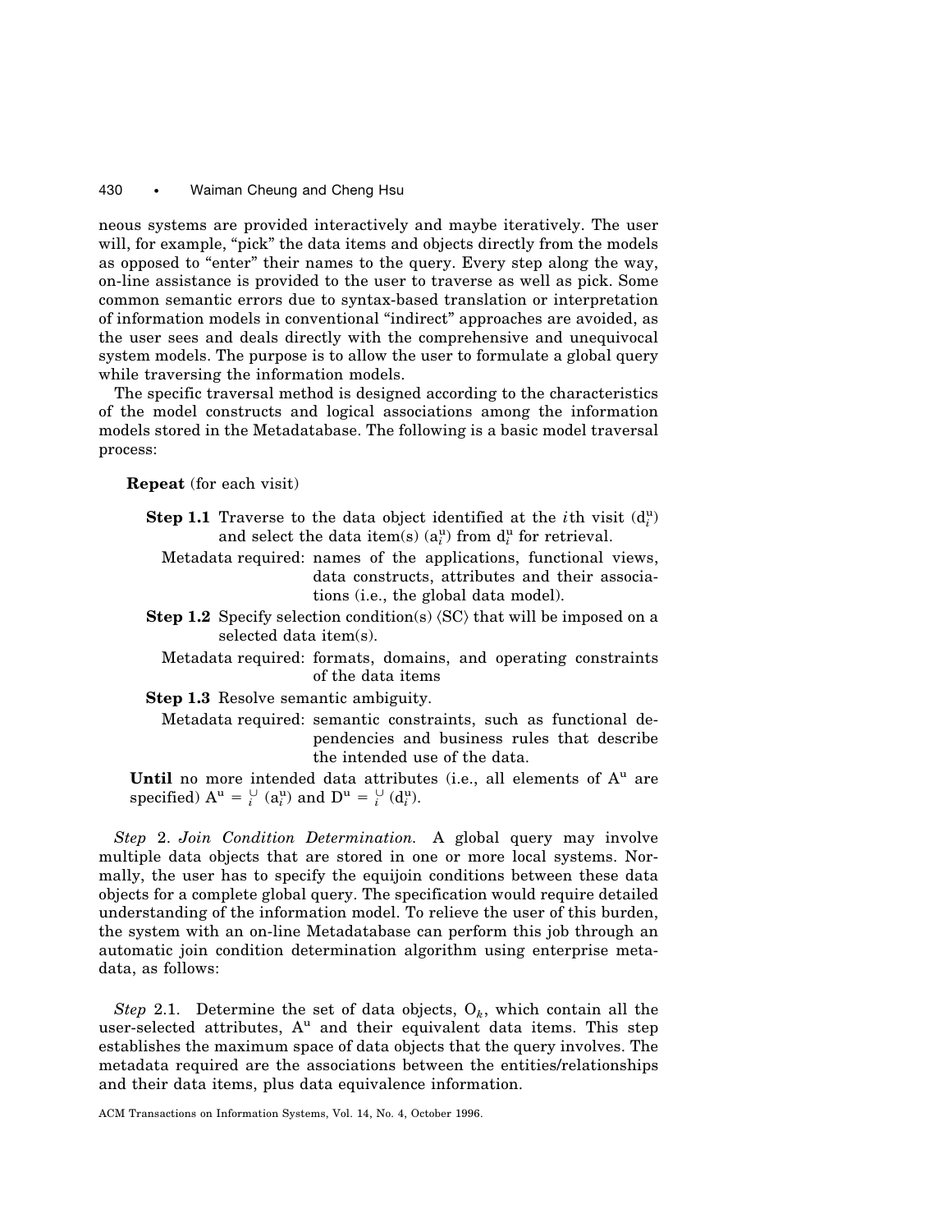neous systems are provided interactively and maybe iteratively. The user will, for example, "pick" the data items and objects directly from the models as opposed to "enter" their names to the query. Every step along the way, on-line assistance is provided to the user to traverse as well as pick. Some common semantic errors due to syntax-based translation or interpretation of information models in conventional "indirect" approaches are avoided, as the user sees and deals directly with the comprehensive and unequivocal system models. The purpose is to allow the user to formulate a global query while traversing the information models.

The specific traversal method is designed according to the characteristics of the model constructs and logical associations among the information models stored in the Metadatabase. The following is a basic model traversal process:

**Repeat** (for each visit)

**Step 1.1** Traverse to the data object identified at the $i$th visit ($d_i^u$) and select the data item(s) ($a_i^u$) from $d_i^u$ for retrieval.

Metadata required: names of the applications, functional views, data constructs, attributes and their associations (i.e., the global data model).

**Step 1.2** Specify selection condition(s) ⟨SC⟩ that will be imposed on a selected data item(s).

Metadata required: formats, domains, and operating constraints of the data items

**Step 1.3** Resolve semantic ambiguity.

Metadata required: semantic constraints, such as functional dependencies and business rules that describe the intended use of the data.

**Until** no more intended data attributes (i.e., all elements of $A^u$ are specified) $A^u = \bigcup_i (a_i^u)$ and $D^u = \bigcup_i (d_i^u)$.

*Step* 2. *Join Condition Determination.* A global query may involve multiple data objects that are stored in one or more local systems. Normally, the user has to specify the equijoin conditions between these data objects for a complete global query. The specification would require detailed understanding of the information model. To relieve the user of this burden, the system with an on-line Metadatabase can perform this job through an automatic join condition determination algorithm using enterprise metadata, as follows:

*Step* 2.1. Determine the set of data objects, $O_k$, which contain all the user-selected attributes, $A^u$ and their equivalent data items. This step establishes the maximum space of data objects that the query involves. The metadata required are the associations between the entities/relationships and their data items, plus data equivalence information.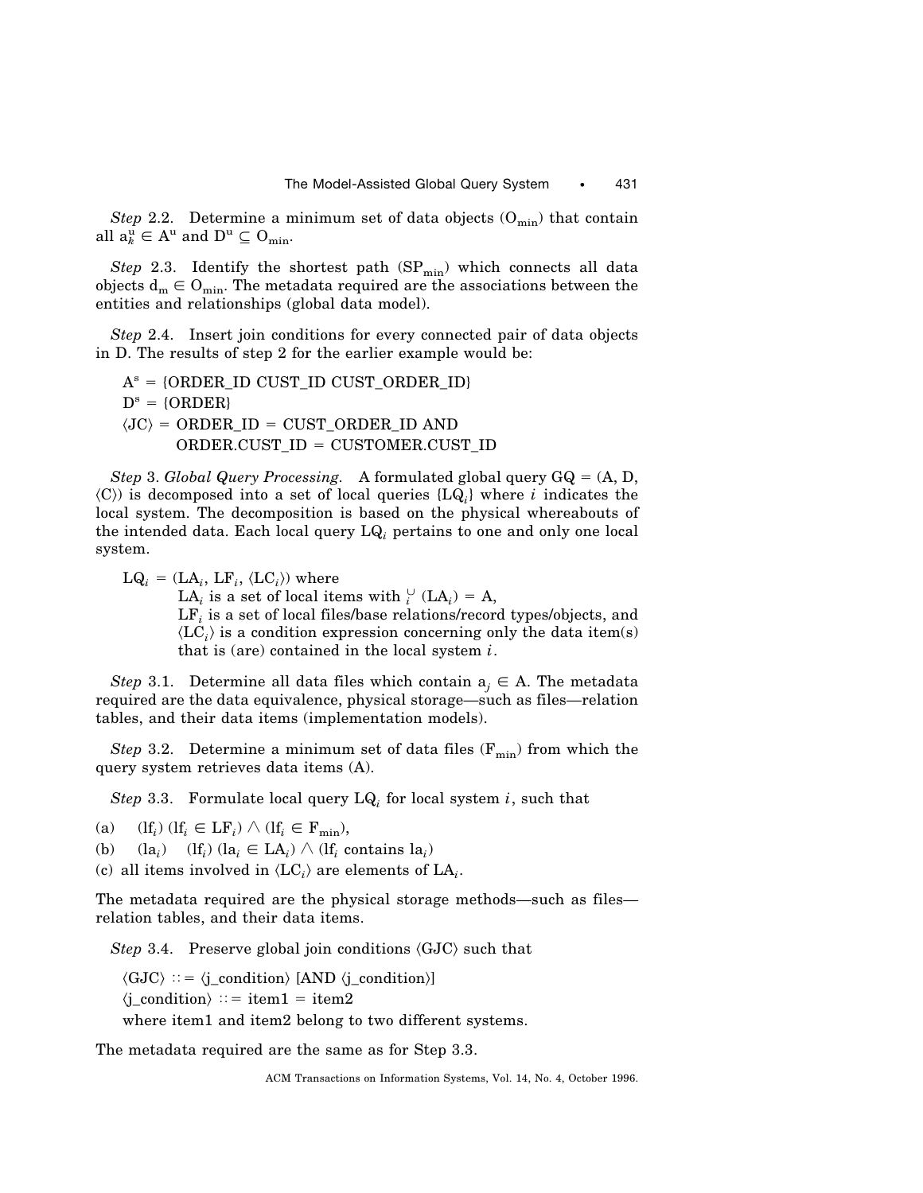*Step* 2.2. Determine a minimum set of data objects ($O_{min}$) that contain all $a_k^u \in A^u$ and $D^u \subseteq O_{min}$.

*Step* 2.3. Identify the shortest path ($SP_{min}$) which connects all data objects $d_m \in O_{min}$. The metadata required are the associations between the entities and relationships (global data model).

*Step* 2.4. Insert join conditions for every connected pair of data objects in D. The results of step 2 for the earlier example would be:

$A^s$ = {ORDER_ID CUST_ID CUST_ORDER_ID}
$D^s$ = {ORDER}
⟨JC⟩ = ORDER_ID = CUST_ORDER_ID AND
ORDER.CUST_ID = CUSTOMER.CUST_ID

*Step* 3. *Global Query Processing.* A formulated global query GQ = (A, D, ⟨C⟩) is decomposed into a set of local queries $\{LQ_i\}$ where $i$ indicates the local system. The decomposition is based on the physical whereabouts of the intended data. Each local query $LQ_i$ pertains to one and only one local system.

$LQ_i = (LA_i, LF_i, \langle LC_i \rangle)$ where
$LA_i$ is a set of local items with $\bigcup_i (LA_i) = A$,
$LF_i$ is a set of local files/base relations/record types/objects, and
$\langle LC_i \rangle$ is a condition expression concerning only the data item(s) that is (are) contained in the local system $i$.

*Step* 3.1. Determine all data files which contain $a_j \in A$. The metadata required are the data equivalence, physical storage—such as files—relation tables, and their data items (implementation models).

*Step* 3.2. Determine a minimum set of data files ($F_{min}$) from which the query system retrieves data items (A).

*Step* 3.3. Formulate local query $LQ_i$ for local system $i$, such that

(a) $(lf_i)\ (lf_i \in LF_i) \wedge (lf_i \in F_{min})$,
(b) $(la_i)\quad (lf_i)\ (la_i \in LA_i) \wedge (lf_i \text{ contains } la_i)$
(c) all items involved in $\langle LC_i \rangle$ are elements of $LA_i$.

The metadata required are the physical storage methods—such as files—relation tables, and their data items.

*Step* 3.4. Preserve global join conditions ⟨GJC⟩ such that

⟨GJC⟩ ::= ⟨j_condition⟩ [AND ⟨j_condition⟩]
⟨j_condition⟩ ::= item1 = item2
where item1 and item2 belong to two different systems.

The metadata required are the same as for Step 3.3.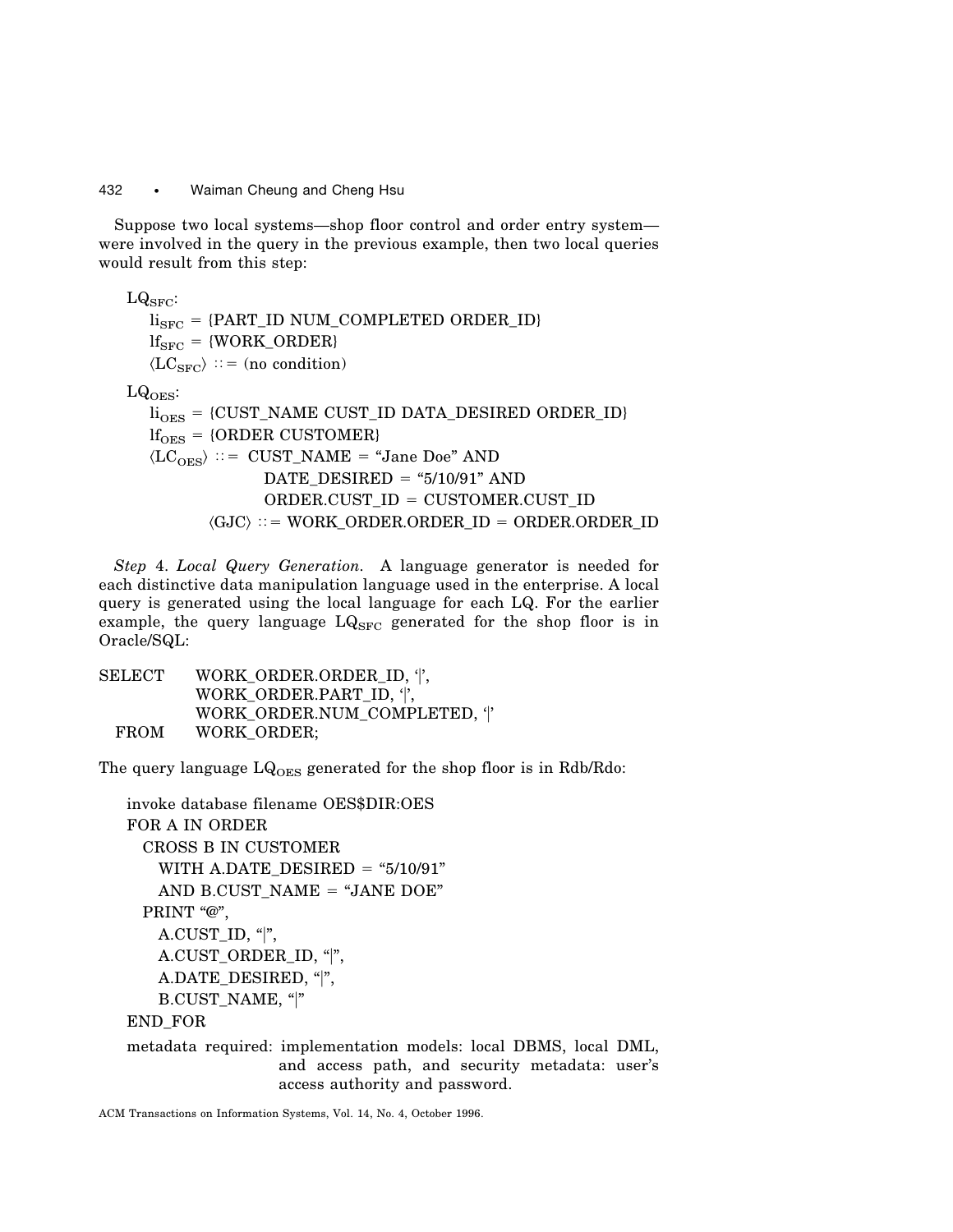Suppose two local systems—shop floor control and order entry system—were involved in the query in the previous example, then two local queries would result from this step:

$LQ_{SFC}$:

$li_{SFC}$ = {PART_ID NUM_COMPLETED ORDER_ID}

$lf_{SFC}$ = {WORK_ORDER}

$\langle LC_{SFC} \rangle$ ::= (no condition)

$LQ_{OES}$:

$li_{OES}$ = {CUST_NAME CUST_ID DATA_DESIRED ORDER_ID}

$lf_{OES}$ = {ORDER CUSTOMER}

$\langle LC_{OES} \rangle$ ::= CUST_NAME = "Jane Doe" AND
DATE_DESIRED = "5/10/91" AND
ORDER.CUST_ID = CUSTOMER.CUST_ID

$\langle GJC \rangle$ ::= WORK_ORDER.ORDER_ID = ORDER.ORDER_ID

*Step* 4. *Local Query Generation.* A language generator is needed for each distinctive data manipulation language used in the enterprise. A local query is generated using the local language for each LQ. For the earlier example, the query language $LQ_{SFC}$ generated for the shop floor is in Oracle/SQL:

```
SELECT    WORK_ORDER.ORDER_ID, '|',
          WORK_ORDER.PART_ID, '|',
          WORK_ORDER.NUM_COMPLETED, '|'
  FROM    WORK_ORDER;
```

The query language $LQ_{OES}$ generated for the shop floor is in Rdb/Rdo:

```
invoke database filename OES$DIR:OES
FOR A IN ORDER
  CROSS B IN CUSTOMER
    WITH A.DATE_DESIRED = "5/10/91"
    AND B.CUST_NAME = "JANE DOE"
  PRINT "@",
    A.CUST_ID, "|",
    A.CUST_ORDER_ID, "|",
    A.DATE_DESIRED, "|",
    B.CUST_NAME, "|"
END_FOR
```

metadata required: implementation models: local DBMS, local DML, and access path, and security metadata: user's access authority and password.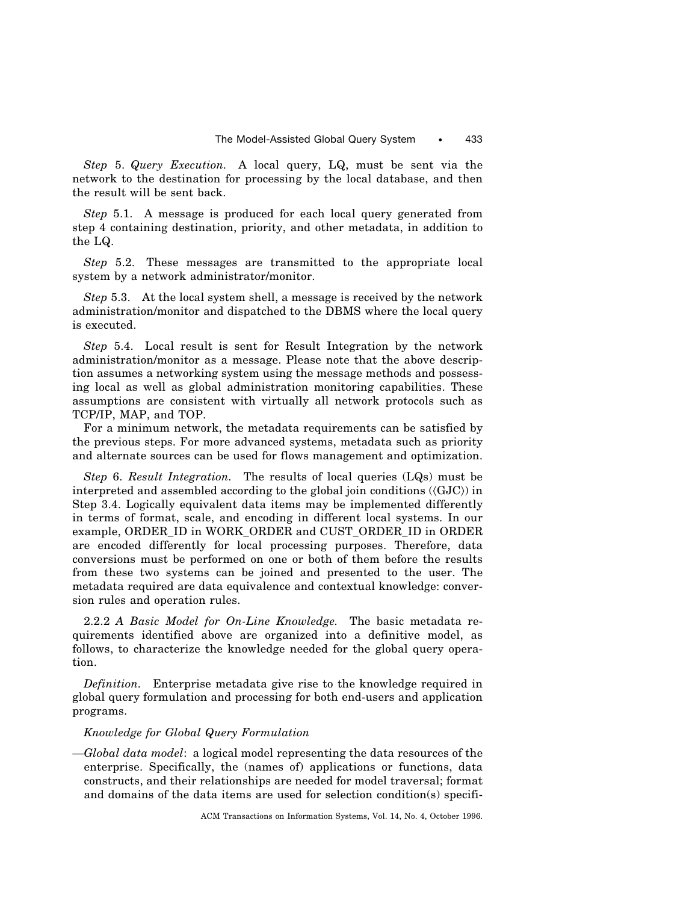*Step* 5. *Query Execution.* A local query, LQ, must be sent via the network to the destination for processing by the local database, and then the result will be sent back.

*Step* 5.1. A message is produced for each local query generated from step 4 containing destination, priority, and other metadata, in addition to the LQ.

*Step* 5.2. These messages are transmitted to the appropriate local system by a network administrator/monitor.

*Step* 5.3. At the local system shell, a message is received by the network administration/monitor and dispatched to the DBMS where the local query is executed.

*Step* 5.4. Local result is sent for Result Integration by the network administration/monitor as a message. Please note that the above description assumes a networking system using the message methods and possessing local as well as global administration monitoring capabilities. These assumptions are consistent with virtually all network protocols such as TCP/IP, MAP, and TOP.

For a minimum network, the metadata requirements can be satisfied by the previous steps. For more advanced systems, metadata such as priority and alternate sources can be used for flows management and optimization.

*Step* 6. *Result Integration.* The results of local queries (LQs) must be interpreted and assembled according to the global join conditions (⟨GJC⟩) in Step 3.4. Logically equivalent data items may be implemented differently in terms of format, scale, and encoding in different local systems. In our example, ORDER_ID in WORK_ORDER and CUST_ORDER_ID in ORDER are encoded differently for local processing purposes. Therefore, data conversions must be performed on one or both of them before the results from these two systems can be joined and presented to the user. The metadata required are data equivalence and contextual knowledge: conversion rules and operation rules.

2.2.2 *A Basic Model for On-Line Knowledge.* The basic metadata requirements identified above are organized into a definitive model, as follows, to characterize the knowledge needed for the global query operation.

*Definition.* Enterprise metadata give rise to the knowledge required in global query formulation and processing for both end-users and application programs.

*Knowledge for Global Query Formulation*

—*Global data model*: a logical model representing the data resources of the enterprise. Specifically, the (names of) applications or functions, data constructs, and their relationships are needed for model traversal; format and domains of the data items are used for selection condition(s) specifi-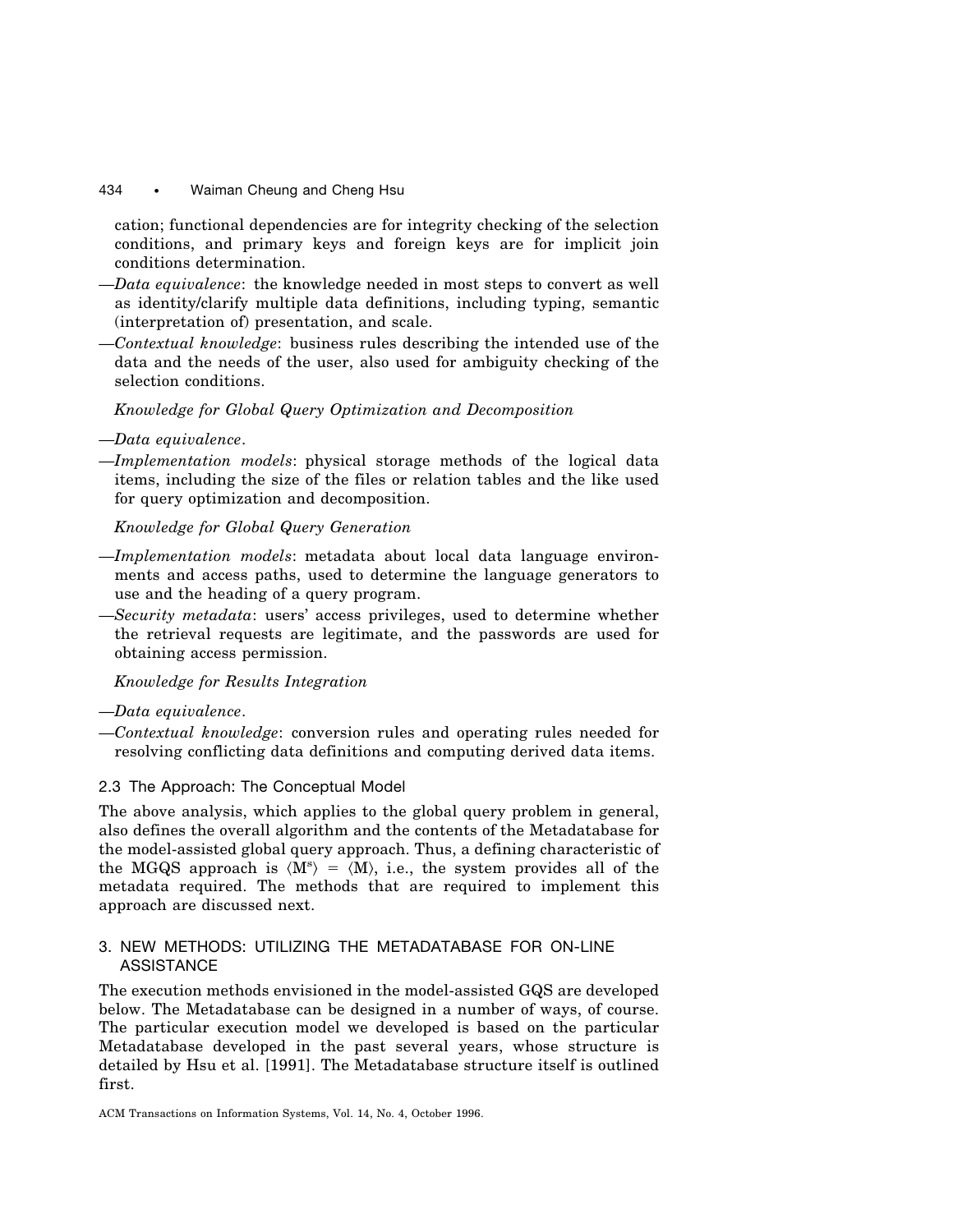cation; functional dependencies are for integrity checking of the selection conditions, and primary keys and foreign keys are for implicit join conditions determination.

—*Data equivalence*: the knowledge needed in most steps to convert as well as identity/clarify multiple data definitions, including typing, semantic (interpretation of) presentation, and scale.

—*Contextual knowledge*: business rules describing the intended use of the data and the needs of the user, also used for ambiguity checking of the selection conditions.

*Knowledge for Global Query Optimization and Decomposition*

—*Data equivalence*.

—*Implementation models*: physical storage methods of the logical data items, including the size of the files or relation tables and the like used for query optimization and decomposition.

*Knowledge for Global Query Generation*

—*Implementation models*: metadata about local data language environments and access paths, used to determine the language generators to use and the heading of a query program.

—*Security metadata*: users' access privileges, used to determine whether the retrieval requests are legitimate, and the passwords are used for obtaining access permission.

*Knowledge for Results Integration*

—*Data equivalence*.

—*Contextual knowledge*: conversion rules and operating rules needed for resolving conflicting data definitions and computing derived data items.

### 2.3 The Approach: The Conceptual Model

The above analysis, which applies to the global query problem in general, also defines the overall algorithm and the contents of the Metadatabase for the model-assisted global query approach. Thus, a defining characteristic of the MGQS approach is $\langle M^s \rangle = \langle M \rangle$, i.e., the system provides all of the metadata required. The methods that are required to implement this approach are discussed next.

## 3. NEW METHODS: UTILIZING THE METADATABASE FOR ON-LINE ASSISTANCE

The execution methods envisioned in the model-assisted GQS are developed below. The Metadatabase can be designed in a number of ways, of course. The particular execution model we developed is based on the particular Metadatabase developed in the past several years, whose structure is detailed by Hsu et al. [1991]. The Metadatabase structure itself is outlined first.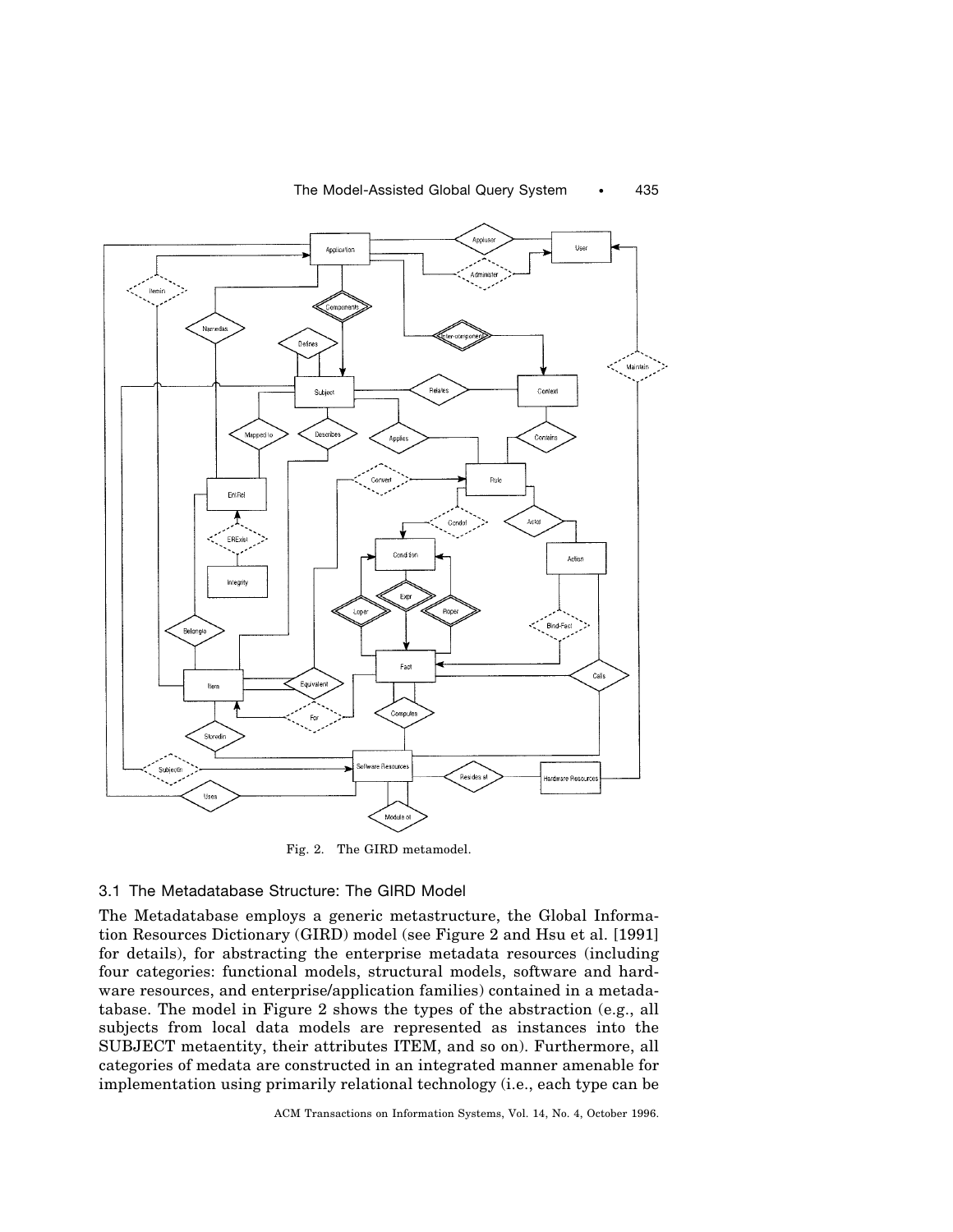Fig. 2. The GIRD metamodel.

### 3.1 The Metadatabase Structure: The GIRD Model

The Metadatabase employs a generic metastructure, the Global Information Resources Dictionary (GIRD) model (see Figure 2 and Hsu et al. [1991] for details), for abstracting the enterprise metadata resources (including four categories: functional models, structural models, software and hardware resources, and enterprise/application families) contained in a metadatabase. The model in Figure 2 shows the types of the abstraction (e.g., all subjects from local data models are represented as instances into the SUBJECT metaentity, their attributes ITEM, and so on). Furthermore, all categories of medata are constructed in an integrated manner amenable for implementation using primarily relational technology (i.e., each type can be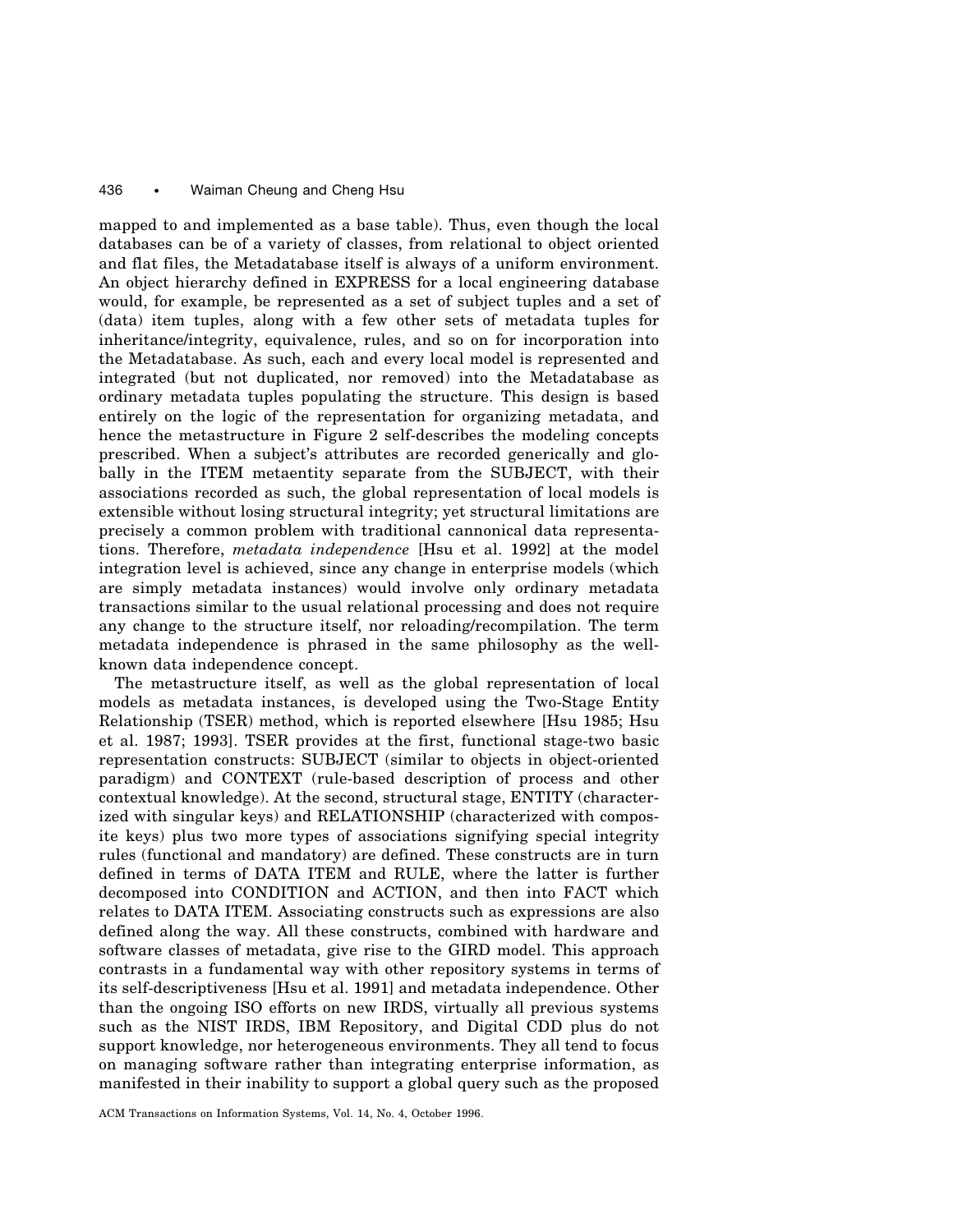mapped to and implemented as a base table). Thus, even though the local databases can be of a variety of classes, from relational to object oriented and flat files, the Metadatabase itself is always of a uniform environment. An object hierarchy defined in EXPRESS for a local engineering database would, for example, be represented as a set of subject tuples and a set of (data) item tuples, along with a few other sets of metadata tuples for inheritance/integrity, equivalence, rules, and so on for incorporation into the Metadatabase. As such, each and every local model is represented and integrated (but not duplicated, nor removed) into the Metadatabase as ordinary metadata tuples populating the structure. This design is based entirely on the logic of the representation for organizing metadata, and hence the metastructure in Figure 2 self-describes the modeling concepts prescribed. When a subject's attributes are recorded generically and globally in the ITEM metaentity separate from the SUBJECT, with their associations recorded as such, the global representation of local models is extensible without losing structural integrity; yet structural limitations are precisely a common problem with traditional cannonical data representations. Therefore, *metadata independence* [Hsu et al. 1992] at the model integration level is achieved, since any change in enterprise models (which are simply metadata instances) would involve only ordinary metadata transactions similar to the usual relational processing and does not require any change to the structure itself, nor reloading/recompilation. The term metadata independence is phrased in the same philosophy as the well-known data independence concept.

The metastructure itself, as well as the global representation of local models as metadata instances, is developed using the Two-Stage Entity Relationship (TSER) method, which is reported elsewhere [Hsu 1985; Hsu et al. 1987; 1993]. TSER provides at the first, functional stage-two basic representation constructs: SUBJECT (similar to objects in object-oriented paradigm) and CONTEXT (rule-based description of process and other contextual knowledge). At the second, structural stage, ENTITY (characterized with singular keys) and RELATIONSHIP (characterized with composite keys) plus two more types of associations signifying special integrity rules (functional and mandatory) are defined. These constructs are in turn defined in terms of DATA ITEM and RULE, where the latter is further decomposed into CONDITION and ACTION, and then into FACT which relates to DATA ITEM. Associating constructs such as expressions are also defined along the way. All these constructs, combined with hardware and software classes of metadata, give rise to the GIRD model. This approach contrasts in a fundamental way with other repository systems in terms of its self-descriptiveness [Hsu et al. 1991] and metadata independence. Other than the ongoing ISO efforts on new IRDS, virtually all previous systems such as the NIST IRDS, IBM Repository, and Digital CDD plus do not support knowledge, nor heterogeneous environments. They all tend to focus on managing software rather than integrating enterprise information, as manifested in their inability to support a global query such as the proposed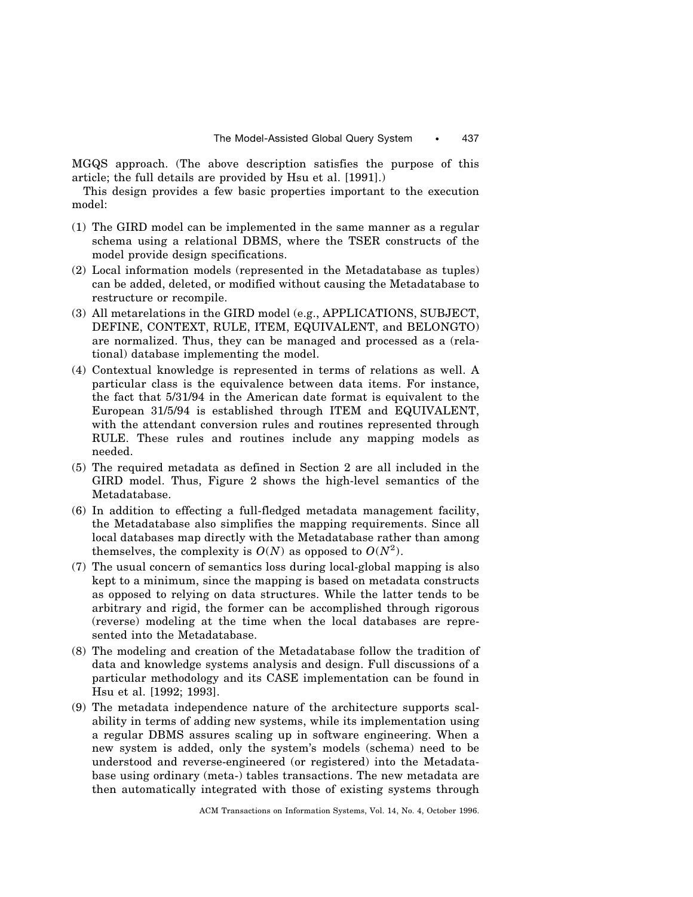MGQS approach. (The above description satisfies the purpose of this article; the full details are provided by Hsu et al. [1991].)

This design provides a few basic properties important to the execution model:

(1) The GIRD model can be implemented in the same manner as a regular schema using a relational DBMS, where the TSER constructs of the model provide design specifications.

(2) Local information models (represented in the Metadatabase as tuples) can be added, deleted, or modified without causing the Metadatabase to restructure or recompile.

(3) All metarelations in the GIRD model (e.g., APPLICATIONS, SUBJECT, DEFINE, CONTEXT, RULE, ITEM, EQUIVALENT, and BELONGTO) are normalized. Thus, they can be managed and processed as a (relational) database implementing the model.

(4) Contextual knowledge is represented in terms of relations as well. A particular class is the equivalence between data items. For instance, the fact that 5/31/94 in the American date format is equivalent to the European 31/5/94 is established through ITEM and EQUIVALENT, with the attendant conversion rules and routines represented through RULE. These rules and routines include any mapping models as needed.

(5) The required metadata as defined in Section 2 are all included in the GIRD model. Thus, Figure 2 shows the high-level semantics of the Metadatabase.

(6) In addition to effecting a full-fledged metadata management facility, the Metadatabase also simplifies the mapping requirements. Since all local databases map directly with the Metadatabase rather than among themselves, the complexity is $O(N)$ as opposed to $O(N^2)$.

(7) The usual concern of semantics loss during local-global mapping is also kept to a minimum, since the mapping is based on metadata constructs as opposed to relying on data structures. While the latter tends to be arbitrary and rigid, the former can be accomplished through rigorous (reverse) modeling at the time when the local databases are represented into the Metadatabase.

(8) The modeling and creation of the Metadatabase follow the tradition of data and knowledge systems analysis and design. Full discussions of a particular methodology and its CASE implementation can be found in Hsu et al. [1992; 1993].

(9) The metadata independence nature of the architecture supports scalability in terms of adding new systems, while its implementation using a regular DBMS assures scaling up in software engineering. When a new system is added, only the system's models (schema) need to be understood and reverse-engineered (or registered) into the Metadatabase using ordinary (meta-) tables transactions. The new metadata are then automatically integrated with those of existing systems through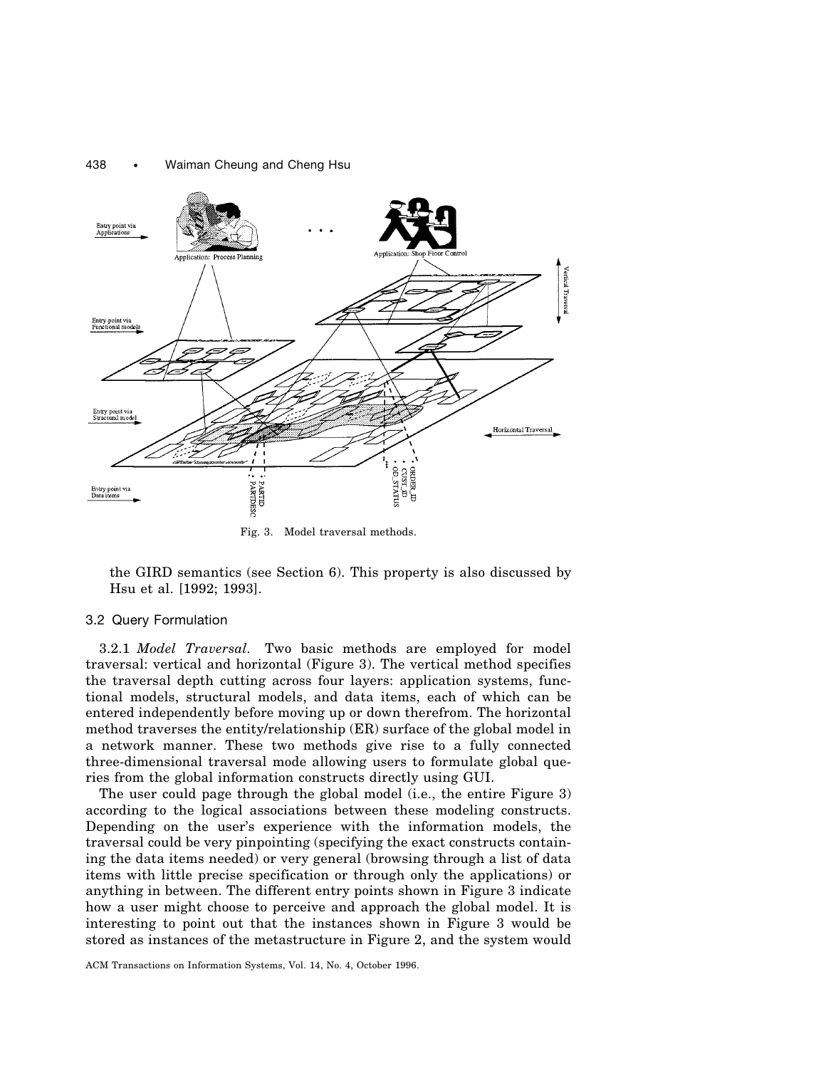Fig. 3. Model traversal methods.

the GIRD semantics (see Section 6). This property is also discussed by Hsu et al. [1992; 1993].

### 3.2 Query Formulation

3.2.1 *Model Traversal.* Two basic methods are employed for model traversal: vertical and horizontal (Figure 3). The vertical method specifies the traversal depth cutting across four layers: application systems, functional models, structural models, and data items, each of which can be entered independently before moving up or down therefrom. The horizontal method traverses the entity/relationship (ER) surface of the global model in a network manner. These two methods give rise to a fully connected three-dimensional traversal mode allowing users to formulate global queries from the global information constructs directly using GUI.

The user could page through the global model (i.e., the entire Figure 3) according to the logical associations between these modeling constructs. Depending on the user's experience with the information models, the traversal could be very pinpointing (specifying the exact constructs containing the data items needed) or very general (browsing through a list of data items with little precise specification or through only the applications) or anything in between. The different entry points shown in Figure 3 indicate how a user might choose to perceive and approach the global model. It is interesting to point out that the instances shown in Figure 3 would be stored as instances of the metastructure in Figure 2, and the system would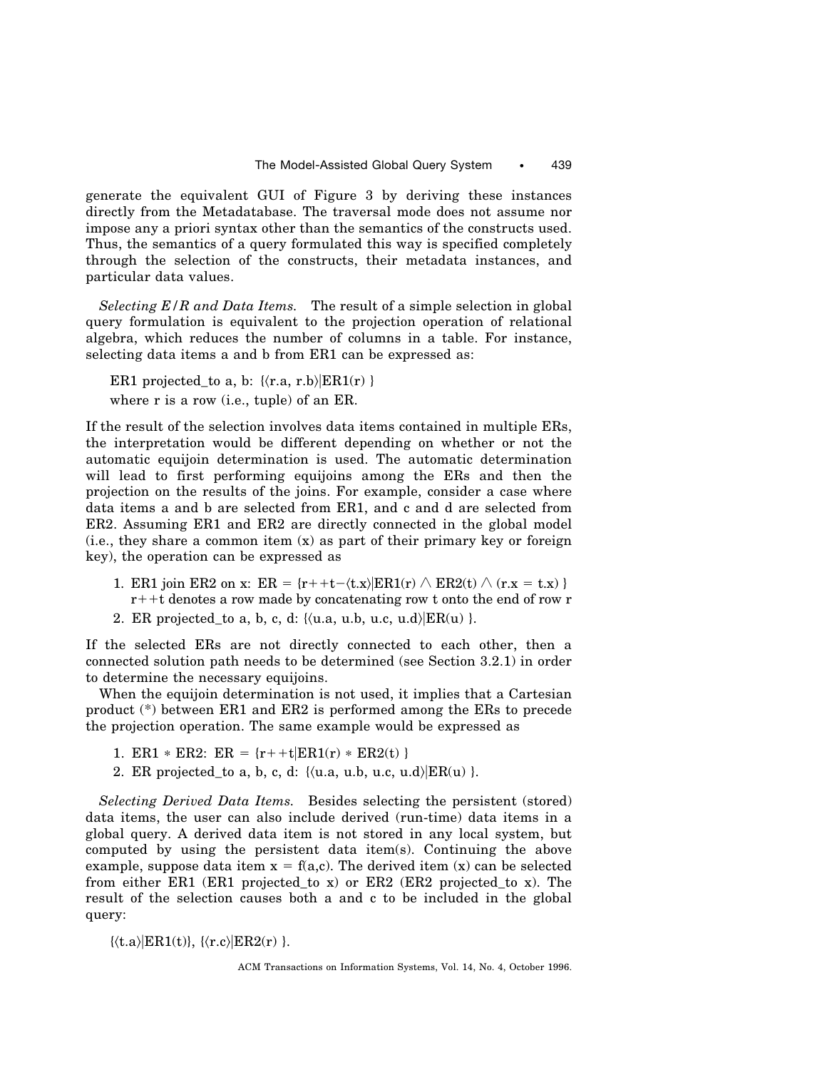generate the equivalent GUI of Figure 3 by deriving these instances directly from the Metadatabase. The traversal mode does not assume nor impose any a priori syntax other than the semantics of the constructs used. Thus, the semantics of a query formulated this way is specified completely through the selection of the constructs, their metadata instances, and particular data values.

*Selecting E/R and Data Items.* The result of a simple selection in global query formulation is equivalent to the projection operation of relational algebra, which reduces the number of columns in a table. For instance, selecting data items a and b from ER1 can be expressed as:

ER1 projected_to a, b: $\{\langle r.a, r.b\rangle | ER1(r)\}$
where r is a row (i.e., tuple) of an ER.

If the result of the selection involves data items contained in multiple ERs, the interpretation would be different depending on whether or not the automatic equijoin determination is used. The automatic determination will lead to first performing equijoins among the ERs and then the projection on the results of the joins. For example, consider a case where data items a and b are selected from ER1, and c and d are selected from ER2. Assuming ER1 and ER2 are directly connected in the global model (i.e., they share a common item (x) as part of their primary key or foreign key), the operation can be expressed as

1. ER1 join ER2 on x: $ER = \{r{+}{+}t - \langle t.x\rangle | ER1(r) \wedge ER2(t) \wedge (r.x = t.x)\}$
   r++t denotes a row made by concatenating row t onto the end of row r
2. ER projected_to a, b, c, d: $\{\langle u.a, u.b, u.c, u.d\rangle | ER(u)\}$.

If the selected ERs are not directly connected to each other, then a connected solution path needs to be determined (see Section 3.2.1) in order to determine the necessary equijoins.

When the equijoin determination is not used, it implies that a Cartesian product (*) between ER1 and ER2 is performed among the ERs to precede the projection operation. The same example would be expressed as

1. ER1 * ER2: $ER = \{r{+}{+}t | ER1(r) * ER2(t)\}$
2. ER projected_to a, b, c, d: $\{\langle u.a, u.b, u.c, u.d\rangle | ER(u)\}$.

*Selecting Derived Data Items.* Besides selecting the persistent (stored) data items, the user can also include derived (run-time) data items in a global query. A derived data item is not stored in any local system, but computed by using the persistent data item(s). Continuing the above example, suppose data item $x = f(a,c)$. The derived item (x) can be selected from either ER1 (ER1 projected_to x) or ER2 (ER2 projected_to x). The result of the selection causes both a and c to be included in the global query:

$\{\langle t.a\rangle | ER1(t)\}, \{\langle r.c\rangle | ER2(r)\}$.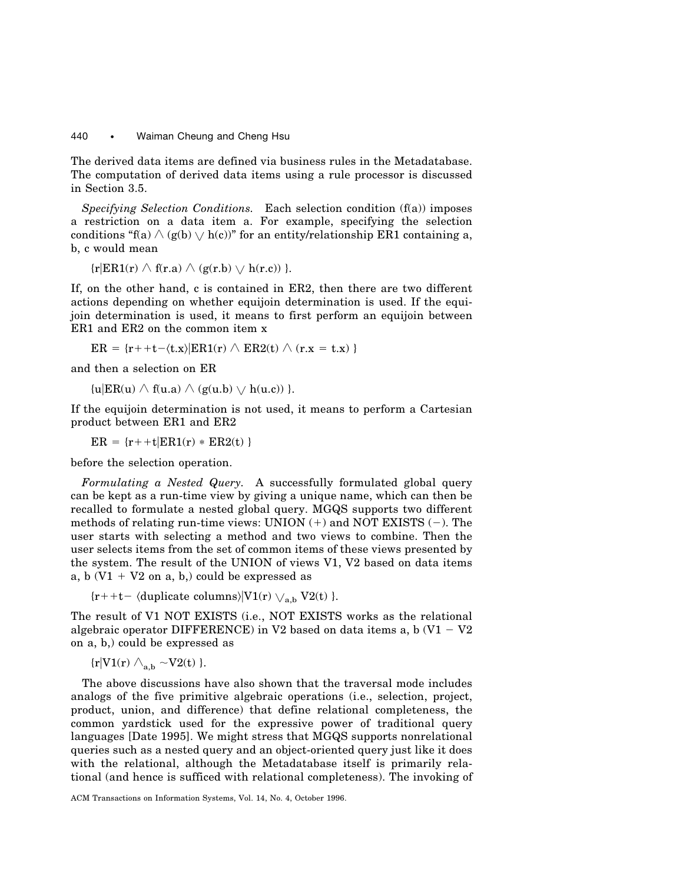The derived data items are defined via business rules in the Metadatabase. The computation of derived data items using a rule processor is discussed in Section 3.5.

*Specifying Selection Conditions.* Each selection condition (f(a)) imposes a restriction on a data item a. For example, specifying the selection conditions "$f(a) \wedge (g(b) \vee h(c))$" for an entity/relationship ER1 containing a, b, c would mean

$$\{r | ER1(r) \wedge f(r.a) \wedge (g(r.b) \vee h(r.c))\}.$$

If, on the other hand, c is contained in ER2, then there are two different actions depending on whether equijoin determination is used. If the equijoin determination is used, it means to first perform an equijoin between ER1 and ER2 on the common item x

$$ER = \{r{+}{+}t - \langle t.x \rangle | ER1(r) \wedge ER2(t) \wedge (r.x = t.x)\}$$

and then a selection on ER

$$\{u | ER(u) \wedge f(u.a) \wedge (g(u.b) \vee h(u.c))\}.$$

If the equijoin determination is not used, it means to perform a Cartesian product between ER1 and ER2

$$ER = \{r{+}{+}t | ER1(r) * ER2(t)\}$$

before the selection operation.

*Formulating a Nested Query.* A successfully formulated global query can be kept as a run-time view by giving a unique name, which can then be recalled to formulate a nested global query. MGQS supports two different methods of relating run-time views: UNION (+) and NOT EXISTS (−). The user starts with selecting a method and two views to combine. Then the user selects items from the set of common items of these views presented by the system. The result of the UNION of views V1, V2 based on data items a, b (V1 + V2 on a, b,) could be expressed as

$$\{r{+}{+}t - \langle \text{duplicate columns} \rangle | V1(r) \vee_{a,b} V2(t)\}.$$

The result of V1 NOT EXISTS (i.e., NOT EXISTS works as the relational algebraic operator DIFFERENCE) in V2 based on data items a, b (V1 − V2 on a, b,) could be expressed as

$$\{r | V1(r) \wedge_{a,b} \sim V2(t)\}.$$

The above discussions have also shown that the traversal mode includes analogs of the five primitive algebraic operations (i.e., selection, project, product, union, and difference) that define relational completeness, the common yardstick used for the expressive power of traditional query languages [Date 1995]. We might stress that MGQS supports nonrelational queries such as a nested query and an object-oriented query just like it does with the relational, although the Metadatabase itself is primarily relational (and hence is sufficed with relational completeness). The invoking of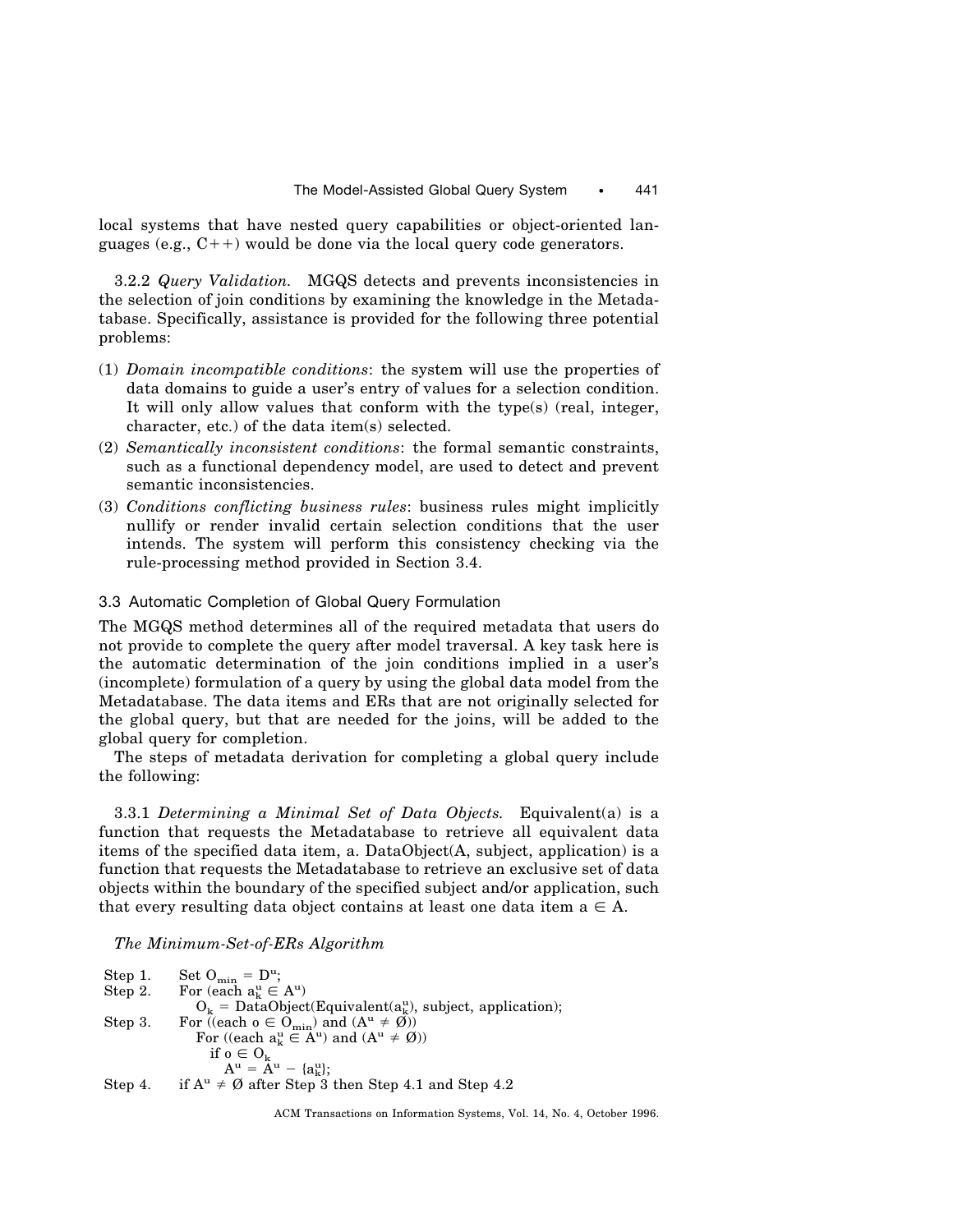local systems that have nested query capabilities or object-oriented languages (e.g., C++) would be done via the local query code generators.

3.2.2 *Query Validation.* MGQS detects and prevents inconsistencies in the selection of join conditions by examining the knowledge in the Metadatabase. Specifically, assistance is provided for the following three potential problems:

(1) *Domain incompatible conditions*: the system will use the properties of data domains to guide a user's entry of values for a selection condition. It will only allow values that conform with the type(s) (real, integer, character, etc.) of the data item(s) selected.
(2) *Semantically inconsistent conditions*: the formal semantic constraints, such as a functional dependency model, are used to detect and prevent semantic inconsistencies.
(3) *Conditions conflicting business rules*: business rules might implicitly nullify or render invalid certain selection conditions that the user intends. The system will perform this consistency checking via the rule-processing method provided in Section 3.4.

### 3.3 Automatic Completion of Global Query Formulation

The MGQS method determines all of the required metadata that users do not provide to complete the query after model traversal. A key task here is the automatic determination of the join conditions implied in a user's (incomplete) formulation of a query by using the global data model from the Metadatabase. The data items and ERs that are not originally selected for the global query, but that are needed for the joins, will be added to the global query for completion.

The steps of metadata derivation for completing a global query include the following:

3.3.1 *Determining a Minimal Set of Data Objects.* Equivalent(a) is a function that requests the Metadatabase to retrieve all equivalent data items of the specified data item, a. DataObject(A, subject, application) is a function that requests the Metadatabase to retrieve an exclusive set of data objects within the boundary of the specified subject and/or application, such that every resulting data object contains at least one data item $a \in A$.

*The Minimum-Set-of-ERs Algorithm*

Step 1. Set $O_{min} = D^u$;
Step 2. For (each $a_k^u \in A^u$)
  $O_k$ = DataObject(Equivalent($a_k^u$), subject, application);
Step 3. For ((each $o \in O_{min}$) and ($A^u \neq \emptyset$))
  For ((each $a_k^u \in A^u$) and ($A^u \neq \emptyset$))
    if $o \in O_k$
      $A^u = A^u - \{a_k^u\}$;
Step 4. if $A^u \neq \emptyset$ after Step 3 then Step 4.1 and Step 4.2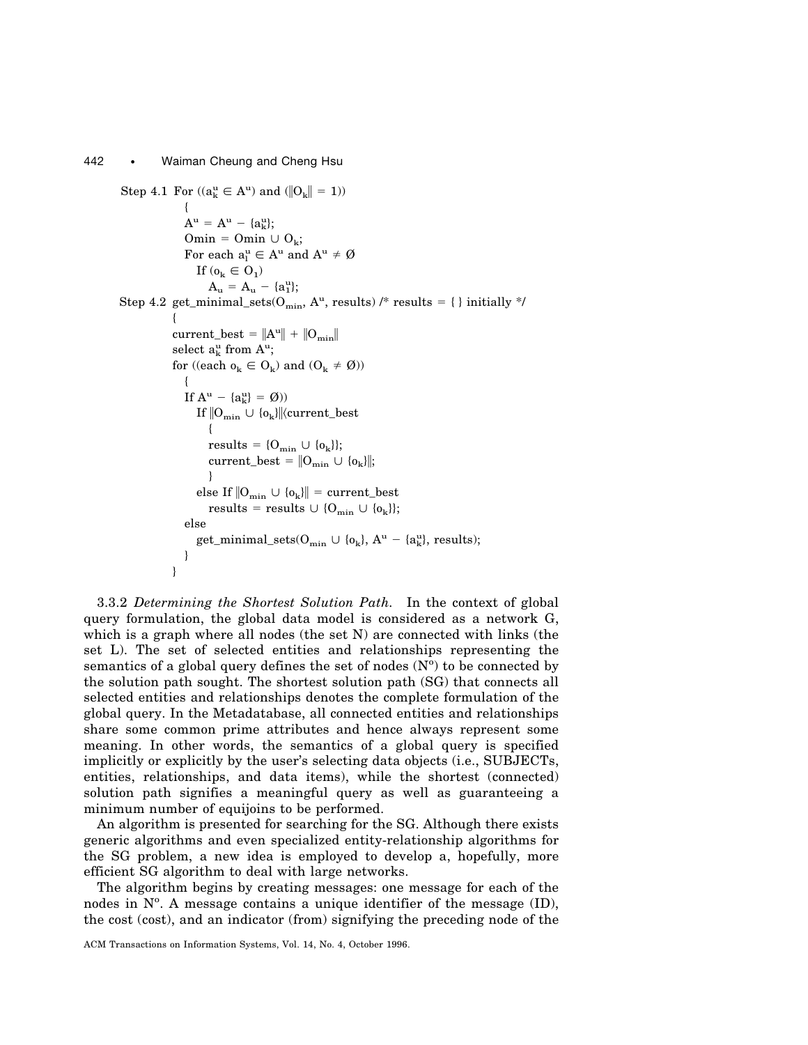```
Step 4.1  For ((a_k^u ∈ A^u) and (||O_k|| = 1))
          {
          A^u = A^u − {a_k^u};
          Omin = Omin ∪ O_k;
          For each a_l^u ∈ A^u and A^u ≠ Ø
             If (o_k ∈ O_1)
                A_u = A_u − {a_1^u};
Step 4.2  get_minimal_sets(O_min, A^u, results) /* results = { } initially */
          {
          current_best = ||A^u|| + ||O_min||
          select a_k^u from A^u;
          for ((each o_k ∈ O_k) and (O_k ≠ Ø))
             {
             If A^u − {a_k^u} = Ø))
                If ||O_min ∪ {o_k}||⟨current_best
                   {
                   results = {O_min ∪ {o_k}};
                   current_best = ||O_min ∪ {o_k}||;
                   }
                else If ||O_min ∪ {o_k}|| = current_best
                   results = results ∪ {O_min ∪ {o_k}};
             else
                get_minimal_sets(O_min ∪ {o_k}, A^u − {a_k^u}, results);
             }
          }
```

3.3.2 *Determining the Shortest Solution Path.* In the context of global query formulation, the global data model is considered as a network G, which is a graph where all nodes (the set N) are connected with links (the set L). The set of selected entities and relationships representing the semantics of a global query defines the set of nodes ($N^o$) to be connected by the solution path sought. The shortest solution path (SG) that connects all selected entities and relationships denotes the complete formulation of the global query. In the Metadatabase, all connected entities and relationships share some common prime attributes and hence always represent some meaning. In other words, the semantics of a global query is specified implicitly or explicitly by the user's selecting data objects (i.e., SUBJECTs, entities, relationships, and data items), while the shortest (connected) solution path signifies a meaningful query as well as guaranteeing a minimum number of equijoins to be performed.

An algorithm is presented for searching for the SG. Although there exists generic algorithms and even specialized entity-relationship algorithms for the SG problem, a new idea is employed to develop a, hopefully, more efficient SG algorithm to deal with large networks.

The algorithm begins by creating messages: one message for each of the nodes in $N^o$. A message contains a unique identifier of the message (ID), the cost (cost), and an indicator (from) signifying the preceding node of the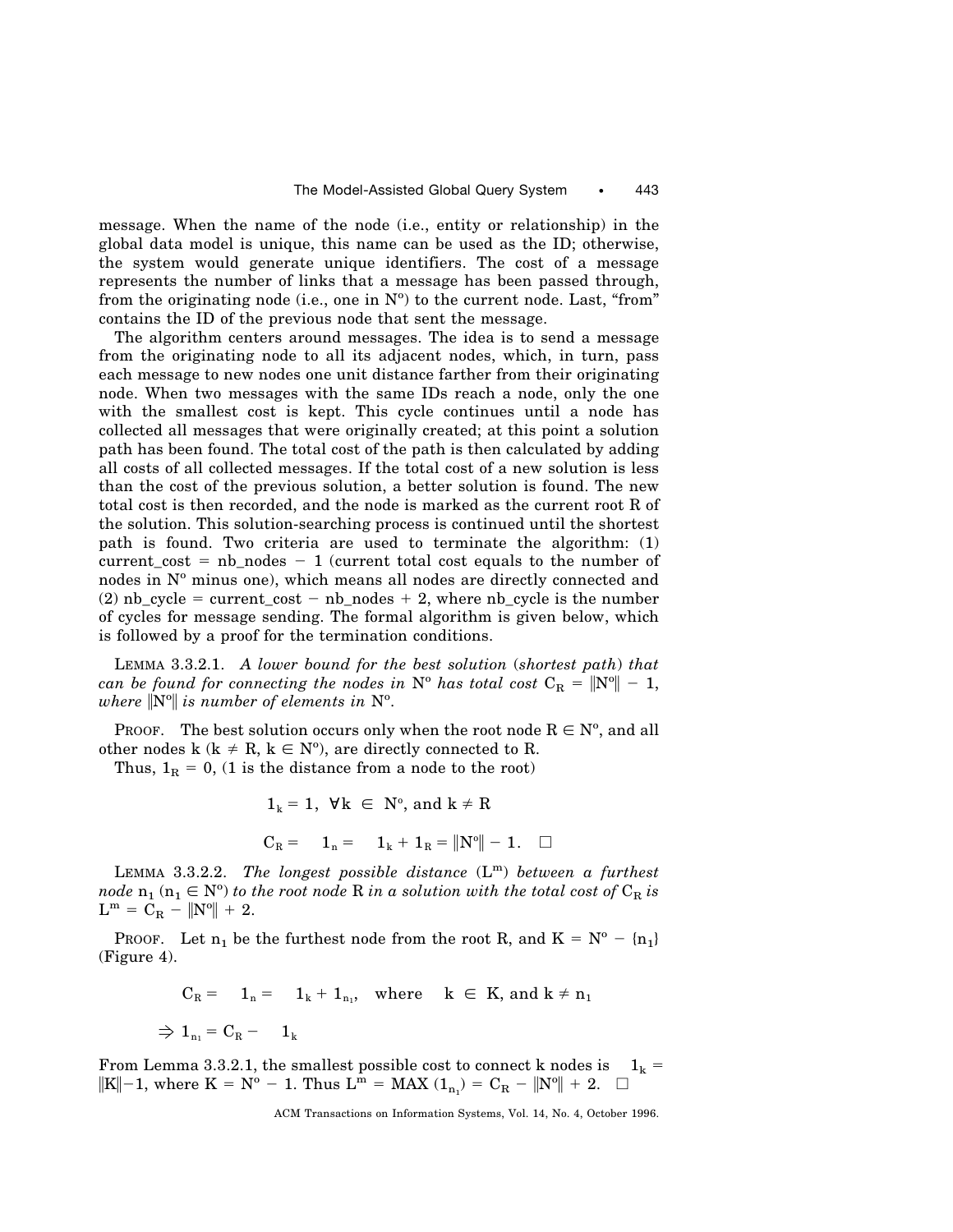message. When the name of the node (i.e., entity or relationship) in the global data model is unique, this name can be used as the ID; otherwise, the system would generate unique identifiers. The cost of a message represents the number of links that a message has been passed through, from the originating node (i.e., one in $N^o$) to the current node. Last, "from" contains the ID of the previous node that sent the message.

The algorithm centers around messages. The idea is to send a message from the originating node to all its adjacent nodes, which, in turn, pass each message to new nodes one unit distance farther from their originating node. When two messages with the same IDs reach a node, only the one with the smallest cost is kept. This cycle continues until a node has collected all messages that were originally created; at this point a solution path has been found. The total cost of the path is then calculated by adding all costs of all collected messages. If the total cost of a new solution is less than the cost of the previous solution, a better solution is found. The new total cost is then recorded, and the node is marked as the current root R of the solution. This solution-searching process is continued until the shortest path is found. Two criteria are used to terminate the algorithm: (1) current_cost = nb_nodes − 1 (current total cost equals to the number of nodes in $N^o$ minus one), which means all nodes are directly connected and (2) nb_cycle = current_cost − nb_nodes + 2, where nb_cycle is the number of cycles for message sending. The formal algorithm is given below, which is followed by a proof for the termination conditions.

LEMMA 3.3.2.1. *A lower bound for the best solution (shortest path) that can be found for connecting the nodes in* $N^o$ *has total cost* $C_R = \|N^o\| - 1$, *where* $\|N^o\|$ *is number of elements in* $N^o$.

PROOF. The best solution occurs only when the root node $R \in N^o$, and all other nodes k ($k \neq R$, $k \in N^o$), are directly connected to R.

Thus, $1_R = 0$, (1 is the distance from a node to the root)

$$1_k = 1, \ \forall k \in N^o, \text{ and } k \neq R$$

$$C_R = \sum 1_n = \sum 1_k + 1_R = \|N^o\| - 1. \quad \square$$

LEMMA 3.3.2.2. *The longest possible distance* ($L^m$) *between a furthest node* $n_1$ ($n_1 \in N^o$) *to the root node* R *in a solution with the total cost of* $C_R$ *is* $L^m = C_R - \|N^o\| + 2$.

PROOF. Let $n_1$ be the furthest node from the root R, and $K = N^o - \{n_1\}$ (Figure 4).

$$C_R = \sum 1_n = \sum 1_k + 1_{n_1}, \quad \text{where} \quad k \in K, \text{ and } k \neq n_1$$

$$\Rightarrow 1_{n_1} = C_R - \sum 1_k$$

From Lemma 3.3.2.1, the smallest possible cost to connect k nodes is $\sum 1_k = \|K\| - 1$, where $K = N^o - 1$. Thus $L^m = \text{MAX}(1_{n_1}) = C_R - \|N^o\| + 2$. $\square$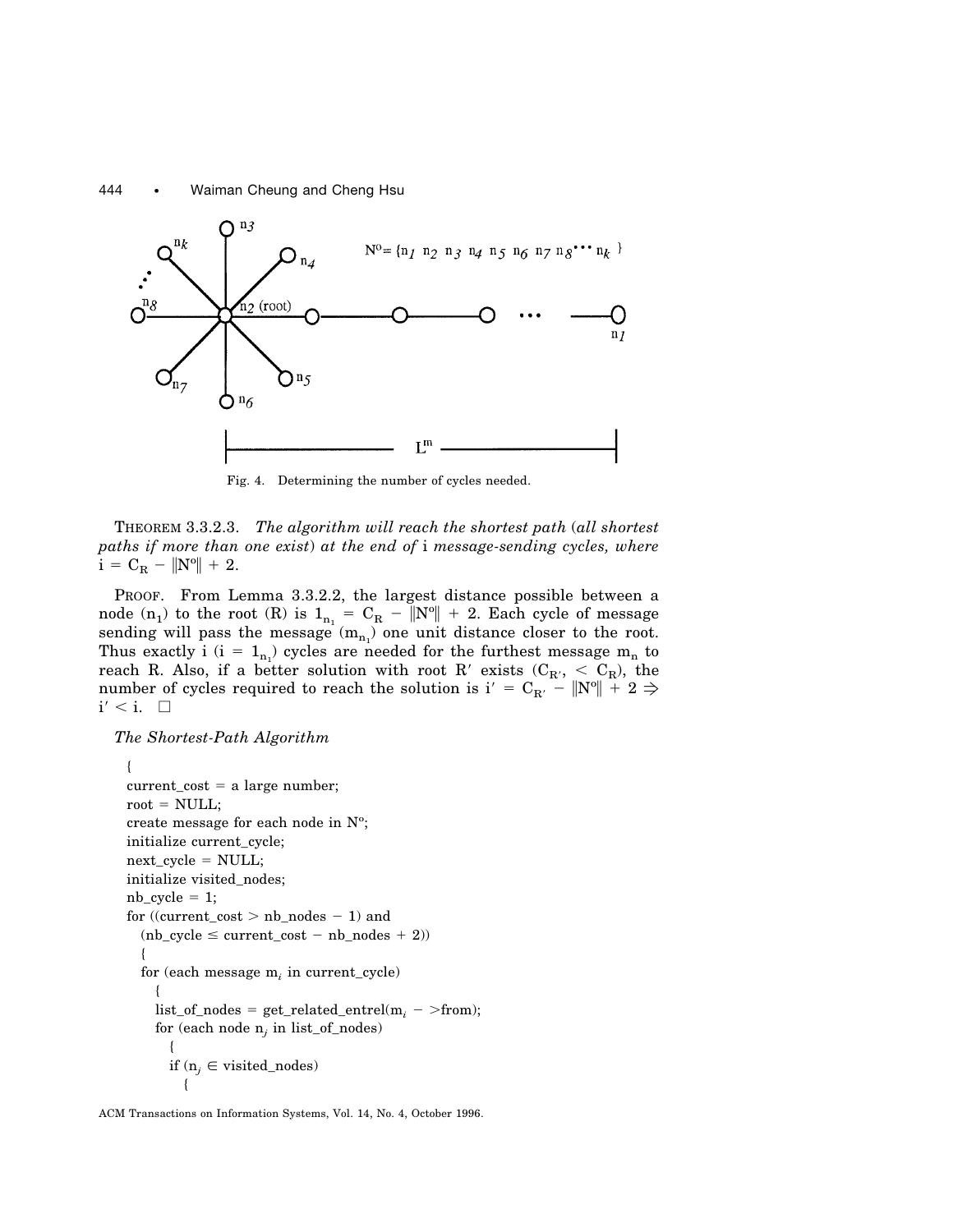Fig. 4. Determining the number of cycles needed.

THEOREM 3.3.2.3. *The algorithm will reach the shortest path (all shortest paths if more than one exist) at the end of* i *message-sending cycles, where* $i = C_R - \|N^o\| + 2$.

PROOF. From Lemma 3.3.2.2, the largest distance possible between a node ($n_1$) to the root (R) is $1_{n_1} = C_R - \|N^o\| + 2$. Each cycle of message sending will pass the message ($m_{n_1}$) one unit distance closer to the root. Thus exactly i ($i = 1_{n_1}$) cycles are needed for the furthest message $m_n$ to reach R. Also, if a better solution with root R′ exists ($C_{R'}, < C_R$), the number of cycles required to reach the solution is $i' = C_{R'} - \|N^o\| + 2 \Rightarrow i' < i$. □

*The Shortest-Path Algorithm*

```
{
current_cost = a large number;
root = NULL;
create message for each node in N°;
initialize current_cycle;
next_cycle = NULL;
initialize visited_nodes;
nb_cycle = 1;
for ((current_cost > nb_nodes − 1) and
  (nb_cycle ≤ current_cost − nb_nodes + 2))
  {
  for (each message m_i in current_cycle)
    {
    list_of_nodes = get_related_entrel(m_i − >from);
    for (each node n_j in list_of_nodes)
      {
      if (n_j ∈ visited_nodes)
        {
```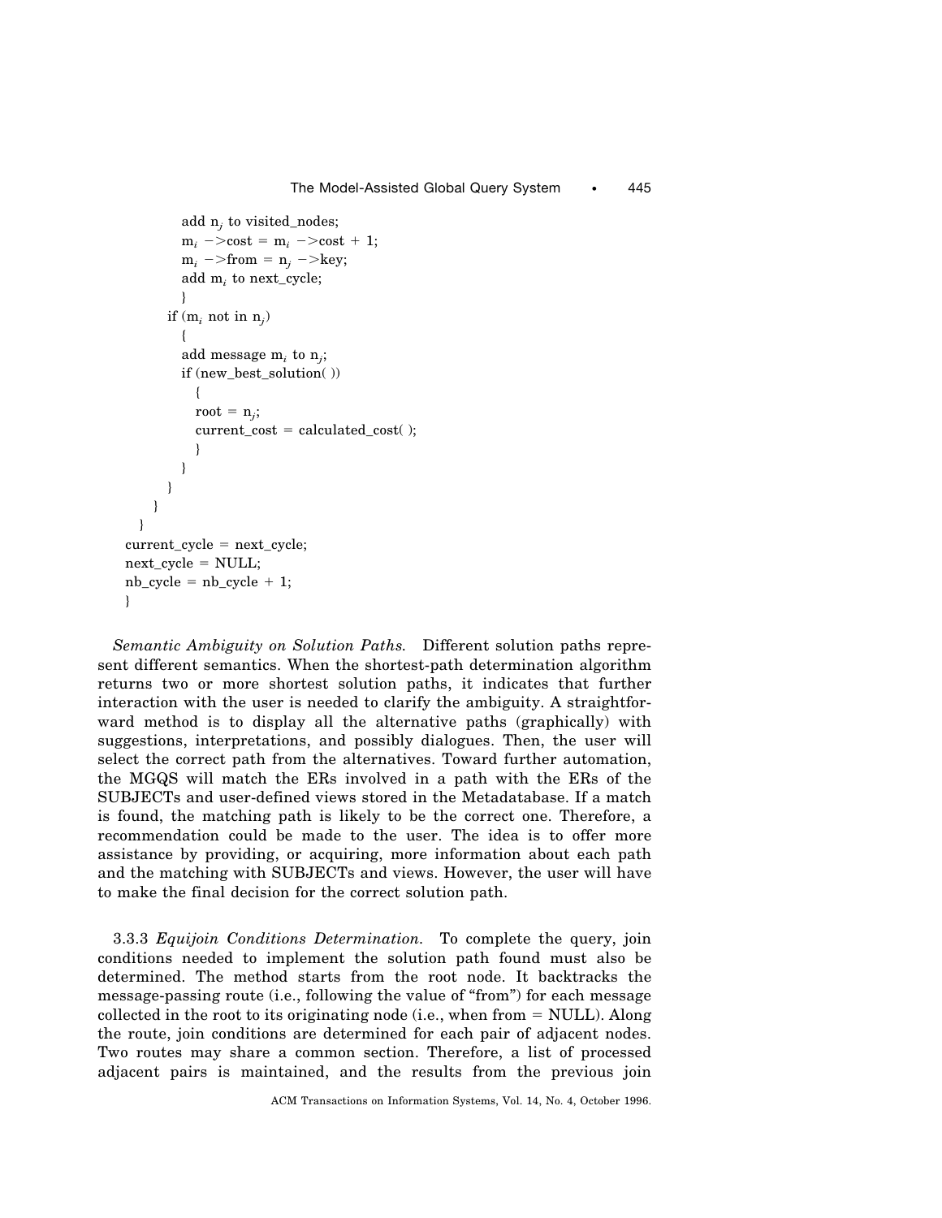```
            add n_j to visited_nodes;
            m_i ->cost = m_i ->cost + 1;
            m_i ->from = n_j ->key;
            add m_i to next_cycle;
            }
         if (m_i not in n_j)
            {
            add message m_i to n_j;
            if (new_best_solution( ))
               {
               root = n_j;
               current_cost = calculated_cost( );
               }
            }
         }
      }
   }
current_cycle = next_cycle;
next_cycle = NULL;
nb_cycle = nb_cycle + 1;
}
```

*Semantic Ambiguity on Solution Paths.* Different solution paths represent different semantics. When the shortest-path determination algorithm returns two or more shortest solution paths, it indicates that further interaction with the user is needed to clarify the ambiguity. A straightforward method is to display all the alternative paths (graphically) with suggestions, interpretations, and possibly dialogues. Then, the user will select the correct path from the alternatives. Toward further automation, the MGQS will match the ERs involved in a path with the ERs of the SUBJECTs and user-defined views stored in the Metadatabase. If a match is found, the matching path is likely to be the correct one. Therefore, a recommendation could be made to the user. The idea is to offer more assistance by providing, or acquiring, more information about each path and the matching with SUBJECTs and views. However, the user will have to make the final decision for the correct solution path.

3.3.3 *Equijoin Conditions Determination.* To complete the query, join conditions needed to implement the solution path found must also be determined. The method starts from the root node. It backtracks the message-passing route (i.e., following the value of "from") for each message collected in the root to its originating node (i.e., when from = NULL). Along the route, join conditions are determined for each pair of adjacent nodes. Two routes may share a common section. Therefore, a list of processed adjacent pairs is maintained, and the results from the previous join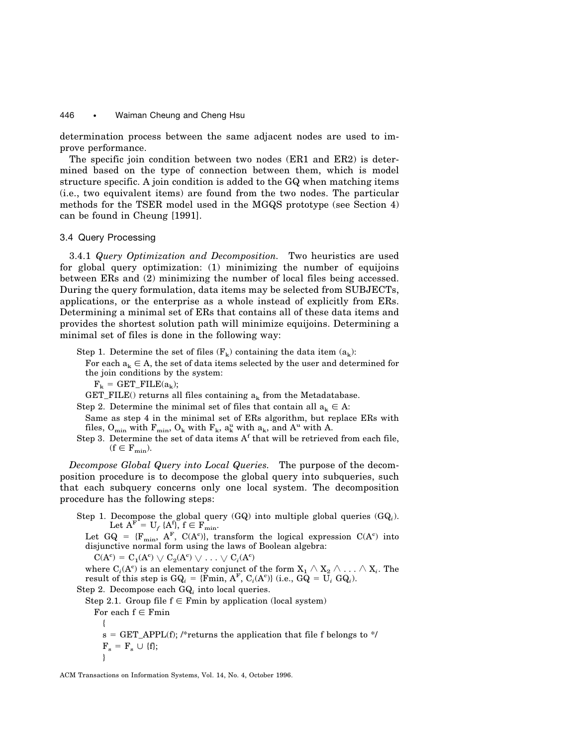determination process between the same adjacent nodes are used to improve performance.

The specific join condition between two nodes (ER1 and ER2) is determined based on the type of connection between them, which is model structure specific. A join condition is added to the GQ when matching items (i.e., two equivalent items) are found from the two nodes. The particular methods for the TSER model used in the MGQS prototype (see Section 4) can be found in Cheung [1991].

### 3.4 Query Processing

3.4.1 *Query Optimization and Decomposition.* Two heuristics are used for global query optimization: (1) minimizing the number of equijoins between ERs and (2) minimizing the number of local files being accessed. During the query formulation, data items may be selected from SUBJECTs, applications, or the enterprise as a whole instead of explicitly from ERs. Determining a minimal set of ERs that contains all of these data items and provides the shortest solution path will minimize equijoins. Determining a minimal set of files is done in the following way:

Step 1. Determine the set of files ($F_k$) containing the data item ($a_k$):

For each $a_k \in A$, the set of data items selected by the user and determined for the join conditions by the system:

$F_k$ = GET_FILE($a_k$);

GET_FILE() returns all files containing $a_k$ from the Metadatabase.

Step 2. Determine the minimal set of files that contain all $a_k \in A$:

Same as step 4 in the minimal set of ERs algorithm, but replace ERs with files, $O_{min}$ with $F_{min}$, $O_k$ with $F_k$, $a_k^u$ with $a_k$, and $A^u$ with A.

Step 3. Determine the set of data items $A^f$ that will be retrieved from each file, ($f \in F_{min}$).

*Decompose Global Query into Local Queries.* The purpose of the decomposition procedure is to decompose the global query into subqueries, such that each subquery concerns only one local system. The decomposition procedure has the following steps:

Step 1. Decompose the global query (GQ) into multiple global queries ($GQ_i$). Let $A^F = \cup_f \{A^f\}$, $f \in F_{min}$.

Let GQ = $\{F_{min}, A^F, C(A^c)\}$, transform the logical expression $C(A^c)$ into disjunctive normal form using the laws of Boolean algebra:

$C(A^c) = C_1(A^c) \vee C_2(A^c) \vee \ldots \vee C_i(A^c)$

where $C_i(A^c)$ is an elementary conjunct of the form $X_1 \wedge X_2 \wedge \ldots \wedge X_i$. The result of this step is $GQ_i = \{Fmin, A^F, C_i(A^c)\}$ (i.e., $GQ = \cup_i GQ_i$).

Step 2. Decompose each $GQ_i$ into local queries.

Step 2.1. Group file $f \in$ Fmin by application (local system)

```
For each f ∈ Fmin
  {
  s = GET_APPL(f); /*returns the application that file f belongs to */
  F_s = F_s ∪ {f};
  }
```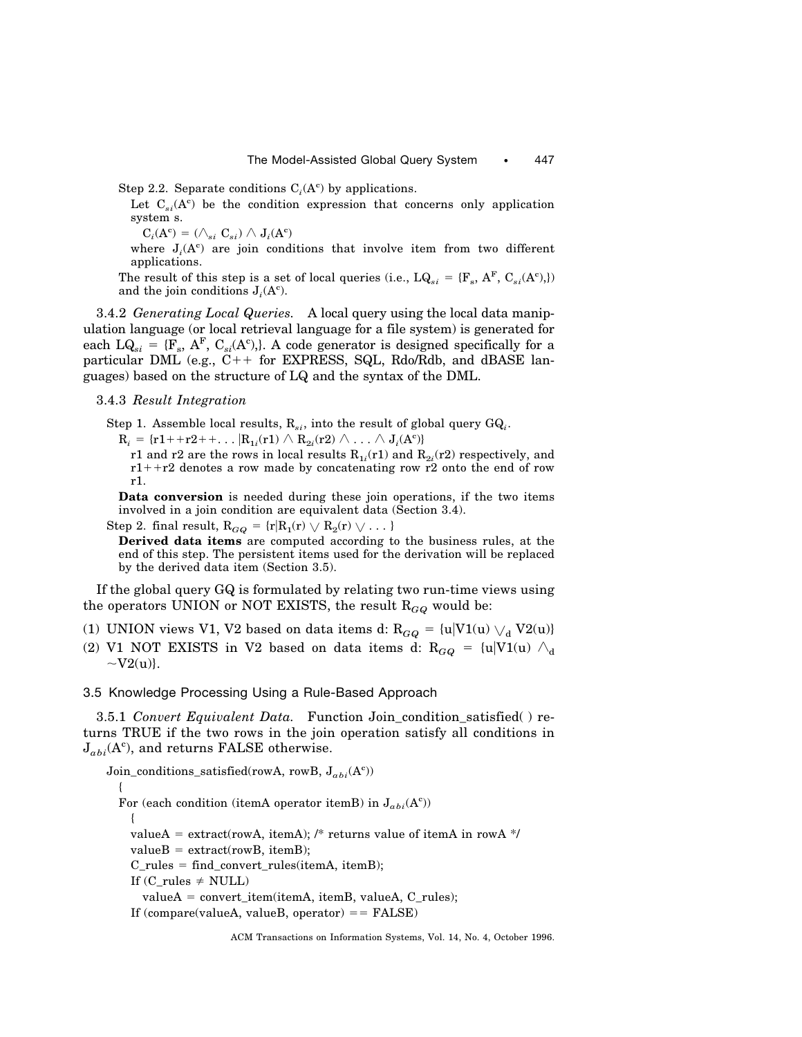Step 2.2. Separate conditions $C_i(A^c)$ by applications.

Let $C_{si}(A^c)$ be the condition expression that concerns only application system s.

$C_i(A^c) = (\wedge_{si} C_{si}) \wedge J_i(A^c)$

where $J_i(A^c)$ are join conditions that involve item from two different applications.

The result of this step is a set of local queries (i.e., $LQ_{si} = \{F_s, A^F, C_{si}(A^c),\}$) and the join conditions $J_i(A^c)$.

3.4.2 *Generating Local Queries.* A local query using the local data manipulation language (or local retrieval language for a file system) is generated for each $LQ_{si} = \{F_s, A^F, C_{si}(A^c),\}$. A code generator is designed specifically for a particular DML (e.g., C++ for EXPRESS, SQL, Rdo/Rdb, and dBASE languages) based on the structure of LQ and the syntax of the DML.

3.4.3 *Result Integration*

Step 1. Assemble local results, $R_{si}$, into the result of global query $GQ_i$.

$R_i = \{r1{+}{+}r2{+}{+}\ldots | R_{1_i}(r1) \wedge R_{2_i}(r2) \wedge \ldots \wedge J_i(A^c)\}$

r1 and r2 are the rows in local results $R_{1_i}(r1)$ and $R_{2_i}(r2)$ respectively, and r1++r2 denotes a row made by concatenating row r2 onto the end of row r1.

**Data conversion** is needed during these join operations, if the two items involved in a join condition are equivalent data (Section 3.4).

Step 2. final result, $R_{GQ} = \{r | R_1(r) \vee R_2(r) \vee \ldots\}$

**Derived data items** are computed according to the business rules, at the end of this step. The persistent items used for the derivation will be replaced by the derived data item (Section 3.5).

If the global query GQ is formulated by relating two run-time views using the operators UNION or NOT EXISTS, the result $R_{GQ}$ would be:

(1) UNION views V1, V2 based on data items d: $R_{GQ} = \{u | V1(u) \vee_d V2(u)\}$
(2) V1 NOT EXISTS in V2 based on data items d: $R_{GQ} = \{u | V1(u) \wedge_d \sim V2(u)\}$.

### 3.5 Knowledge Processing Using a Rule-Based Approach

3.5.1 *Convert Equivalent Data.* Function Join_condition_satisfied( ) returns TRUE if the two rows in the join operation satisfy all conditions in $J_{abi}(A^c)$, and returns FALSE otherwise.

```
Join_conditions_satisfied(rowA, rowB, J_abi(A^c))
  {
  For (each condition (itemA operator itemB) in J_abi(A^c))
    {
    valueA = extract(rowA, itemA); /* returns value of itemA in rowA */
    valueB = extract(rowB, itemB);
    C_rules = find_convert_rules(itemA, itemB);
    If (C_rules ≠ NULL)
      valueA = convert_item(itemA, itemB, valueA, C_rules);
    If (compare(valueA, valueB, operator) == FALSE)
```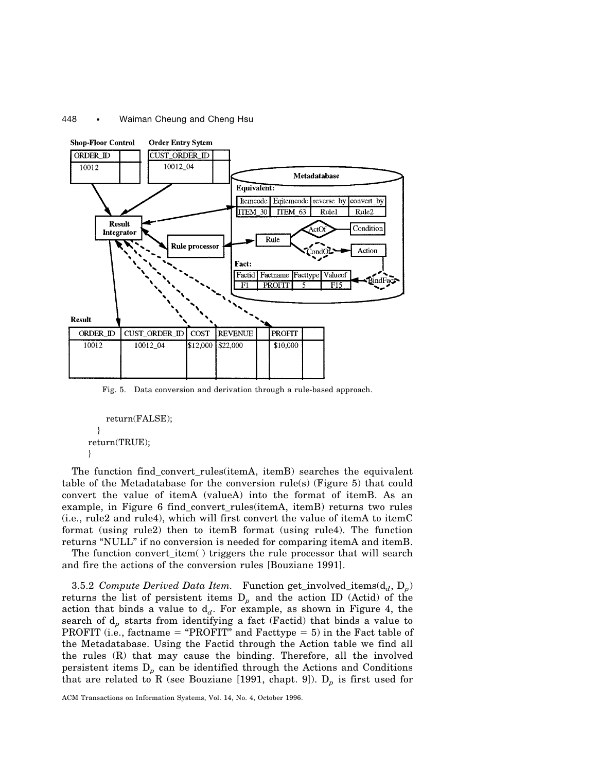Fig. 5. Data conversion and derivation through a rule-based approach.

```
        return(FALSE);
    }
  return(TRUE);
  }
```

The function find_convert_rules(itemA, itemB) searches the equivalent table of the Metadatabase for the conversion rule(s) (Figure 5) that could convert the value of itemA (valueA) into the format of itemB. As an example, in Figure 6 find_convert_rules(itemA, itemB) returns two rules (i.e., rule2 and rule4), which will first convert the value of itemA to itemC format (using rule2) then to itemB format (using rule4). The function returns "NULL" if no conversion is needed for comparing itemA and itemB.

The function convert_item( ) triggers the rule processor that will search and fire the actions of the conversion rules [Bouziane 1991].

3.5.2 *Compute Derived Data Item.* Function get_involved_items($d_d$, $D_p$) returns the list of persistent items $D_p$ and the action ID (Actid) of the action that binds a value to $d_d$. For example, as shown in Figure 4, the search of $d_p$ starts from identifying a fact (Factid) that binds a value to PROFIT (i.e., factname = "PROFIT" and Facttype = 5) in the Fact table of the Metadatabase. Using the Factid through the Action table we find all the rules (R) that may cause the binding. Therefore, all the involved persistent items $D_p$ can be identified through the Actions and Conditions that are related to R (see Bouziane [1991, chapt. 9]). $D_p$ is first used for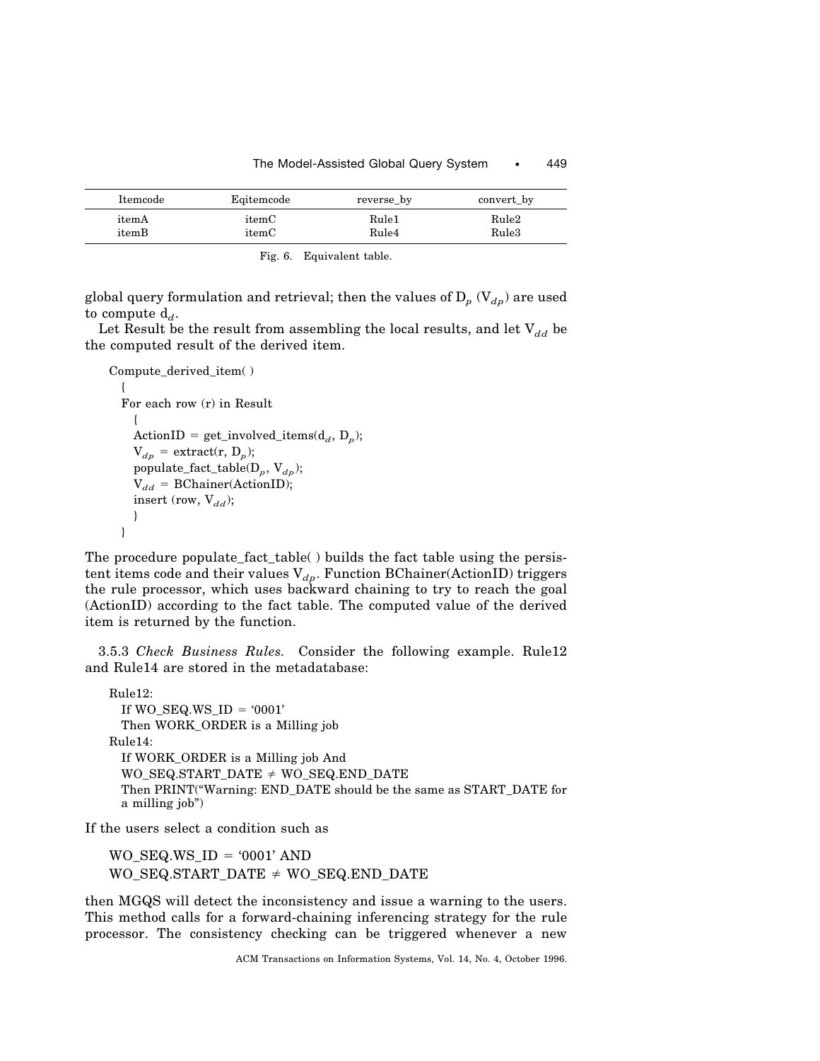| Itemcode | Eqitemcode | reverse_by | convert_by |
|---|---|---|---|
| itemA | itemC | Rule1 | Rule2 |
| itemB | itemC | Rule4 | Rule3 |

Fig. 6. Equivalent table.

global query formulation and retrieval; then the values of $D_p$ ($V_{dp}$) are used to compute $d_d$.

Let Result be the result from assembling the local results, and let $V_{dd}$ be the computed result of the derived item.

```
Compute_derived_item( )
  {
  For each row (r) in Result
    {
    ActionID = get_involved_items(d_d, D_p);
    V_dp = extract(r, D_p);
    populate_fact_table(D_p, V_dp);
    V_dd = BChainer(ActionID);
    insert (row, V_dd);
    }
  }
```

The procedure populate_fact_table( ) builds the fact table using the persistent items code and their values $V_{dp}$. Function BChainer(ActionID) triggers the rule processor, which uses backward chaining to try to reach the goal (ActionID) according to the fact table. The computed value of the derived item is returned by the function.

3.5.3 *Check Business Rules.* Consider the following example. Rule12 and Rule14 are stored in the metadatabase:

```
Rule12:
  If WO_SEQ.WS_ID = '0001'
  Then WORK_ORDER is a Milling job
Rule14:
  If WORK_ORDER is a Milling job And
  WO_SEQ.START_DATE ≠ WO_SEQ.END_DATE
  Then PRINT("Warning: END_DATE should be the same as START_DATE for
  a milling job")
```

If the users select a condition such as

```
WO_SEQ.WS_ID = '0001' AND
WO_SEQ.START_DATE ≠ WO_SEQ.END_DATE
```

then MGQS will detect the inconsistency and issue a warning to the users. This method calls for a forward-chaining inferencing strategy for the rule processor. The consistency checking can be triggered whenever a new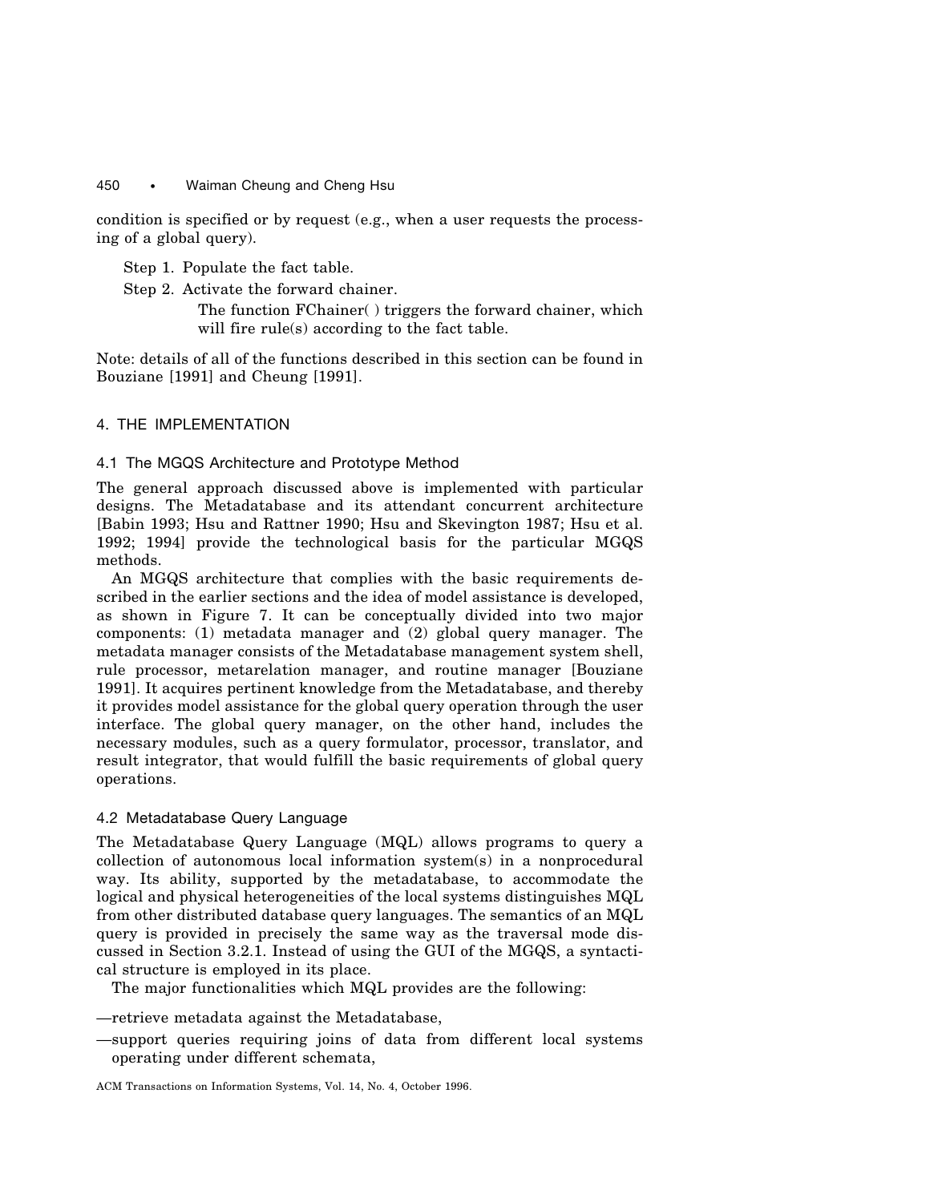condition is specified or by request (e.g., when a user requests the processing of a global query).

Step 1. Populate the fact table.

Step 2. Activate the forward chainer.

The function FChainer( ) triggers the forward chainer, which will fire rule(s) according to the fact table.

Note: details of all of the functions described in this section can be found in Bouziane [1991] and Cheung [1991].

## 4. THE IMPLEMENTATION

### 4.1 The MGQS Architecture and Prototype Method

The general approach discussed above is implemented with particular designs. The Metadatabase and its attendant concurrent architecture [Babin 1993; Hsu and Rattner 1990; Hsu and Skevington 1987; Hsu et al. 1992; 1994] provide the technological basis for the particular MGQS methods.

An MGQS architecture that complies with the basic requirements described in the earlier sections and the idea of model assistance is developed, as shown in Figure 7. It can be conceptually divided into two major components: (1) metadata manager and (2) global query manager. The metadata manager consists of the Metadatabase management system shell, rule processor, metarelation manager, and routine manager [Bouziane 1991]. It acquires pertinent knowledge from the Metadatabase, and thereby it provides model assistance for the global query operation through the user interface. The global query manager, on the other hand, includes the necessary modules, such as a query formulator, processor, translator, and result integrator, that would fulfill the basic requirements of global query operations.

### 4.2 Metadatabase Query Language

The Metadatabase Query Language (MQL) allows programs to query a collection of autonomous local information system(s) in a nonprocedural way. Its ability, supported by the metadatabase, to accommodate the logical and physical heterogeneities of the local systems distinguishes MQL from other distributed database query languages. The semantics of an MQL query is provided in precisely the same way as the traversal mode discussed in Section 3.2.1. Instead of using the GUI of the MGQS, a syntactical structure is employed in its place.

The major functionalities which MQL provides are the following:

—retrieve metadata against the Metadatabase,

—support queries requiring joins of data from different local systems operating under different schemata,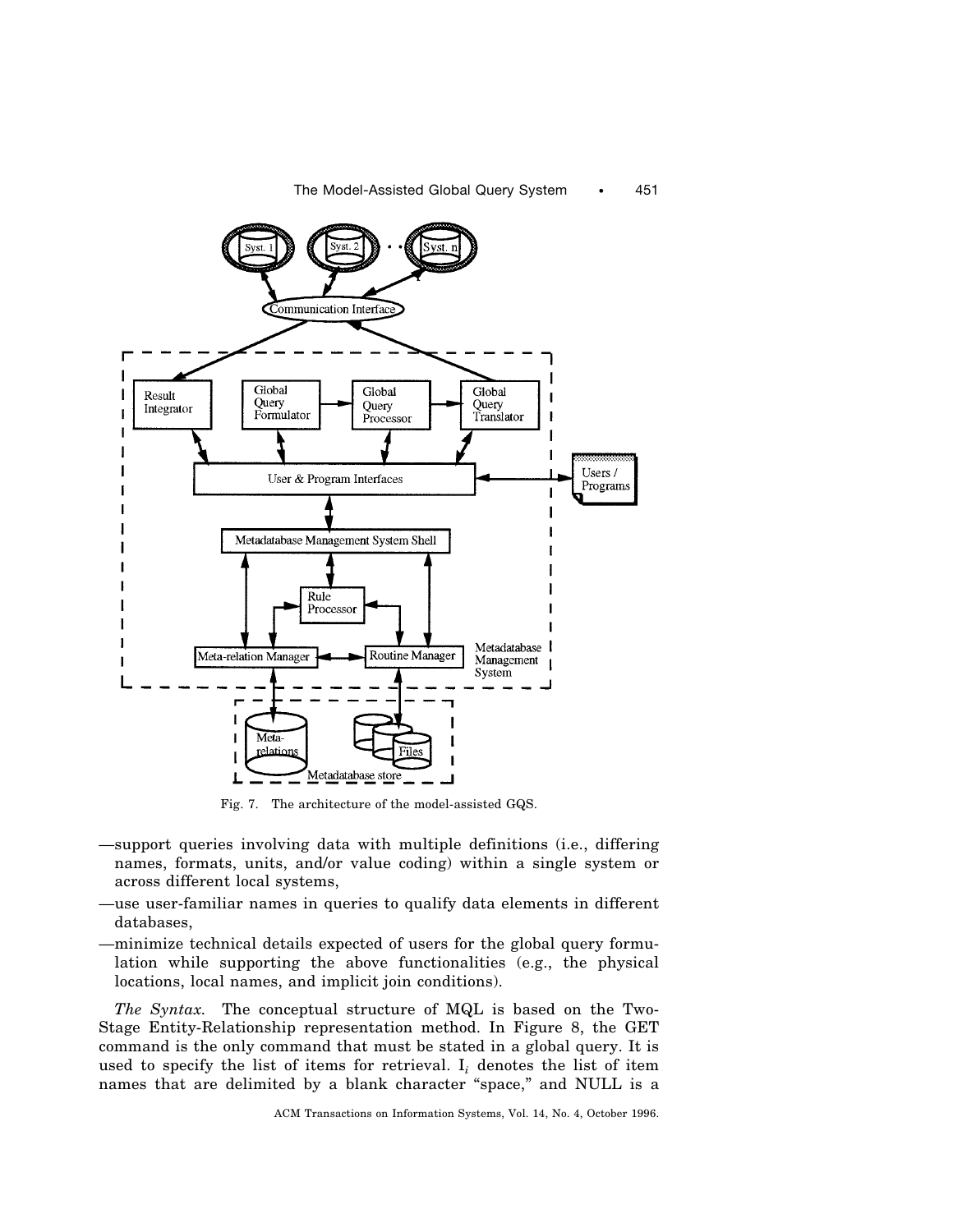Fig. 7. The architecture of the model-assisted GQS.

—support queries involving data with multiple definitions (i.e., differing names, formats, units, and/or value coding) within a single system or across different local systems,

—use user-familiar names in queries to qualify data elements in different databases,

—minimize technical details expected of users for the global query formulation while supporting the above functionalities (e.g., the physical locations, local names, and implicit join conditions).

*The Syntax.* The conceptual structure of MQL is based on the Two-Stage Entity-Relationship representation method. In Figure 8, the GET command is the only command that must be stated in a global query. It is used to specify the list of items for retrieval. $I_i$ denotes the list of item names that are delimited by a blank character "space," and NULL is a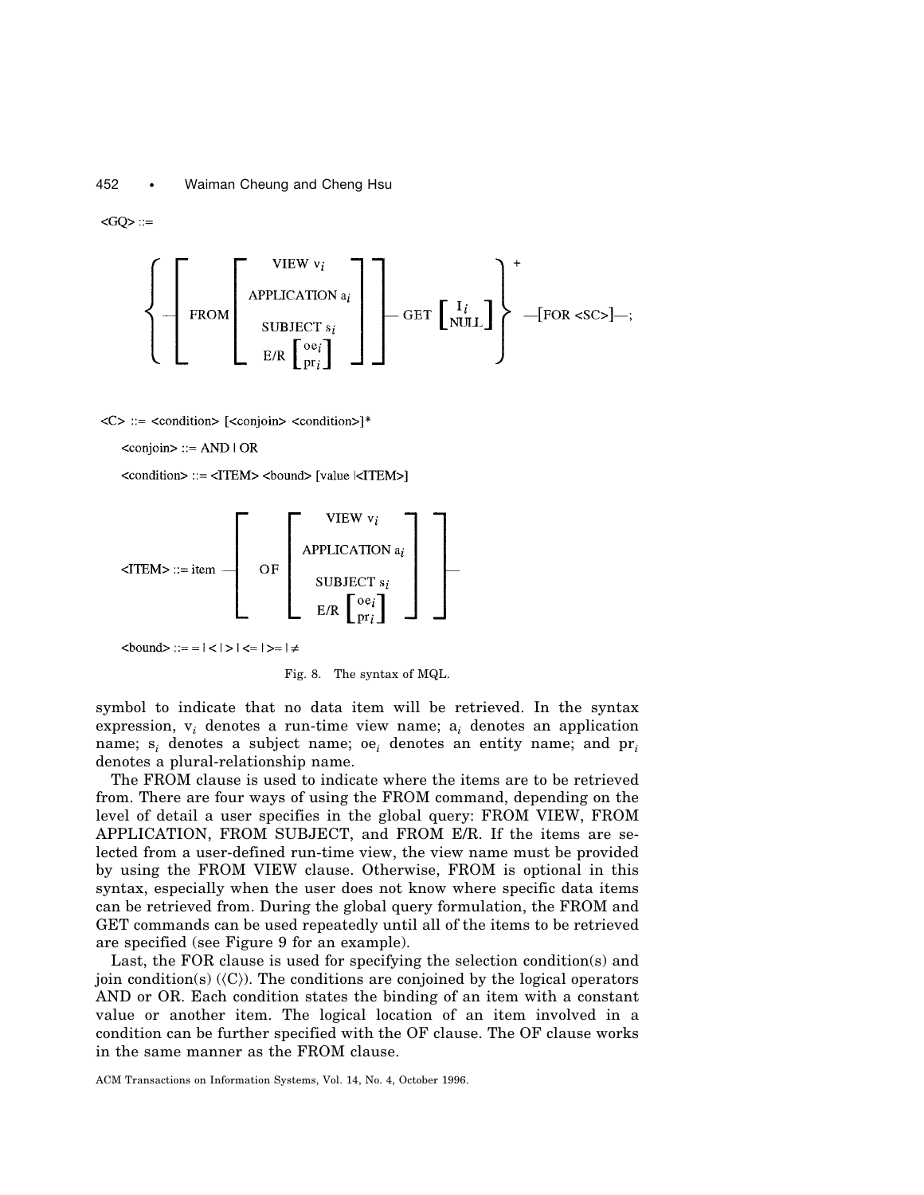<GQ> ::=

$$\left\{ -\left[ \text{FROM} \begin{bmatrix} \text{VIEW } v_i \\ \text{APPLICATION } a_i \\ \text{SUBJECT } s_i \\ \text{E/R} \begin{bmatrix} oe_i \\ pr_i \end{bmatrix} \end{bmatrix} \right] - \text{GET} \begin{bmatrix} I_i \\ \text{NULL} \end{bmatrix} \right\}^{+} -[\text{FOR <SC>}]-;$$

<C> ::= <condition> [<conjoin> <condition>]*

<conjoin> ::= AND | OR

<condition> ::= <ITEM> <bound> [value |<ITEM>]

$$\text{<ITEM> ::= item} - \left[ \text{OF} \begin{bmatrix} \text{VIEW } v_i \\ \text{APPLICATION } a_i \\ \text{SUBJECT } s_i \\ \text{E/R} \begin{bmatrix} oe_i \\ pr_i \end{bmatrix} \end{bmatrix} \right] -$$

<bound> ::= = | < | > | <= | >= | ≠

Fig. 8. The syntax of MQL.

symbol to indicate that no data item will be retrieved. In the syntax expression, $v_i$ denotes a run-time view name; $a_i$ denotes an application name; $s_i$ denotes a subject name; $oe_i$ denotes an entity name; and $pr_i$ denotes a plural-relationship name.

The FROM clause is used to indicate where the items are to be retrieved from. There are four ways of using the FROM command, depending on the level of detail a user specifies in the global query: FROM VIEW, FROM APPLICATION, FROM SUBJECT, and FROM E/R. If the items are selected from a user-defined run-time view, the view name must be provided by using the FROM VIEW clause. Otherwise, FROM is optional in this syntax, especially when the user does not know where specific data items can be retrieved from. During the global query formulation, the FROM and GET commands can be used repeatedly until all of the items to be retrieved are specified (see Figure 9 for an example).

Last, the FOR clause is used for specifying the selection condition(s) and join condition(s) (⟨C⟩). The conditions are conjoined by the logical operators AND or OR. Each condition states the binding of an item with a constant value or another item. The logical location of an item involved in a condition can be further specified with the OF clause. The OF clause works in the same manner as the FROM clause.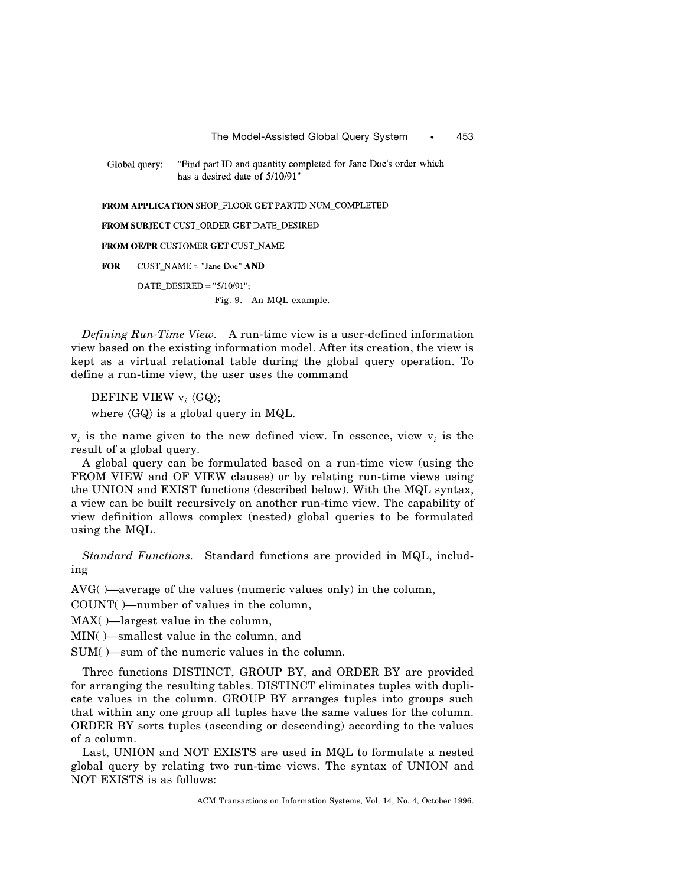Global query: "Find part ID and quantity completed for Jane Doe's order which has a desired date of 5/10/91"

```
FROM APPLICATION SHOP_FLOOR GET PARTID NUM_COMPLETED

FROM SUBJECT CUST_ORDER GET DATE_DESIRED

FROM OE/PR CUSTOMER GET CUST_NAME

FOR    CUST_NAME = "Jane Doe" AND

       DATE_DESIRED = "5/10/91";
```

Fig. 9. An MQL example.

*Defining Run-Time View.* A run-time view is a user-defined information view based on the existing information model. After its creation, the view is kept as a virtual relational table during the global query operation. To define a run-time view, the user uses the command

DEFINE VIEW $v_i$ ⟨GQ⟩;

where ⟨GQ⟩ is a global query in MQL.

$v_i$ is the name given to the new defined view. In essence, view $v_i$ is the result of a global query.

A global query can be formulated based on a run-time view (using the FROM VIEW and OF VIEW clauses) or by relating run-time views using the UNION and EXIST functions (described below). With the MQL syntax, a view can be built recursively on another run-time view. The capability of view definition allows complex (nested) global queries to be formulated using the MQL.

*Standard Functions.* Standard functions are provided in MQL, including

AVG( )—average of the values (numeric values only) in the column,

COUNT( )—number of values in the column,

MAX( )—largest value in the column,

MIN( )—smallest value in the column, and

SUM( )—sum of the numeric values in the column.

Three functions DISTINCT, GROUP BY, and ORDER BY are provided for arranging the resulting tables. DISTINCT eliminates tuples with duplicate values in the column. GROUP BY arranges tuples into groups such that within any one group all tuples have the same values for the column. ORDER BY sorts tuples (ascending or descending) according to the values of a column.

Last, UNION and NOT EXISTS are used in MQL to formulate a nested global query by relating two run-time views. The syntax of UNION and NOT EXISTS is as follows: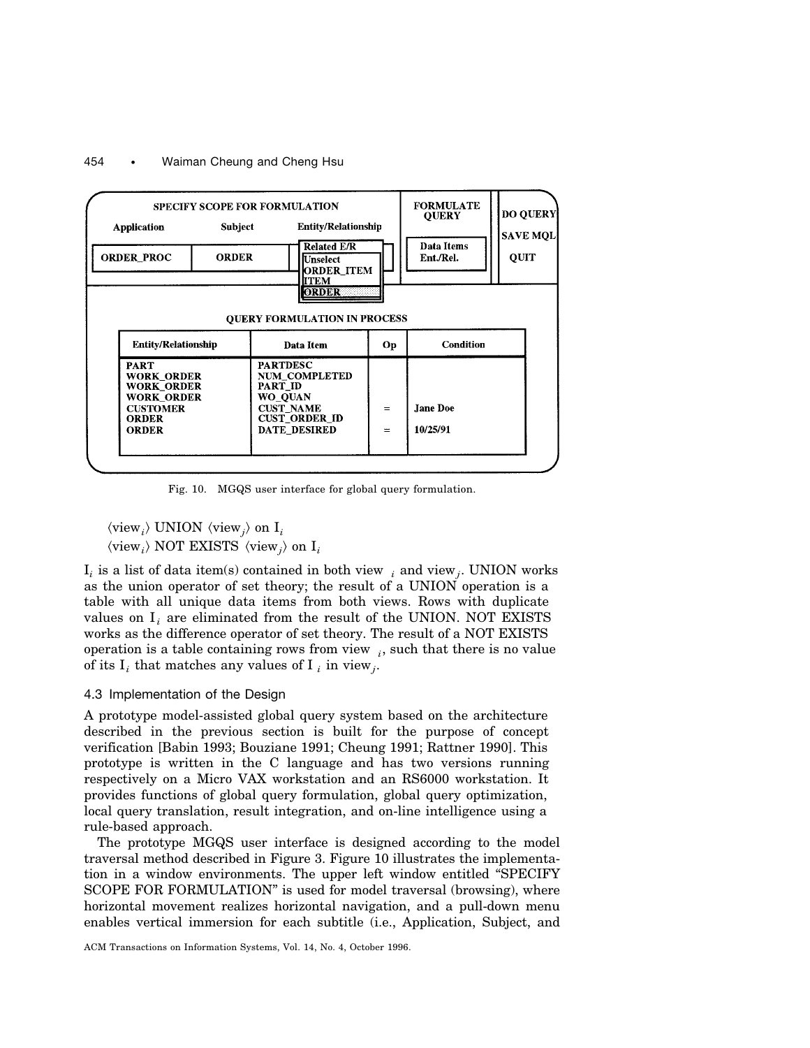| SPECIFY SCOPE FOR FORMULATION | | | FORMULATE QUERY | DO QUERY |
|---|---|---|---|---|
| Application | Subject | Entity/Relationship | Data Items | SAVE MQL |
| ORDER_PROC | ORDER | Related E/R: Unselect, ORDER_ITEM, ITEM, ORDER | Ent./Rel. | QUIT |

QUERY FORMULATION IN PROCESS

| Entity/Relationship | Data Item | Op | Condition |
|---|---|---|---|
| PART | PARTDESC | | |
| WORK_ORDER | NUM_COMPLETED | | |
| WORK_ORDER | PART_ID | | |
| WORK_ORDER | WO_QUAN | | |
| CUSTOMER | CUST_NAME | = | Jane Doe |
| ORDER | CUST_ORDER_ID | | |
| ORDER | DATE_DESIRED | = | 10/25/91 |

Fig. 10. MGQS user interface for global query formulation.

$\langle \text{view}_i \rangle$ UNION $\langle \text{view}_j \rangle$ on $I_i$
$\langle \text{view}_i \rangle$ NOT EXISTS $\langle \text{view}_j \rangle$ on $I_i$

$I_i$ is a list of data item(s) contained in both view $_i$ and view$_j$. UNION works as the union operator of set theory; the result of a UNION operation is a table with all unique data items from both views. Rows with duplicate values on $I_i$ are eliminated from the result of the UNION. NOT EXISTS works as the difference operator of set theory. The result of a NOT EXISTS operation is a table containing rows from view $_i$, such that there is no value of its $I_i$ that matches any values of I $_i$ in view$_j$.

### 4.3 Implementation of the Design

A prototype model-assisted global query system based on the architecture described in the previous section is built for the purpose of concept verification [Babin 1993; Bouziane 1991; Cheung 1991; Rattner 1990]. This prototype is written in the C language and has two versions running respectively on a Micro VAX workstation and an RS6000 workstation. It provides functions of global query formulation, global query optimization, local query translation, result integration, and on-line intelligence using a rule-based approach.

The prototype MGQS user interface is designed according to the model traversal method described in Figure 3. Figure 10 illustrates the implementation in a window environments. The upper left window entitled "SPECIFY SCOPE FOR FORMULATION" is used for model traversal (browsing), where horizontal movement realizes horizontal navigation, and a pull-down menu enables vertical immersion for each subtitle (i.e., Application, Subject, and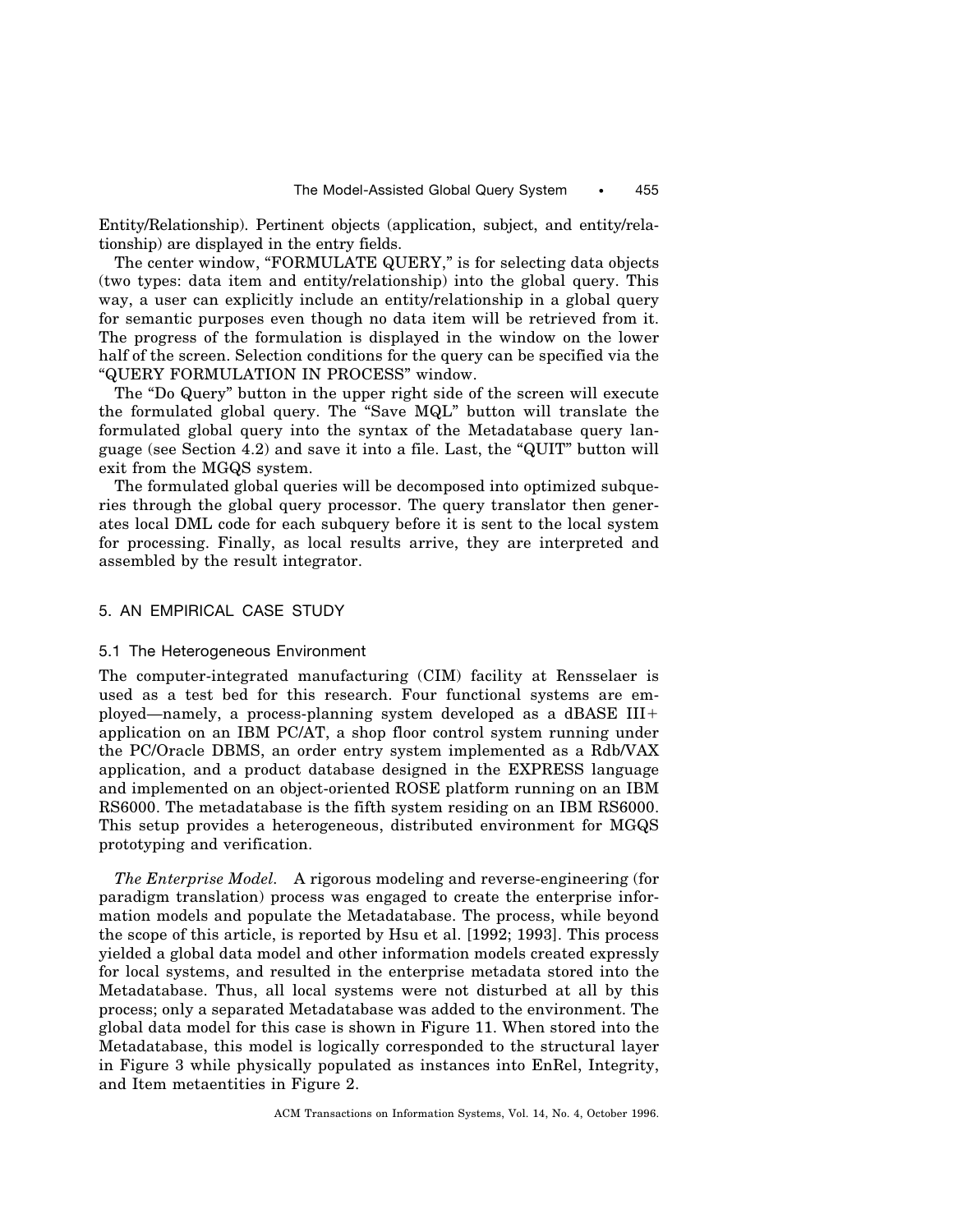Entity/Relationship). Pertinent objects (application, subject, and entity/relationship) are displayed in the entry fields.

The center window, "FORMULATE QUERY," is for selecting data objects (two types: data item and entity/relationship) into the global query. This way, a user can explicitly include an entity/relationship in a global query for semantic purposes even though no data item will be retrieved from it. The progress of the formulation is displayed in the window on the lower half of the screen. Selection conditions for the query can be specified via the "QUERY FORMULATION IN PROCESS" window.

The "Do Query" button in the upper right side of the screen will execute the formulated global query. The "Save MQL" button will translate the formulated global query into the syntax of the Metadatabase query language (see Section 4.2) and save it into a file. Last, the "QUIT" button will exit from the MGQS system.

The formulated global queries will be decomposed into optimized subqueries through the global query processor. The query translator then generates local DML code for each subquery before it is sent to the local system for processing. Finally, as local results arrive, they are interpreted and assembled by the result integrator.

## 5. AN EMPIRICAL CASE STUDY

### 5.1 The Heterogeneous Environment

The computer-integrated manufacturing (CIM) facility at Rensselaer is used as a test bed for this research. Four functional systems are employed—namely, a process-planning system developed as a dBASE III+ application on an IBM PC/AT, a shop floor control system running under the PC/Oracle DBMS, an order entry system implemented as a Rdb/VAX application, and a product database designed in the EXPRESS language and implemented on an object-oriented ROSE platform running on an IBM RS6000. The metadatabase is the fifth system residing on an IBM RS6000. This setup provides a heterogeneous, distributed environment for MGQS prototyping and verification.

*The Enterprise Model.* A rigorous modeling and reverse-engineering (for paradigm translation) process was engaged to create the enterprise information models and populate the Metadatabase. The process, while beyond the scope of this article, is reported by Hsu et al. [1992; 1993]. This process yielded a global data model and other information models created expressly for local systems, and resulted in the enterprise metadata stored into the Metadatabase. Thus, all local systems were not disturbed at all by this process; only a separated Metadatabase was added to the environment. The global data model for this case is shown in Figure 11. When stored into the Metadatabase, this model is logically corresponded to the structural layer in Figure 3 while physically populated as instances into EnRel, Integrity, and Item metaentities in Figure 2.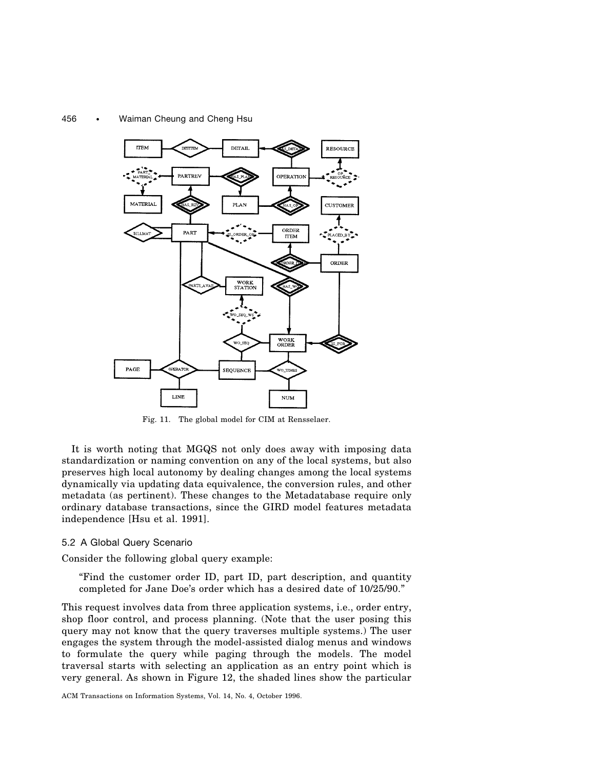Fig. 11. The global model for CIM at Rensselaer.

It is worth noting that MGQS not only does away with imposing data standardization or naming convention on any of the local systems, but also preserves high local autonomy by dealing changes among the local systems dynamically via updating data equivalence, the conversion rules, and other metadata (as pertinent). These changes to the Metadatabase require only ordinary database transactions, since the GIRD model features metadata independence [Hsu et al. 1991].

### 5.2 A Global Query Scenario

Consider the following global query example:

> "Find the customer order ID, part ID, part description, and quantity completed for Jane Doe's order which has a desired date of 10/25/90."

This request involves data from three application systems, i.e., order entry, shop floor control, and process planning. (Note that the user posing this query may not know that the query traverses multiple systems.) The user engages the system through the model-assisted dialog menus and windows to formulate the query while paging through the models. The model traversal starts with selecting an application as an entry point which is very general. As shown in Figure 12, the shaded lines show the particular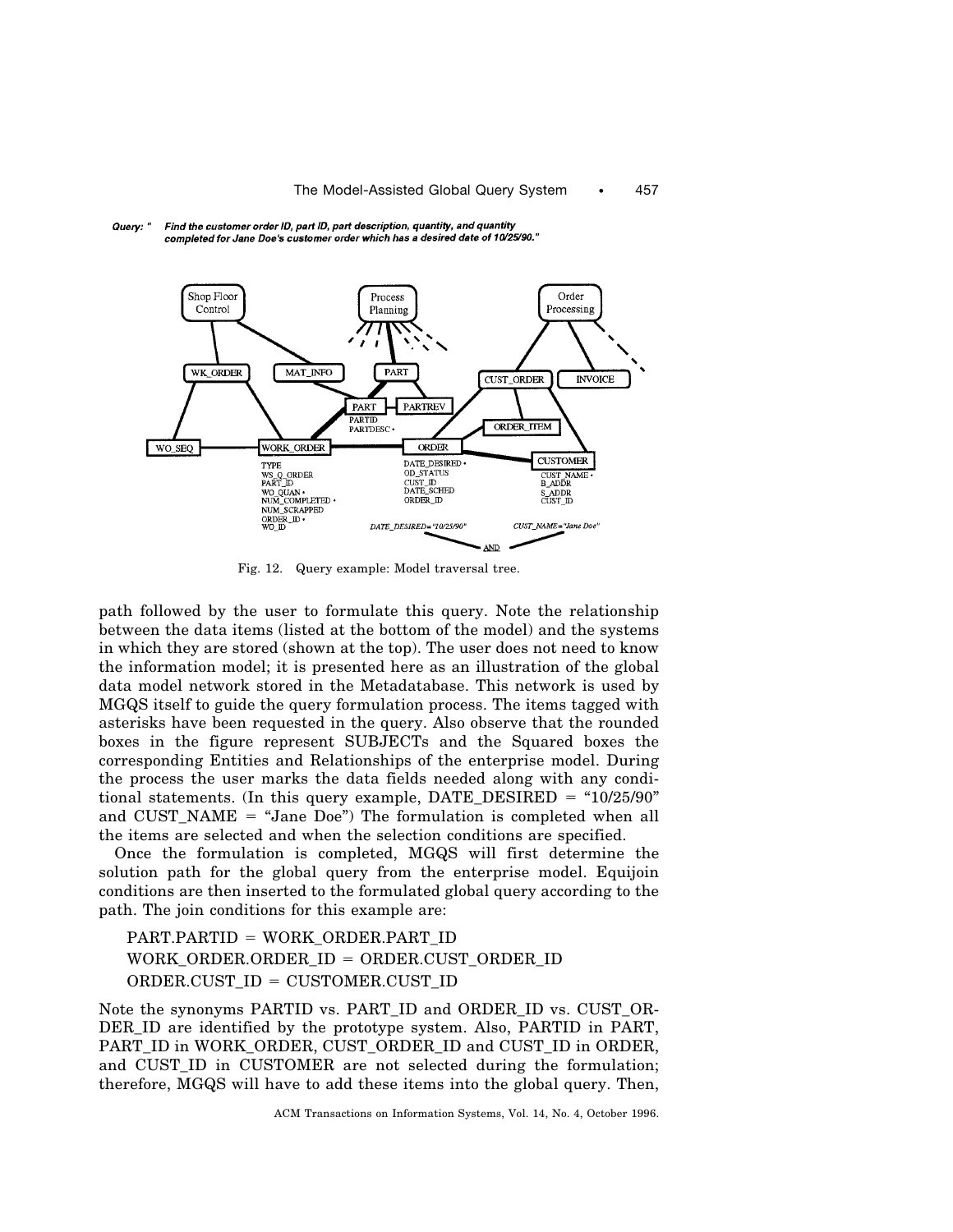Query: " Find the customer order ID, part ID, part description, quantity, and quantity completed for Jane Doe's customer order which has a desired date of 10/25/90."

Fig. 12. Query example: Model traversal tree.

path followed by the user to formulate this query. Note the relationship between the data items (listed at the bottom of the model) and the systems in which they are stored (shown at the top). The user does not need to know the information model; it is presented here as an illustration of the global data model network stored in the Metadatabase. This network is used by MGQS itself to guide the query formulation process. The items tagged with asterisks have been requested in the query. Also observe that the rounded boxes in the figure represent SUBJECTs and the Squared boxes the corresponding Entities and Relationships of the enterprise model. During the process the user marks the data fields needed along with any conditional statements. (In this query example, DATE_DESIRED = "10/25/90" and CUST_NAME = "Jane Doe") The formulation is completed when all the items are selected and when the selection conditions are specified.

Once the formulation is completed, MGQS will first determine the solution path for the global query from the enterprise model. Equijoin conditions are then inserted to the formulated global query according to the path. The join conditions for this example are:

PART.PARTID = WORK_ORDER.PART_ID
WORK_ORDER.ORDER_ID = ORDER.CUST_ORDER_ID
ORDER.CUST_ID = CUSTOMER.CUST_ID

Note the synonyms PARTID vs. PART_ID and ORDER_ID vs. CUST_ORDER_ID are identified by the prototype system. Also, PARTID in PART, PART_ID in WORK_ORDER, CUST_ORDER_ID and CUST_ID in ORDER, and CUST_ID in CUSTOMER are not selected during the formulation; therefore, MGQS will have to add these items into the global query. Then,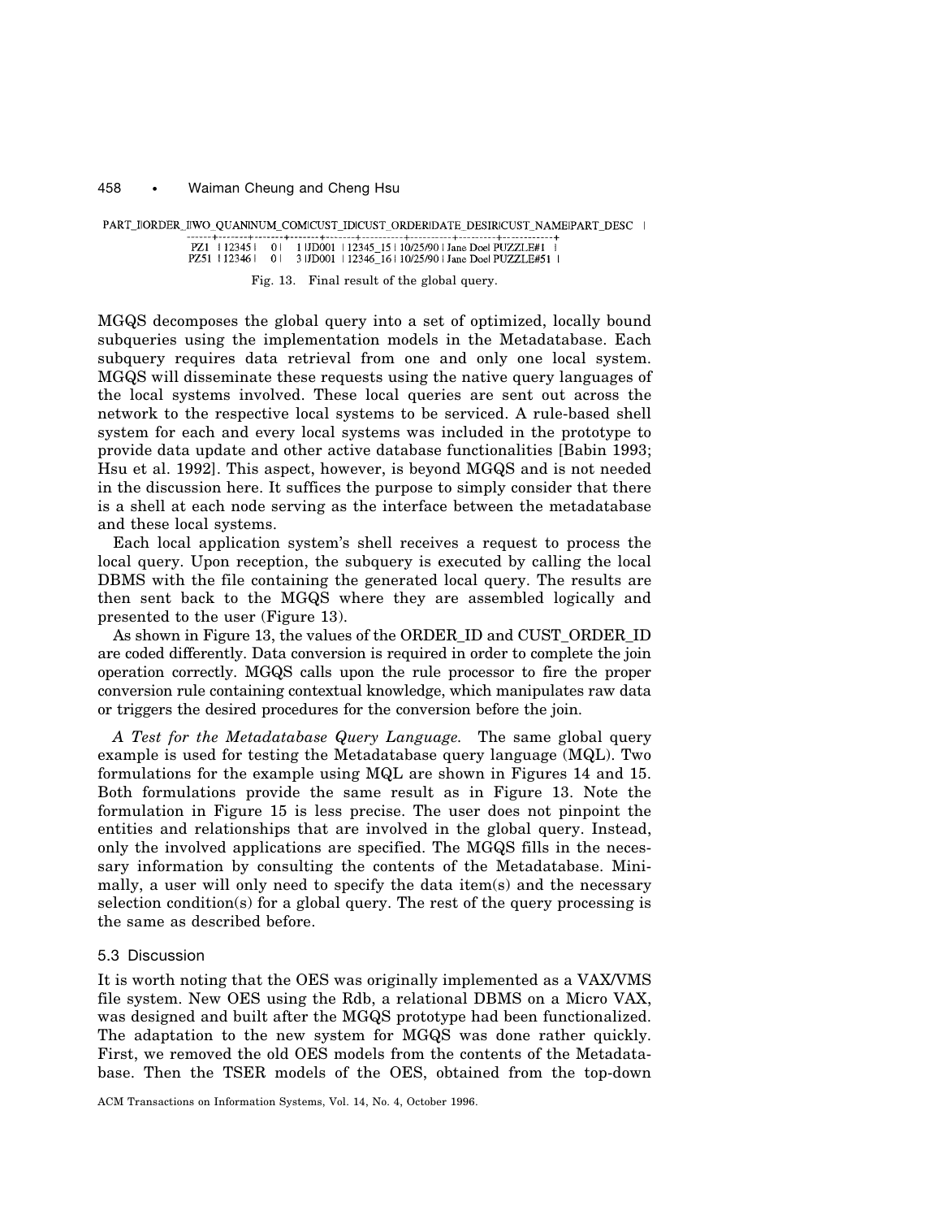```
PART_I|ORDER_I|WO_QUAN|NUM_COM|CUST_ID|CUST_ORDER|DATE_DESIR|CUST_NAME|PART_DESC  |
------+-------+-------+-------+--------+----------+----------+---------+-----------+
   PZ1 | 12345 |     0 |     1 |JD001   | 12345_15 | 10/25/90 | Jane Doe| PUZZLE#1  |
  PZ51 | 12346 |     0 |     3 |JD001   | 12346_16 | 10/25/90 | Jane Doe| PUZZLE#51 |
```

Fig. 13. Final result of the global query.

MGQS decomposes the global query into a set of optimized, locally bound subqueries using the implementation models in the Metadatabase. Each subquery requires data retrieval from one and only one local system. MGQS will disseminate these requests using the native query languages of the local systems involved. These local queries are sent out across the network to the respective local systems to be serviced. A rule-based shell system for each and every local systems was included in the prototype to provide data update and other active database functionalities [Babin 1993; Hsu et al. 1992]. This aspect, however, is beyond MGQS and is not needed in the discussion here. It suffices the purpose to simply consider that there is a shell at each node serving as the interface between the metadatabase and these local systems.

Each local application system's shell receives a request to process the local query. Upon reception, the subquery is executed by calling the local DBMS with the file containing the generated local query. The results are then sent back to the MGQS where they are assembled logically and presented to the user (Figure 13).

As shown in Figure 13, the values of the ORDER_ID and CUST_ORDER_ID are coded differently. Data conversion is required in order to complete the join operation correctly. MGQS calls upon the rule processor to fire the proper conversion rule containing contextual knowledge, which manipulates raw data or triggers the desired procedures for the conversion before the join.

*A Test for the Metadatabase Query Language.* The same global query example is used for testing the Metadatabase query language (MQL). Two formulations for the example using MQL are shown in Figures 14 and 15. Both formulations provide the same result as in Figure 13. Note the formulation in Figure 15 is less precise. The user does not pinpoint the entities and relationships that are involved in the global query. Instead, only the involved applications are specified. The MGQS fills in the necessary information by consulting the contents of the Metadatabase. Minimally, a user will only need to specify the data item(s) and the necessary selection condition(s) for a global query. The rest of the query processing is the same as described before.

### 5.3 Discussion

It is worth noting that the OES was originally implemented as a VAX/VMS file system. New OES using the Rdb, a relational DBMS on a Micro VAX, was designed and built after the MGQS prototype had been functionalized. The adaptation to the new system for MGQS was done rather quickly. First, we removed the old OES models from the contents of the Metadatabase. Then the TSER models of the OES, obtained from the top-down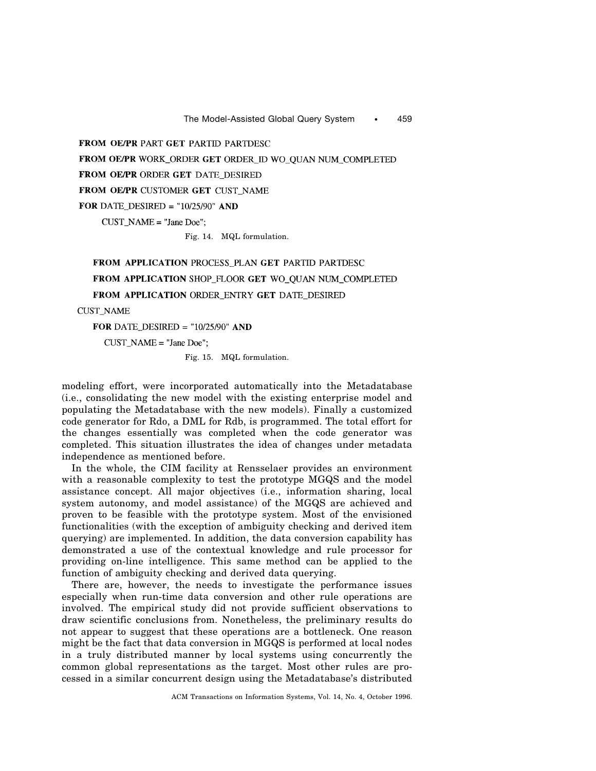```
FROM OE/PR PART GET PARTID PARTDESC
FROM OE/PR WORK_ORDER GET ORDER_ID WO_QUAN NUM_COMPLETED
FROM OE/PR ORDER GET DATE_DESIRED
FROM OE/PR CUSTOMER GET CUST_NAME
FOR DATE_DESIRED = "10/25/90" AND
    CUST_NAME = "Jane Doe";
```

Fig. 14. MQL formulation.

```
FROM APPLICATION PROCESS_PLAN GET PARTID PARTDESC
FROM APPLICATION SHOP_FLOOR GET WO_QUAN NUM_COMPLETED
FROM APPLICATION ORDER_ENTRY GET DATE_DESIRED
CUST_NAME
FOR DATE_DESIRED = "10/25/90" AND
    CUST_NAME = "Jane Doe";
```

Fig. 15. MQL formulation.

modeling effort, were incorporated automatically into the Metadatabase (i.e., consolidating the new model with the existing enterprise model and populating the Metadatabase with the new models). Finally a customized code generator for Rdo, a DML for Rdb, is programmed. The total effort for the changes essentially was completed when the code generator was completed. This situation illustrates the idea of changes under metadata independence as mentioned before.

In the whole, the CIM facility at Rensselaer provides an environment with a reasonable complexity to test the prototype MGQS and the model assistance concept. All major objectives (i.e., information sharing, local system autonomy, and model assistance) of the MGQS are achieved and proven to be feasible with the prototype system. Most of the envisioned functionalities (with the exception of ambiguity checking and derived item querying) are implemented. In addition, the data conversion capability has demonstrated a use of the contextual knowledge and rule processor for providing on-line intelligence. This same method can be applied to the function of ambiguity checking and derived data querying.

There are, however, the needs to investigate the performance issues especially when run-time data conversion and other rule operations are involved. The empirical study did not provide sufficient observations to draw scientific conclusions from. Nonetheless, the preliminary results do not appear to suggest that these operations are a bottleneck. One reason might be the fact that data conversion in MGQS is performed at local nodes in a truly distributed manner by local systems using concurrently the common global representations as the target. Most other rules are processed in a similar concurrent design using the Metadatabase's distributed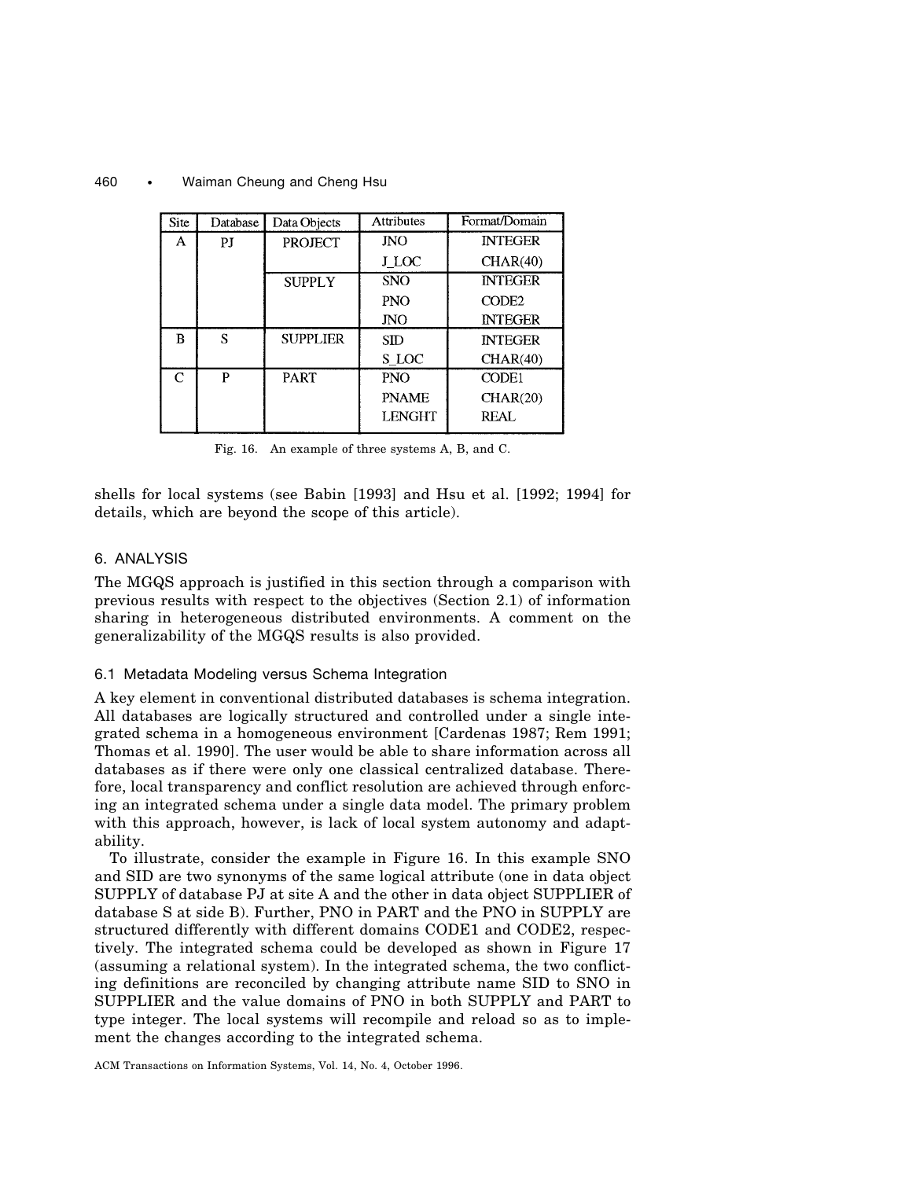| Site | Database | Data Objects | Attributes | Format/Domain |
|---|---|---|---|---|
| A | PJ | PROJECT | JNO | INTEGER |
| | | | J_LOC | CHAR(40) |
| | | SUPPLY | SNO | INTEGER |
| | | | PNO | CODE2 |
| | | | JNO | INTEGER |
| B | S | SUPPLIER | SID | INTEGER |
| | | | S_LOC | CHAR(40) |
| C | P | PART | PNO | CODE1 |
| | | | PNAME | CHAR(20) |
| | | | LENGHT | REAL |

Fig. 16. An example of three systems A, B, and C.

shells for local systems (see Babin [1993] and Hsu et al. [1992; 1994] for details, which are beyond the scope of this article).

## 6. ANALYSIS

The MGQS approach is justified in this section through a comparison with previous results with respect to the objectives (Section 2.1) of information sharing in heterogeneous distributed environments. A comment on the generalizability of the MGQS results is also provided.

### 6.1 Metadata Modeling versus Schema Integration

A key element in conventional distributed databases is schema integration. All databases are logically structured and controlled under a single integrated schema in a homogeneous environment [Cardenas 1987; Rem 1991; Thomas et al. 1990]. The user would be able to share information across all databases as if there were only one classical centralized database. Therefore, local transparency and conflict resolution are achieved through enforcing an integrated schema under a single data model. The primary problem with this approach, however, is lack of local system autonomy and adaptability.

To illustrate, consider the example in Figure 16. In this example SNO and SID are two synonyms of the same logical attribute (one in data object SUPPLY of database PJ at site A and the other in data object SUPPLIER of database S at side B). Further, PNO in PART and the PNO in SUPPLY are structured differently with different domains CODE1 and CODE2, respectively. The integrated schema could be developed as shown in Figure 17 (assuming a relational system). In the integrated schema, the two conflicting definitions are reconciled by changing attribute name SID to SNO in SUPPLIER and the value domains of PNO in both SUPPLY and PART to type integer. The local systems will recompile and reload so as to implement the changes according to the integrated schema.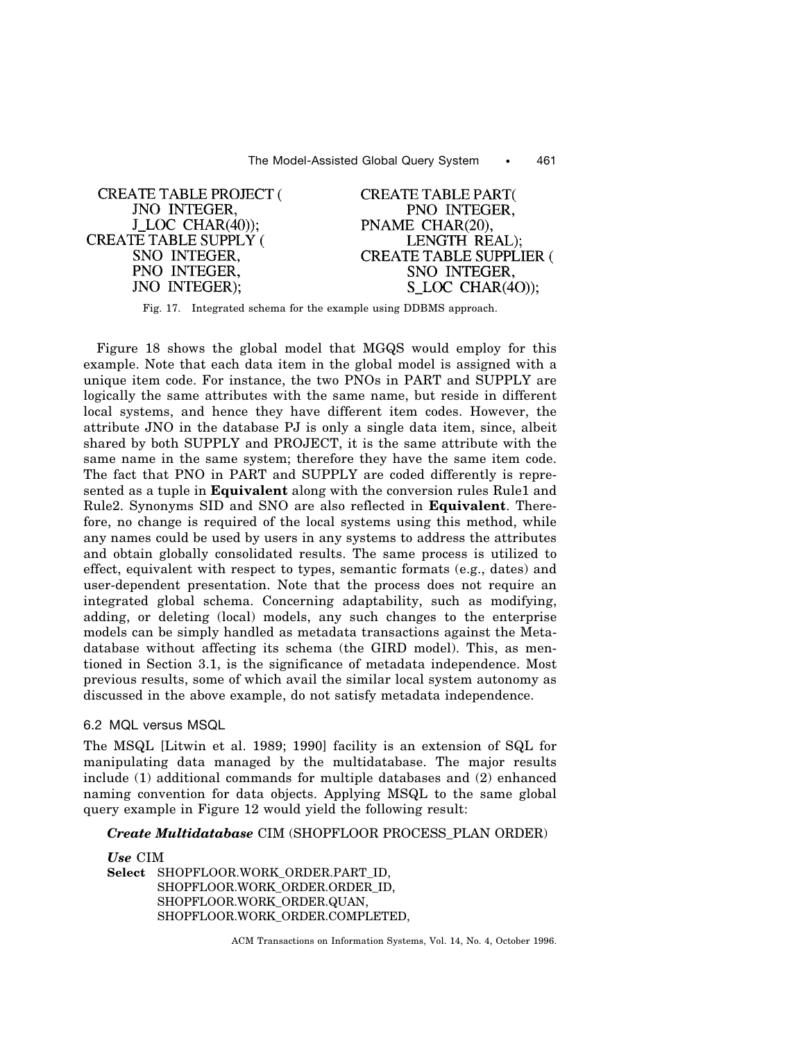```
CREATE TABLE PROJECT (
    JNO INTEGER,
    J_LOC CHAR(40));
CREATE TABLE SUPPLY (
    SNO INTEGER,
    PNO INTEGER,
    JNO INTEGER);
```

```
CREATE TABLE PART(
    PNO INTEGER,
PNAME CHAR(20),
    LENGTH REAL);
CREATE TABLE SUPPLIER (
    SNO INTEGER,
    S_LOC CHAR(4O));
```

Fig. 17. Integrated schema for the example using DDBMS approach.

Figure 18 shows the global model that MGQS would employ for this example. Note that each data item in the global model is assigned with a unique item code. For instance, the two PNOs in PART and SUPPLY are logically the same attributes with the same name, but reside in different local systems, and hence they have different item codes. However, the attribute JNO in the database PJ is only a single data item, since, albeit shared by both SUPPLY and PROJECT, it is the same attribute with the same name in the same system; therefore they have the same item code. The fact that PNO in PART and SUPPLY are coded differently is represented as a tuple in **Equivalent** along with the conversion rules Rule1 and Rule2. Synonyms SID and SNO are also reflected in **Equivalent**. Therefore, no change is required of the local systems using this method, while any names could be used by users in any systems to address the attributes and obtain globally consolidated results. The same process is utilized to effect, equivalent with respect to types, semantic formats (e.g., dates) and user-dependent presentation. Note that the process does not require an integrated global schema. Concerning adaptability, such as modifying, adding, or deleting (local) models, any such changes to the enterprise models can be simply handled as metadata transactions against the Metadatabase without affecting its schema (the GIRD model). This, as mentioned in Section 3.1, is the significance of metadata independence. Most previous results, some of which avail the similar local system autonomy as discussed in the above example, do not satisfy metadata independence.

### 6.2 MQL versus MSQL

The MSQL [Litwin et al. 1989; 1990] facility is an extension of SQL for manipulating data managed by the multidatabase. The major results include (1) additional commands for multiple databases and (2) enhanced naming convention for data objects. Applying MSQL to the same global query example in Figure 12 would yield the following result:

***Create Multidatabase*** CIM (SHOPFLOOR PROCESS_PLAN ORDER)

***Use*** CIM
**Select** SHOPFLOOR.WORK_ORDER.PART_ID,
SHOPFLOOR.WORK_ORDER.ORDER_ID,
SHOPFLOOR.WORK_ORDER.QUAN,
SHOPFLOOR.WORK_ORDER.COMPLETED,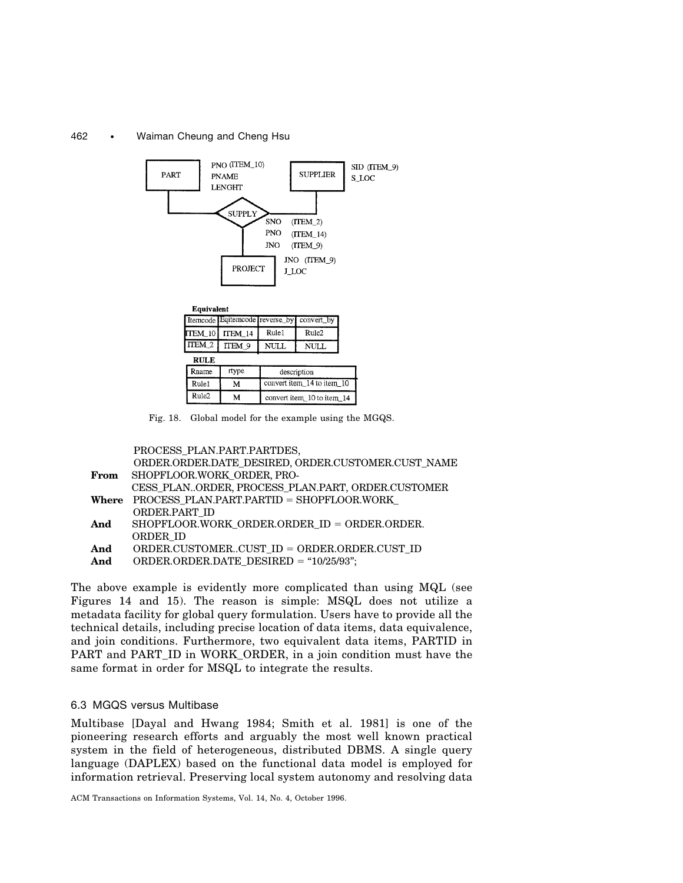PART — PNO (ITEM_10), PNAME, LENGHT

SUPPLIER — SID (ITEM_9), S_LOC

SUPPLY — SNO (ITEM_2), PNO (ITEM_14), JNO (ITEM_9)

PROJECT — JNO (ITEM_9), J_LOC

**Equivalent**

| Itemcode | Eqitemcode | reverse_by | convert_by |
|---|---|---|---|
| ITEM_10 | ITEM_14 | Rule1 | Rule2 |
| ITEM_2 | ITEM_9 | NULL | NULL |

**RULE**

| Rname | rtype | description |
|---|---|---|
| Rule1 | M | convert item_14 to item_10 |
| Rule2 | M | convert item_10 to item_14 |

Fig. 18. Global model for the example using the MGQS.

```
      PROCESS_PLAN.PART.PARTDES,
      ORDER.ORDER.DATE_DESIRED, ORDER.CUSTOMER.CUST_NAME
From  SHOPFLOOR.WORK_ORDER, PRO-
      CESS_PLAN..ORDER, PROCESS_PLAN.PART, ORDER.CUSTOMER
Where PROCESS_PLAN.PART.PARTID = SHOPFLOOR.WORK_
      ORDER.PART_ID
And   SHOPFLOOR.WORK_ORDER.ORDER_ID = ORDER.ORDER.
      ORDER_ID
And   ORDER.CUSTOMER..CUST_ID = ORDER.ORDER.CUST_ID
And   ORDER.ORDER.DATE_DESIRED = "10/25/93";
```

The above example is evidently more complicated than using MQL (see Figures 14 and 15). The reason is simple: MSQL does not utilize a metadata facility for global query formulation. Users have to provide all the technical details, including precise location of data items, data equivalence, and join conditions. Furthermore, two equivalent data items, PARTID in PART and PART_ID in WORK_ORDER, in a join condition must have the same format in order for MSQL to integrate the results.

### 6.3 MGQS versus Multibase

Multibase [Dayal and Hwang 1984; Smith et al. 1981] is one of the pioneering research efforts and arguably the most well known practical system in the field of heterogeneous, distributed DBMS. A single query language (DAPLEX) based on the functional data model is employed for information retrieval. Preserving local system autonomy and resolving data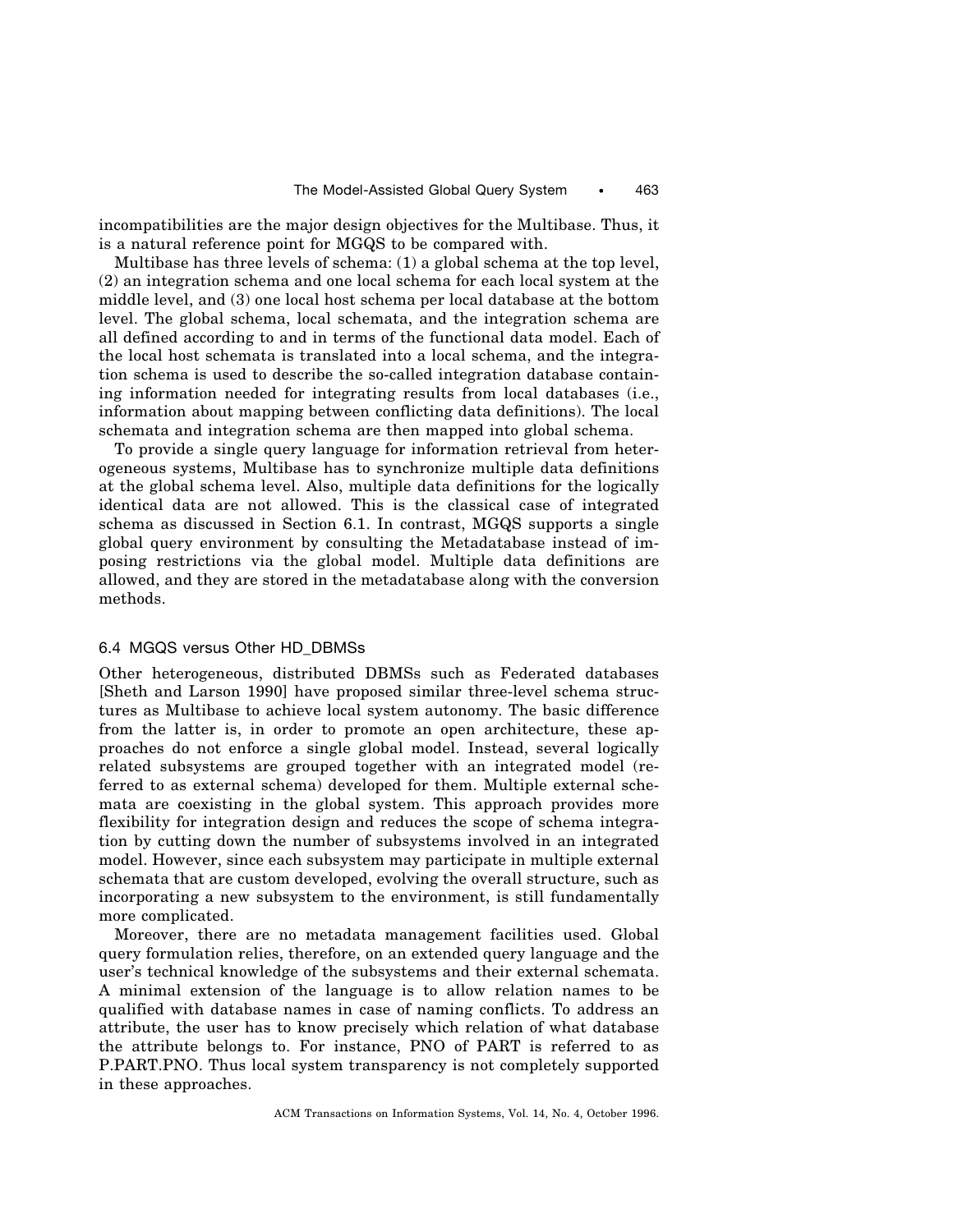incompatibilities are the major design objectives for the Multibase. Thus, it is a natural reference point for MGQS to be compared with.

Multibase has three levels of schema: (1) a global schema at the top level, (2) an integration schema and one local schema for each local system at the middle level, and (3) one local host schema per local database at the bottom level. The global schema, local schemata, and the integration schema are all defined according to and in terms of the functional data model. Each of the local host schemata is translated into a local schema, and the integration schema is used to describe the so-called integration database containing information needed for integrating results from local databases (i.e., information about mapping between conflicting data definitions). The local schemata and integration schema are then mapped into global schema.

To provide a single query language for information retrieval from heterogeneous systems, Multibase has to synchronize multiple data definitions at the global schema level. Also, multiple data definitions for the logically identical data are not allowed. This is the classical case of integrated schema as discussed in Section 6.1. In contrast, MGQS supports a single global query environment by consulting the Metadatabase instead of imposing restrictions via the global model. Multiple data definitions are allowed, and they are stored in the metadatabase along with the conversion methods.

### 6.4 MGQS versus Other HD_DBMSs

Other heterogeneous, distributed DBMSs such as Federated databases [Sheth and Larson 1990] have proposed similar three-level schema structures as Multibase to achieve local system autonomy. The basic difference from the latter is, in order to promote an open architecture, these approaches do not enforce a single global model. Instead, several logically related subsystems are grouped together with an integrated model (referred to as external schema) developed for them. Multiple external schemata are coexisting in the global system. This approach provides more flexibility for integration design and reduces the scope of schema integration by cutting down the number of subsystems involved in an integrated model. However, since each subsystem may participate in multiple external schemata that are custom developed, evolving the overall structure, such as incorporating a new subsystem to the environment, is still fundamentally more complicated.

Moreover, there are no metadata management facilities used. Global query formulation relies, therefore, on an extended query language and the user's technical knowledge of the subsystems and their external schemata. A minimal extension of the language is to allow relation names to be qualified with database names in case of naming conflicts. To address an attribute, the user has to know precisely which relation of what database the attribute belongs to. For instance, PNO of PART is referred to as P.PART.PNO. Thus local system transparency is not completely supported in these approaches.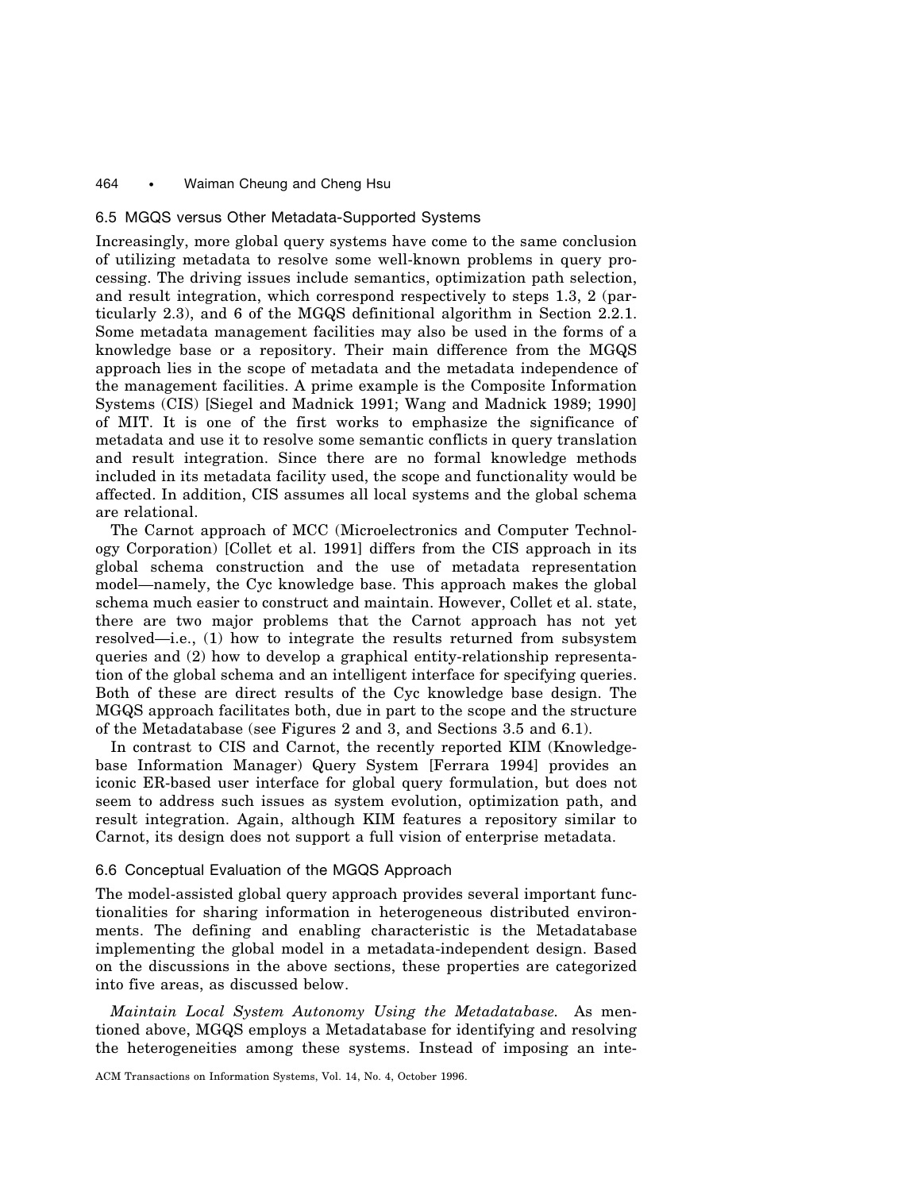## 6.5 MGQS versus Other Metadata-Supported Systems

Increasingly, more global query systems have come to the same conclusion of utilizing metadata to resolve some well-known problems in query processing. The driving issues include semantics, optimization path selection, and result integration, which correspond respectively to steps 1.3, 2 (particularly 2.3), and 6 of the MGQS definitional algorithm in Section 2.2.1. Some metadata management facilities may also be used in the forms of a knowledge base or a repository. Their main difference from the MGQS approach lies in the scope of metadata and the metadata independence of the management facilities. A prime example is the Composite Information Systems (CIS) [Siegel and Madnick 1991; Wang and Madnick 1989; 1990] of MIT. It is one of the first works to emphasize the significance of metadata and use it to resolve some semantic conflicts in query translation and result integration. Since there are no formal knowledge methods included in its metadata facility used, the scope and functionality would be affected. In addition, CIS assumes all local systems and the global schema are relational.

The Carnot approach of MCC (Microelectronics and Computer Technology Corporation) [Collet et al. 1991] differs from the CIS approach in its global schema construction and the use of metadata representation model—namely, the Cyc knowledge base. This approach makes the global schema much easier to construct and maintain. However, Collet et al. state, there are two major problems that the Carnot approach has not yet resolved—i.e., (1) how to integrate the results returned from subsystem queries and (2) how to develop a graphical entity-relationship representation of the global schema and an intelligent interface for specifying queries. Both of these are direct results of the Cyc knowledge base design. The MGQS approach facilitates both, due in part to the scope and the structure of the Metadatabase (see Figures 2 and 3, and Sections 3.5 and 6.1).

In contrast to CIS and Carnot, the recently reported KIM (Knowledge-base Information Manager) Query System [Ferrara 1994] provides an iconic ER-based user interface for global query formulation, but does not seem to address such issues as system evolution, optimization path, and result integration. Again, although KIM features a repository similar to Carnot, its design does not support a full vision of enterprise metadata.

## 6.6 Conceptual Evaluation of the MGQS Approach

The model-assisted global query approach provides several important functionalities for sharing information in heterogeneous distributed environments. The defining and enabling characteristic is the Metadatabase implementing the global model in a metadata-independent design. Based on the discussions in the above sections, these properties are categorized into five areas, as discussed below.

*Maintain Local System Autonomy Using the Metadatabase.* As mentioned above, MGQS employs a Metadatabase for identifying and resolving the heterogeneities among these systems. Instead of imposing an inte-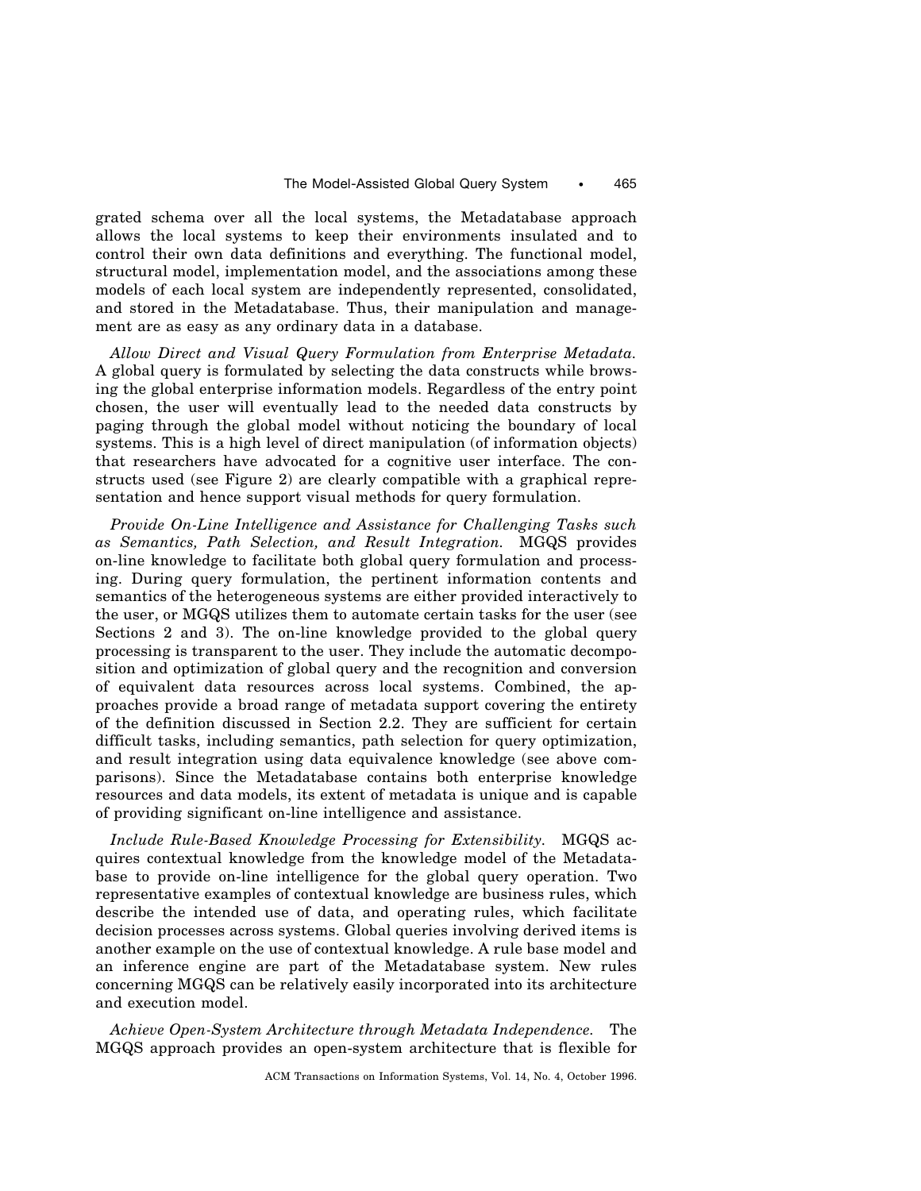grated schema over all the local systems, the Metadatabase approach allows the local systems to keep their environments insulated and to control their own data definitions and everything. The functional model, structural model, implementation model, and the associations among these models of each local system are independently represented, consolidated, and stored in the Metadatabase. Thus, their manipulation and management are as easy as any ordinary data in a database.

*Allow Direct and Visual Query Formulation from Enterprise Metadata.* A global query is formulated by selecting the data constructs while browsing the global enterprise information models. Regardless of the entry point chosen, the user will eventually lead to the needed data constructs by paging through the global model without noticing the boundary of local systems. This is a high level of direct manipulation (of information objects) that researchers have advocated for a cognitive user interface. The constructs used (see Figure 2) are clearly compatible with a graphical representation and hence support visual methods for query formulation.

*Provide On-Line Intelligence and Assistance for Challenging Tasks such as Semantics, Path Selection, and Result Integration.* MGQS provides on-line knowledge to facilitate both global query formulation and processing. During query formulation, the pertinent information contents and semantics of the heterogeneous systems are either provided interactively to the user, or MGQS utilizes them to automate certain tasks for the user (see Sections 2 and 3). The on-line knowledge provided to the global query processing is transparent to the user. They include the automatic decomposition and optimization of global query and the recognition and conversion of equivalent data resources across local systems. Combined, the approaches provide a broad range of metadata support covering the entirety of the definition discussed in Section 2.2. They are sufficient for certain difficult tasks, including semantics, path selection for query optimization, and result integration using data equivalence knowledge (see above comparisons). Since the Metadatabase contains both enterprise knowledge resources and data models, its extent of metadata is unique and is capable of providing significant on-line intelligence and assistance.

*Include Rule-Based Knowledge Processing for Extensibility.* MGQS acquires contextual knowledge from the knowledge model of the Metadatabase to provide on-line intelligence for the global query operation. Two representative examples of contextual knowledge are business rules, which describe the intended use of data, and operating rules, which facilitate decision processes across systems. Global queries involving derived items is another example on the use of contextual knowledge. A rule base model and an inference engine are part of the Metadatabase system. New rules concerning MGQS can be relatively easily incorporated into its architecture and execution model.

*Achieve Open-System Architecture through Metadata Independence.* The MGQS approach provides an open-system architecture that is flexible for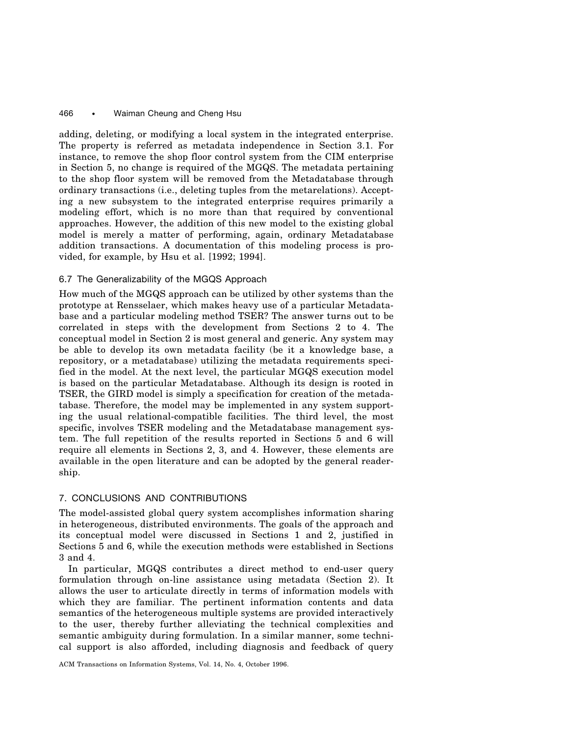adding, deleting, or modifying a local system in the integrated enterprise. The property is referred as metadata independence in Section 3.1. For instance, to remove the shop floor control system from the CIM enterprise in Section 5, no change is required of the MGQS. The metadata pertaining to the shop floor system will be removed from the Metadatabase through ordinary transactions (i.e., deleting tuples from the metarelations). Accepting a new subsystem to the integrated enterprise requires primarily a modeling effort, which is no more than that required by conventional approaches. However, the addition of this new model to the existing global model is merely a matter of performing, again, ordinary Metadatabase addition transactions. A documentation of this modeling process is provided, for example, by Hsu et al. [1992; 1994].

### 6.7 The Generalizability of the MGQS Approach

How much of the MGQS approach can be utilized by other systems than the prototype at Rensselaer, which makes heavy use of a particular Metadatabase and a particular modeling method TSER? The answer turns out to be correlated in steps with the development from Sections 2 to 4. The conceptual model in Section 2 is most general and generic. Any system may be able to develop its own metadata facility (be it a knowledge base, a repository, or a metadatabase) utilizing the metadata requirements specified in the model. At the next level, the particular MGQS execution model is based on the particular Metadatabase. Although its design is rooted in TSER, the GIRD model is simply a specification for creation of the metadatabase. Therefore, the model may be implemented in any system supporting the usual relational-compatible facilities. The third level, the most specific, involves TSER modeling and the Metadatabase management system. The full repetition of the results reported in Sections 5 and 6 will require all elements in Sections 2, 3, and 4. However, these elements are available in the open literature and can be adopted by the general readership.

## 7. CONCLUSIONS AND CONTRIBUTIONS

The model-assisted global query system accomplishes information sharing in heterogeneous, distributed environments. The goals of the approach and its conceptual model were discussed in Sections 1 and 2, justified in Sections 5 and 6, while the execution methods were established in Sections 3 and 4.

In particular, MGQS contributes a direct method to end-user query formulation through on-line assistance using metadata (Section 2). It allows the user to articulate directly in terms of information models with which they are familiar. The pertinent information contents and data semantics of the heterogeneous multiple systems are provided interactively to the user, thereby further alleviating the technical complexities and semantic ambiguity during formulation. In a similar manner, some technical support is also afforded, including diagnosis and feedback of query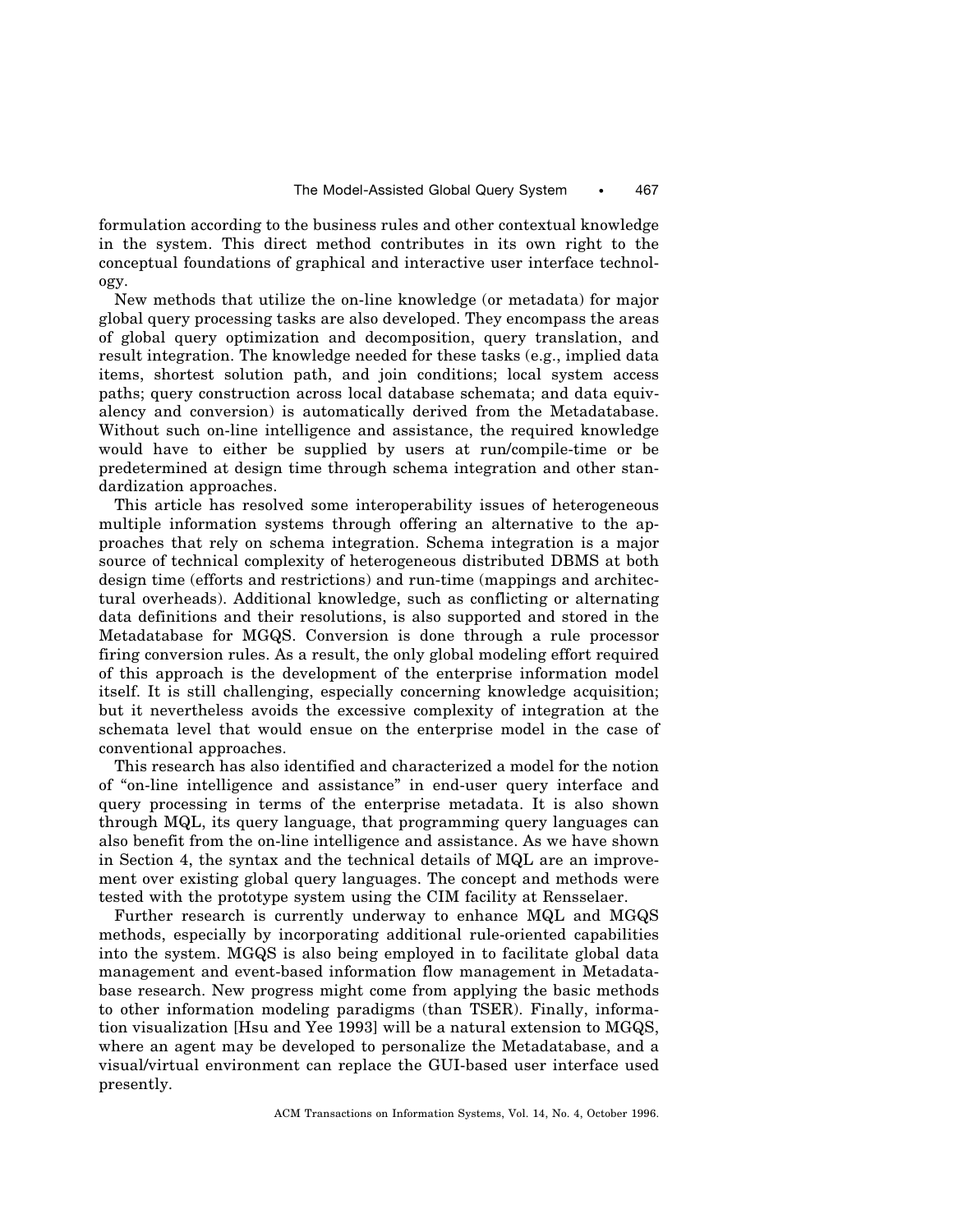formulation according to the business rules and other contextual knowledge in the system. This direct method contributes in its own right to the conceptual foundations of graphical and interactive user interface technology.

New methods that utilize the on-line knowledge (or metadata) for major global query processing tasks are also developed. They encompass the areas of global query optimization and decomposition, query translation, and result integration. The knowledge needed for these tasks (e.g., implied data items, shortest solution path, and join conditions; local system access paths; query construction across local database schemata; and data equivalency and conversion) is automatically derived from the Metadatabase. Without such on-line intelligence and assistance, the required knowledge would have to either be supplied by users at run/compile-time or be predetermined at design time through schema integration and other standardization approaches.

This article has resolved some interoperability issues of heterogeneous multiple information systems through offering an alternative to the approaches that rely on schema integration. Schema integration is a major source of technical complexity of heterogeneous distributed DBMS at both design time (efforts and restrictions) and run-time (mappings and architectural overheads). Additional knowledge, such as conflicting or alternating data definitions and their resolutions, is also supported and stored in the Metadatabase for MGQS. Conversion is done through a rule processor firing conversion rules. As a result, the only global modeling effort required of this approach is the development of the enterprise information model itself. It is still challenging, especially concerning knowledge acquisition; but it nevertheless avoids the excessive complexity of integration at the schemata level that would ensue on the enterprise model in the case of conventional approaches.

This research has also identified and characterized a model for the notion of "on-line intelligence and assistance" in end-user query interface and query processing in terms of the enterprise metadata. It is also shown through MQL, its query language, that programming query languages can also benefit from the on-line intelligence and assistance. As we have shown in Section 4, the syntax and the technical details of MQL are an improvement over existing global query languages. The concept and methods were tested with the prototype system using the CIM facility at Rensselaer.

Further research is currently underway to enhance MQL and MGQS methods, especially by incorporating additional rule-oriented capabilities into the system. MGQS is also being employed in to facilitate global data management and event-based information flow management in Metadatabase research. New progress might come from applying the basic methods to other information modeling paradigms (than TSER). Finally, information visualization [Hsu and Yee 1993] will be a natural extension to MGQS, where an agent may be developed to personalize the Metadatabase, and a visual/virtual environment can replace the GUI-based user interface used presently.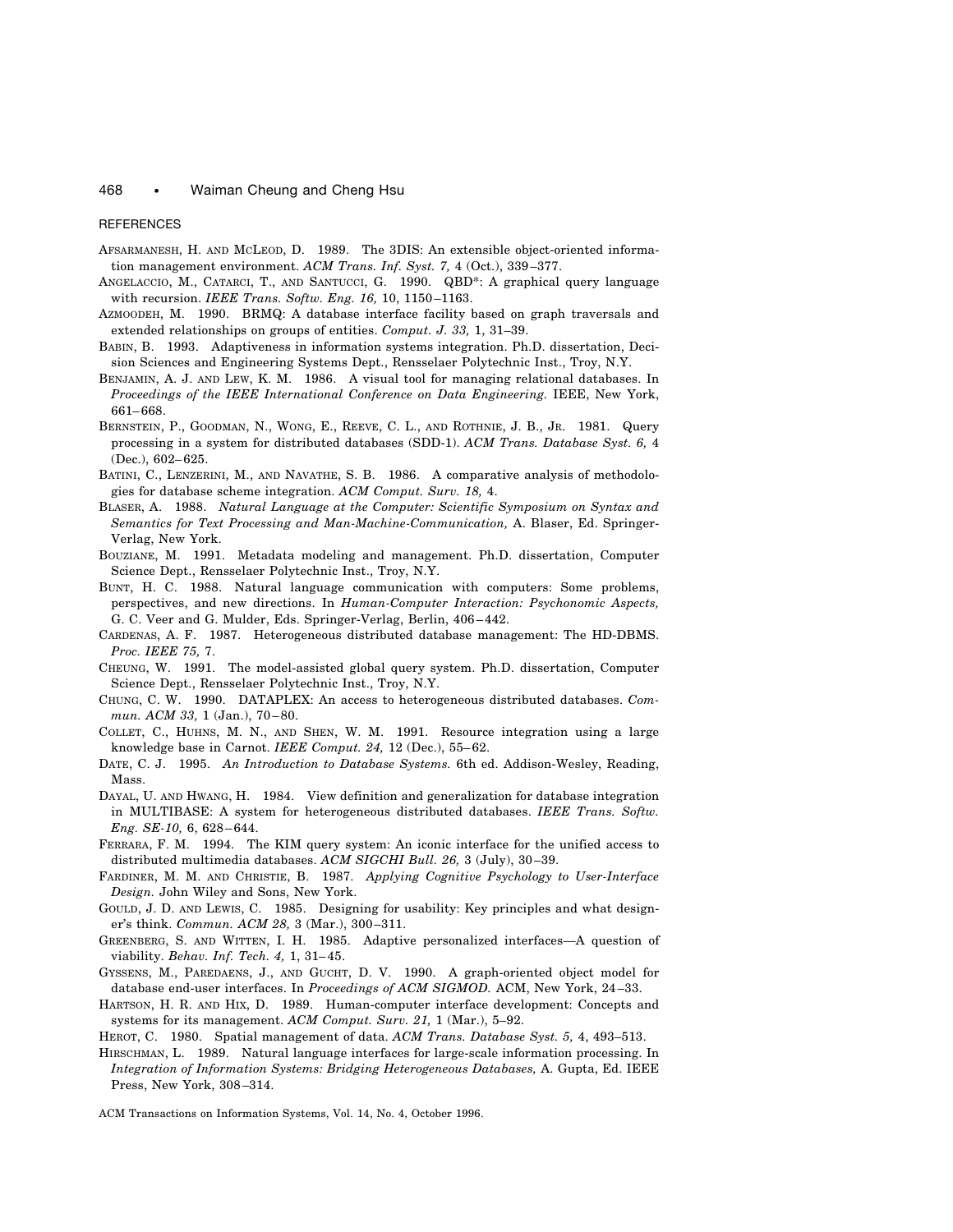## REFERENCES

Afsarmanesh, H. and McLeod, D. 1989. The 3DIS: An extensible object-oriented information management environment. *ACM Trans. Inf. Syst. 7,* 4 (Oct.), 339–377.

Angelaccio, M., Catarci, T., and Santucci, G. 1990. QBD*: A graphical query language with recursion. *IEEE Trans. Softw. Eng. 16,* 10, 1150–1163.

Azmoodeh, M. 1990. BRMQ: A database interface facility based on graph traversals and extended relationships on groups of entities. *Comput. J. 33,* 1, 31–39.

Babin, B. 1993. Adaptiveness in information systems integration. Ph.D. dissertation, Decision Sciences and Engineering Systems Dept., Rensselaer Polytechnic Inst., Troy, N.Y.

Benjamin, A. J. and Lew, K. M. 1986. A visual tool for managing relational databases. In *Proceedings of the IEEE International Conference on Data Engineering.* IEEE, New York, 661–668.

Bernstein, P., Goodman, N., Wong, E., Reeve, C. L., and Rothnie, J. B., Jr. 1981. Query processing in a system for distributed databases (SDD-1). *ACM Trans. Database Syst. 6,* 4 (Dec.), 602–625.

Batini, C., Lenzerini, M., and Navathe, S. B. 1986. A comparative analysis of methodologies for database scheme integration. *ACM Comput. Surv. 18,* 4.

Blaser, A. 1988. *Natural Language at the Computer: Scientific Symposium on Syntax and Semantics for Text Processing and Man-Machine-Communication,* A. Blaser, Ed. Springer-Verlag, New York.

Bouziane, M. 1991. Metadata modeling and management. Ph.D. dissertation, Computer Science Dept., Rensselaer Polytechnic Inst., Troy, N.Y.

Bunt, H. C. 1988. Natural language communication with computers: Some problems, perspectives, and new directions. In *Human-Computer Interaction: Psychonomic Aspects,* G. C. Veer and G. Mulder, Eds. Springer-Verlag, Berlin, 406–442.

Cardenas, A. F. 1987. Heterogeneous distributed database management: The HD-DBMS. *Proc. IEEE 75,* 7.

Cheung, W. 1991. The model-assisted global query system. Ph.D. dissertation, Computer Science Dept., Rensselaer Polytechnic Inst., Troy, N.Y.

Chung, C. W. 1990. DATAPLEX: An access to heterogeneous distributed databases. *Commun. ACM 33,* 1 (Jan.), 70–80.

Collet, C., Huhns, M. N., and Shen, W. M. 1991. Resource integration using a large knowledge base in Carnot. *IEEE Comput. 24,* 12 (Dec.), 55–62.

Date, C. J. 1995. *An Introduction to Database Systems.* 6th ed. Addison-Wesley, Reading, Mass.

Dayal, U. and Hwang, H. 1984. View definition and generalization for database integration in MULTIBASE: A system for heterogeneous distributed databases. *IEEE Trans. Softw. Eng. SE-10,* 6, 628–644.

Ferrara, F. M. 1994. The KIM query system: An iconic interface for the unified access to distributed multimedia databases. *ACM SIGCHI Bull. 26,* 3 (July), 30–39.

Fardiner, M. M. and Christie, B. 1987. *Applying Cognitive Psychology to User-Interface Design.* John Wiley and Sons, New York.

Gould, J. D. and Lewis, C. 1985. Designing for usability: Key principles and what designer's think. *Commun. ACM 28,* 3 (Mar.), 300–311.

Greenberg, S. and Witten, I. H. 1985. Adaptive personalized interfaces—A question of viability. *Behav. Inf. Tech. 4,* 1, 31–45.

Gyssens, M., Paredaens, J., and Gucht, D. V. 1990. A graph-oriented object model for database end-user interfaces. In *Proceedings of ACM SIGMOD.* ACM, New York, 24–33.

Hartson, H. R. and Hix, D. 1989. Human-computer interface development: Concepts and systems for its management. *ACM Comput. Surv. 21,* 1 (Mar.), 5–92.

Herot, C. 1980. Spatial management of data. *ACM Trans. Database Syst. 5,* 4, 493–513.

Hirschman, L. 1989. Natural language interfaces for large-scale information processing. In *Integration of Information Systems: Bridging Heterogeneous Databases,* A. Gupta, Ed. IEEE Press, New York, 308–314.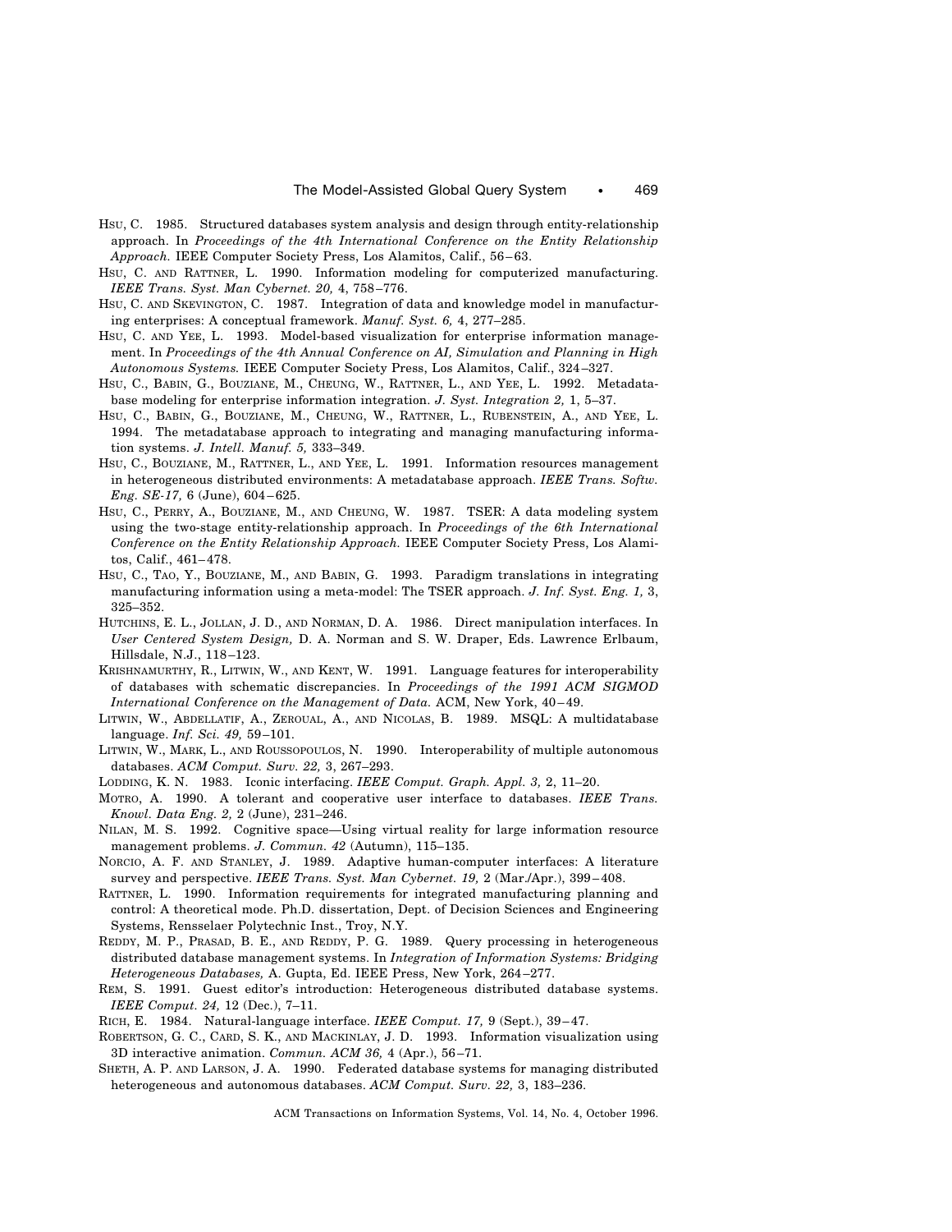Hsu, C. 1985. Structured databases system analysis and design through entity-relationship approach. In *Proceedings of the 4th International Conference on the Entity Relationship Approach.* IEEE Computer Society Press, Los Alamitos, Calif., 56–63.

Hsu, C. and Rattner, L. 1990. Information modeling for computerized manufacturing. *IEEE Trans. Syst. Man Cybernet. 20,* 4, 758–776.

Hsu, C. and Skevington, C. 1987. Integration of data and knowledge model in manufacturing enterprises: A conceptual framework. *Manuf. Syst. 6,* 4, 277–285.

Hsu, C. and Yee, L. 1993. Model-based visualization for enterprise information management. In *Proceedings of the 4th Annual Conference on AI, Simulation and Planning in High Autonomous Systems.* IEEE Computer Society Press, Los Alamitos, Calif., 324–327.

Hsu, C., Babin, G., Bouziane, M., Cheung, W., Rattner, L., and Yee, L. 1992. Metadatabase modeling for enterprise information integration. *J. Syst. Integration 2,* 1, 5–37.

Hsu, C., Babin, G., Bouziane, M., Cheung, W., Rattner, L., Rubenstein, A., and Yee, L. 1994. The metadatabase approach to integrating and managing manufacturing information systems. *J. Intell. Manuf. 5,* 333–349.

Hsu, C., Bouziane, M., Rattner, L., and Yee, L. 1991. Information resources management in heterogeneous distributed environments: A metadatabase approach. *IEEE Trans. Softw. Eng. SE-17,* 6 (June), 604–625.

Hsu, C., Perry, A., Bouziane, M., and Cheung, W. 1987. TSER: A data modeling system using the two-stage entity-relationship approach. In *Proceedings of the 6th International Conference on the Entity Relationship Approach.* IEEE Computer Society Press, Los Alamitos, Calif., 461–478.

Hsu, C., Tao, Y., Bouziane, M., and Babin, G. 1993. Paradigm translations in integrating manufacturing information using a meta-model: The TSER approach. *J. Inf. Syst. Eng. 1,* 3, 325–352.

Hutchins, E. L., Jollan, J. D., and Norman, D. A. 1986. Direct manipulation interfaces. In *User Centered System Design,* D. A. Norman and S. W. Draper, Eds. Lawrence Erlbaum, Hillsdale, N.J., 118–123.

Krishnamurthy, R., Litwin, W., and Kent, W. 1991. Language features for interoperability of databases with schematic discrepancies. In *Proceedings of the 1991 ACM SIGMOD International Conference on the Management of Data.* ACM, New York, 40–49.

Litwin, W., Abdellatif, A., Zeroual, A., and Nicolas, B. 1989. MSQL: A multidatabase language. *Inf. Sci. 49,* 59–101.

Litwin, W., Mark, L., and Roussopoulos, N. 1990. Interoperability of multiple autonomous databases. *ACM Comput. Surv. 22,* 3, 267–293.

Lodding, K. N. 1983. Iconic interfacing. *IEEE Comput. Graph. Appl. 3,* 2, 11–20.

Motro, A. 1990. A tolerant and cooperative user interface to databases. *IEEE Trans. Knowl. Data Eng. 2,* 2 (June), 231–246.

Nilan, M. S. 1992. Cognitive space—Using virtual reality for large information resource management problems. *J. Commun. 42* (Autumn), 115–135.

Norcio, A. F. and Stanley, J. 1989. Adaptive human-computer interfaces: A literature survey and perspective. *IEEE Trans. Syst. Man Cybernet. 19,* 2 (Mar./Apr.), 399–408.

Rattner, L. 1990. Information requirements for integrated manufacturing planning and control: A theoretical mode. Ph.D. dissertation, Dept. of Decision Sciences and Engineering Systems, Rensselaer Polytechnic Inst., Troy, N.Y.

Reddy, M. P., Prasad, B. E., and Reddy, P. G. 1989. Query processing in heterogeneous distributed database management systems. In *Integration of Information Systems: Bridging Heterogeneous Databases,* A. Gupta, Ed. IEEE Press, New York, 264–277.

Rem, S. 1991. Guest editor's introduction: Heterogeneous distributed database systems. *IEEE Comput. 24,* 12 (Dec.), 7–11.

Rich, E. 1984. Natural-language interface. *IEEE Comput. 17,* 9 (Sept.), 39–47.

Robertson, G. C., Card, S. K., and Mackinlay, J. D. 1993. Information visualization using 3D interactive animation. *Commun. ACM 36,* 4 (Apr.), 56–71.

Sheth, A. P. and Larson, J. A. 1990. Federated database systems for managing distributed heterogeneous and autonomous databases. *ACM Comput. Surv. 22,* 3, 183–236.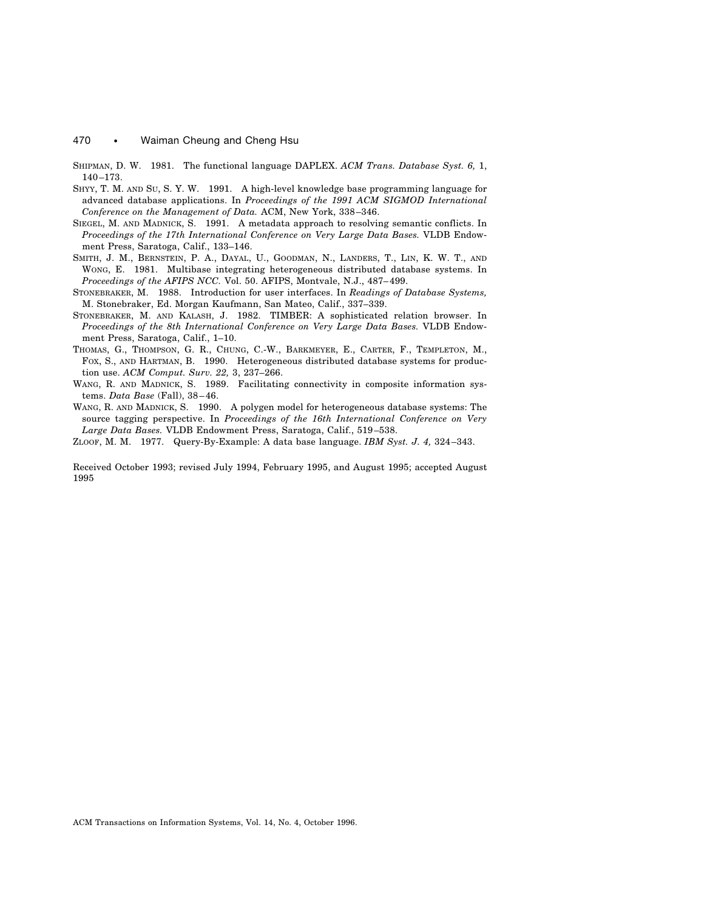SHIPMAN, D. W. 1981. The functional language DAPLEX. *ACM Trans. Database Syst. 6,* 1, 140–173.

SHYY, T. M. AND SU, S. Y. W. 1991. A high-level knowledge base programming language for advanced database applications. In *Proceedings of the 1991 ACM SIGMOD International Conference on the Management of Data.* ACM, New York, 338–346.

SIEGEL, M. AND MADNICK, S. 1991. A metadata approach to resolving semantic conflicts. In *Proceedings of the 17th International Conference on Very Large Data Bases.* VLDB Endowment Press, Saratoga, Calif., 133–146.

SMITH, J. M., BERNSTEIN, P. A., DAYAL, U., GOODMAN, N., LANDERS, T., LIN, K. W. T., AND WONG, E. 1981. Multibase integrating heterogeneous distributed database systems. In *Proceedings of the AFIPS NCC.* Vol. 50. AFIPS, Montvale, N.J., 487–499.

STONEBRAKER, M. 1988. Introduction for user interfaces. In *Readings of Database Systems,* M. Stonebraker, Ed. Morgan Kaufmann, San Mateo, Calif., 337–339.

STONEBRAKER, M. AND KALASH, J. 1982. TIMBER: A sophisticated relation browser. In *Proceedings of the 8th International Conference on Very Large Data Bases.* VLDB Endowment Press, Saratoga, Calif., 1–10.

THOMAS, G., THOMPSON, G. R., CHUNG, C.-W., BARKMEYER, E., CARTER, F., TEMPLETON, M., FOX, S., AND HARTMAN, B. 1990. Heterogeneous distributed database systems for production use. *ACM Comput. Surv. 22,* 3, 237–266.

WANG, R. AND MADNICK, S. 1989. Facilitating connectivity in composite information systems. *Data Base* (Fall), 38–46.

WANG, R. AND MADNICK, S. 1990. A polygen model for heterogeneous database systems: The source tagging perspective. In *Proceedings of the 16th International Conference on Very Large Data Bases.* VLDB Endowment Press, Saratoga, Calif., 519–538.

ZLOOF, M. M. 1977. Query-By-Example: A data base language. *IBM Syst. J. 4,* 324–343.

Received October 1993; revised July 1994, February 1995, and August 1995; accepted August 1995